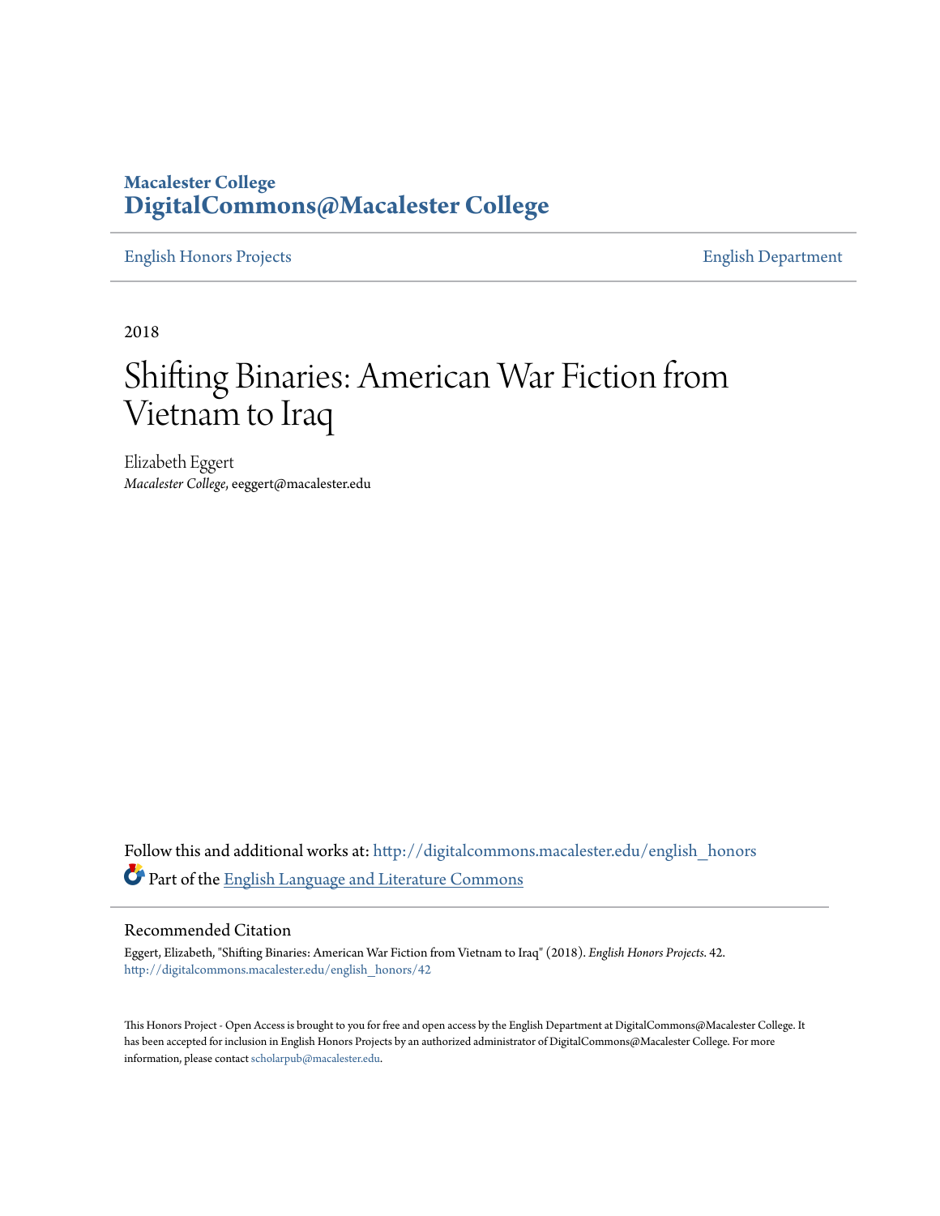**Macalester College**
**DigitalCommons@Macalester College**

English Honors Projects | English Department

2018

# Shifting Binaries: American War Fiction from Vietnam to Iraq

Elizabeth Eggert
*Macalester College*, eeggert@macalester.edu

Follow this and additional works at: http://digitalcommons.macalester.edu/english_honors

Part of the English Language and Literature Commons

## Recommended Citation

Eggert, Elizabeth, "Shifting Binaries: American War Fiction from Vietnam to Iraq" (2018). *English Honors Projects*. 42.
http://digitalcommons.macalester.edu/english_honors/42

This Honors Project - Open Access is brought to you for free and open access by the English Department at DigitalCommons@Macalester College. It has been accepted for inclusion in English Honors Projects by an authorized administrator of DigitalCommons@Macalester College. For more information, please contact scholarpub@macalester.edu.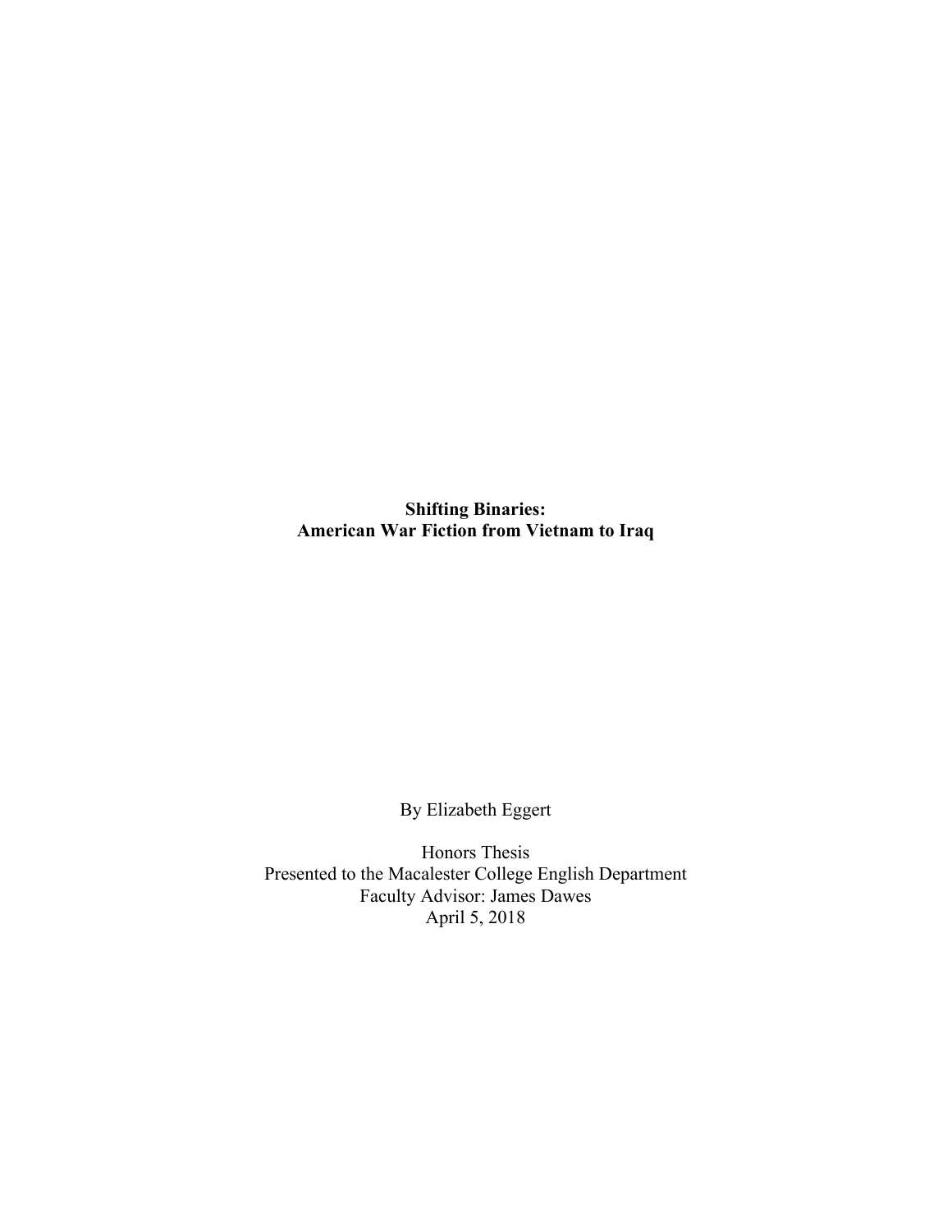# Shifting Binaries: American War Fiction from Vietnam to Iraq

By Elizabeth Eggert

Honors Thesis
Presented to the Macalester College English Department
Faculty Advisor: James Dawes
April 5, 2018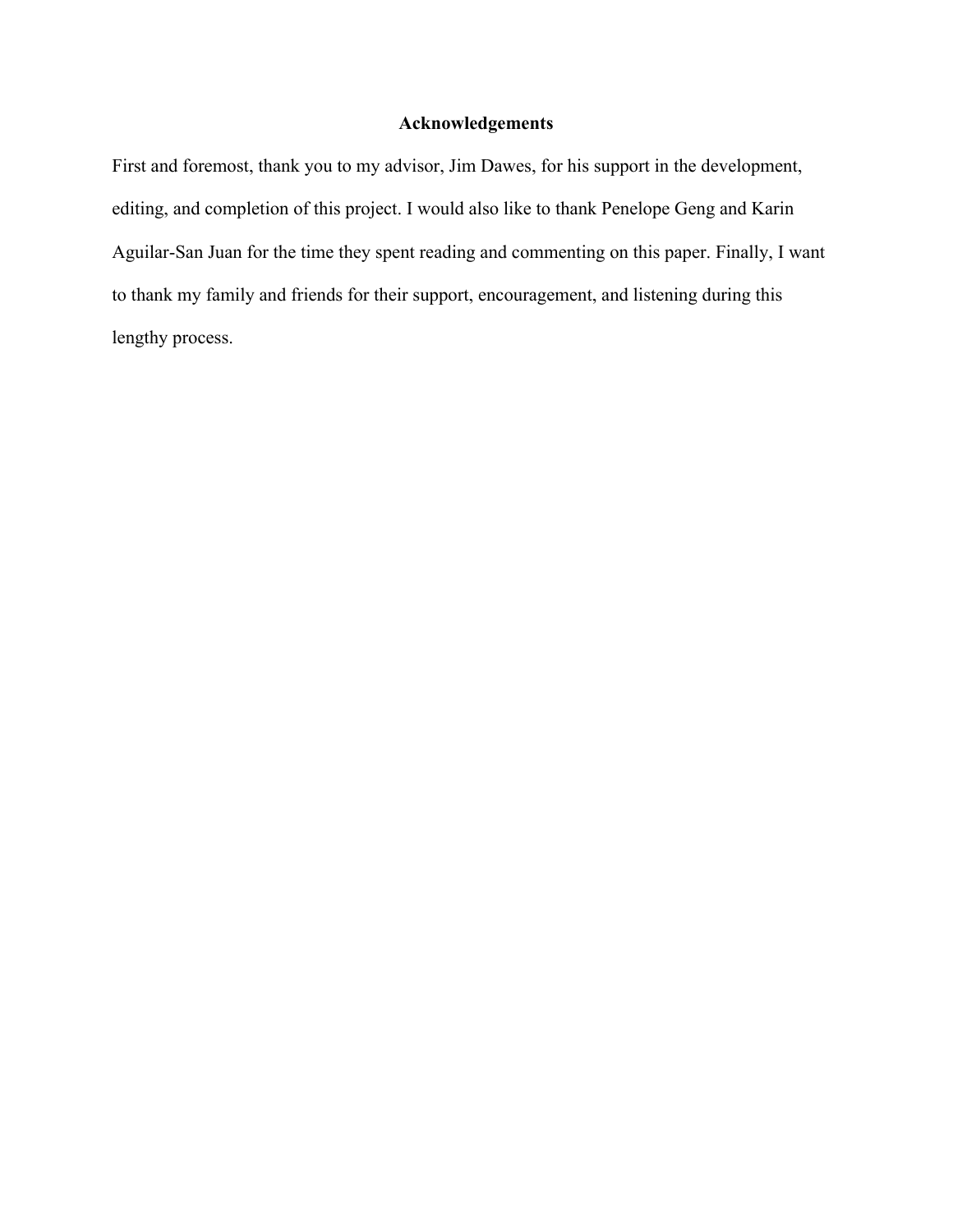# Acknowledgements

First and foremost, thank you to my advisor, Jim Dawes, for his support in the development, editing, and completion of this project. I would also like to thank Penelope Geng and Karin Aguilar-San Juan for the time they spent reading and commenting on this paper. Finally, I want to thank my family and friends for their support, encouragement, and listening during this lengthy process.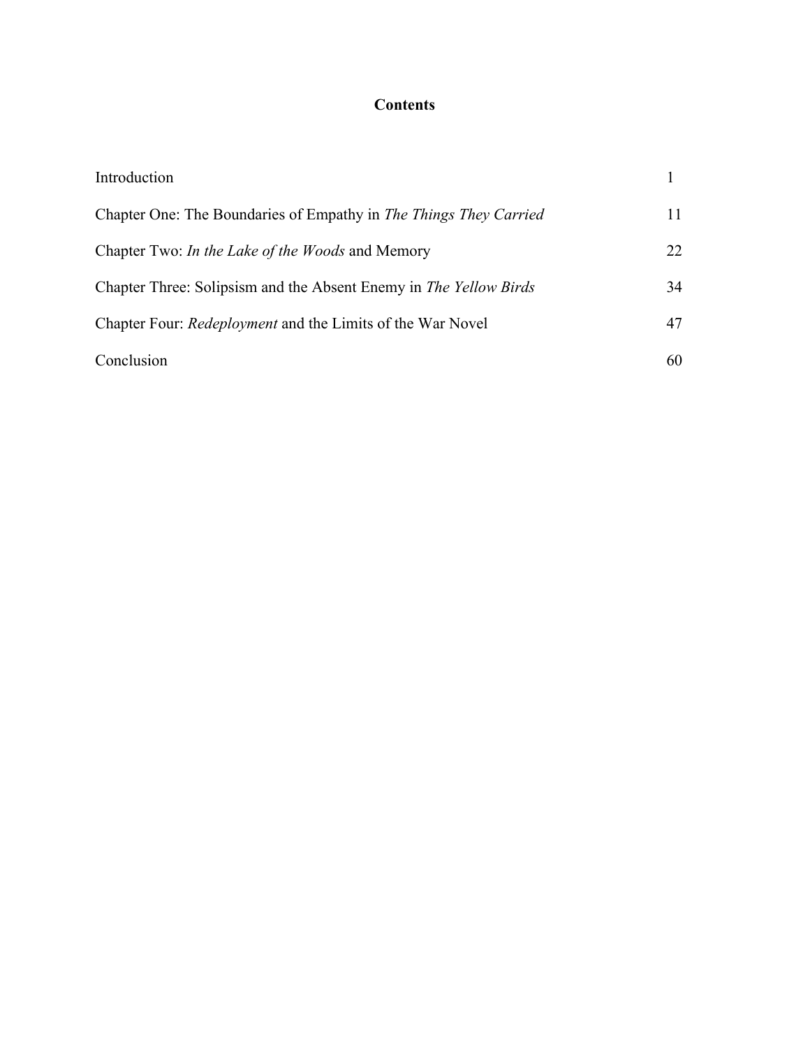# Contents

| | |
|---|---|
| Introduction | 1 |
| Chapter One: The Boundaries of Empathy in *The Things They Carried* | 11 |
| Chapter Two: *In the Lake of the Woods* and Memory | 22 |
| Chapter Three: Solipsism and the Absent Enemy in *The Yellow Birds* | 34 |
| Chapter Four: *Redeployment* and the Limits of the War Novel | 47 |
| Conclusion | 60 |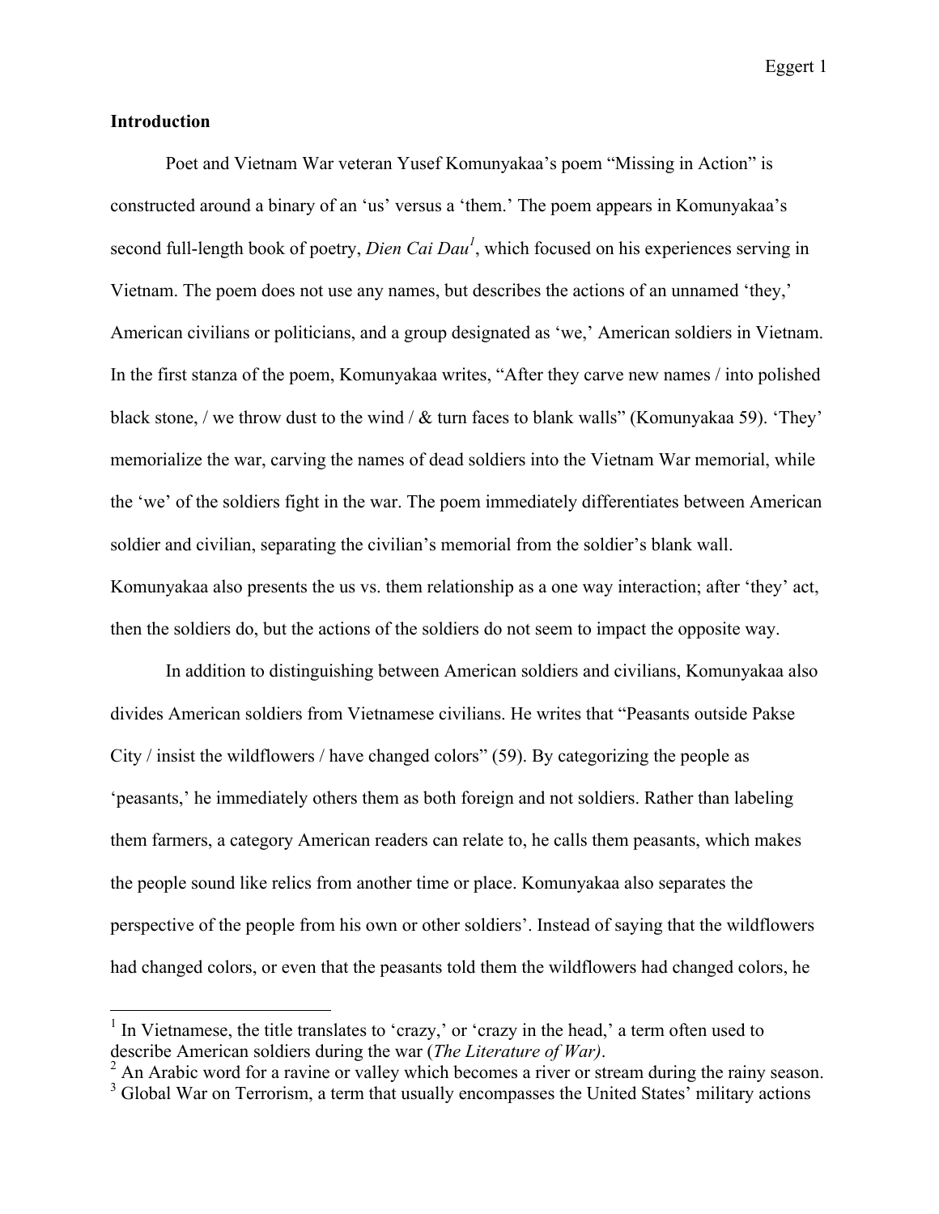**Introduction**

Poet and Vietnam War veteran Yusef Komunyakaa's poem "Missing in Action" is constructed around a binary of an 'us' versus a 'them.' The poem appears in Komunyakaa's second full-length book of poetry, *Dien Cai Dau*[1], which focused on his experiences serving in Vietnam. The poem does not use any names, but describes the actions of an unnamed 'they,' American civilians or politicians, and a group designated as 'we,' American soldiers in Vietnam. In the first stanza of the poem, Komunyakaa writes, "After they carve new names / into polished black stone, / we throw dust to the wind / & turn faces to blank walls" (Komunyakaa 59). 'They' memorialize the war, carving the names of dead soldiers into the Vietnam War memorial, while the 'we' of the soldiers fight in the war. The poem immediately differentiates between American soldier and civilian, separating the civilian's memorial from the soldier's blank wall. Komunyakaa also presents the us vs. them relationship as a one way interaction; after 'they' act, then the soldiers do, but the actions of the soldiers do not seem to impact the opposite way.

In addition to distinguishing between American soldiers and civilians, Komunyakaa also divides American soldiers from Vietnamese civilians. He writes that "Peasants outside Pakse City / insist the wildflowers / have changed colors" (59). By categorizing the people as 'peasants,' he immediately others them as both foreign and not soldiers. Rather than labeling them farmers, a category American readers can relate to, he calls them peasants, which makes the people sound like relics from another time or place. Komunyakaa also separates the perspective of the people from his own or other soldiers'. Instead of saying that the wildflowers had changed colors, or even that the peasants told them the wildflowers had changed colors, he

---

[1] In Vietnamese, the title translates to 'crazy,' or 'crazy in the head,' a term often used to describe American soldiers during the war (*The Literature of War)*.

[2] An Arabic word for a ravine or valley which becomes a river or stream during the rainy season.

[3] Global War on Terrorism, a term that usually encompasses the United States' military actions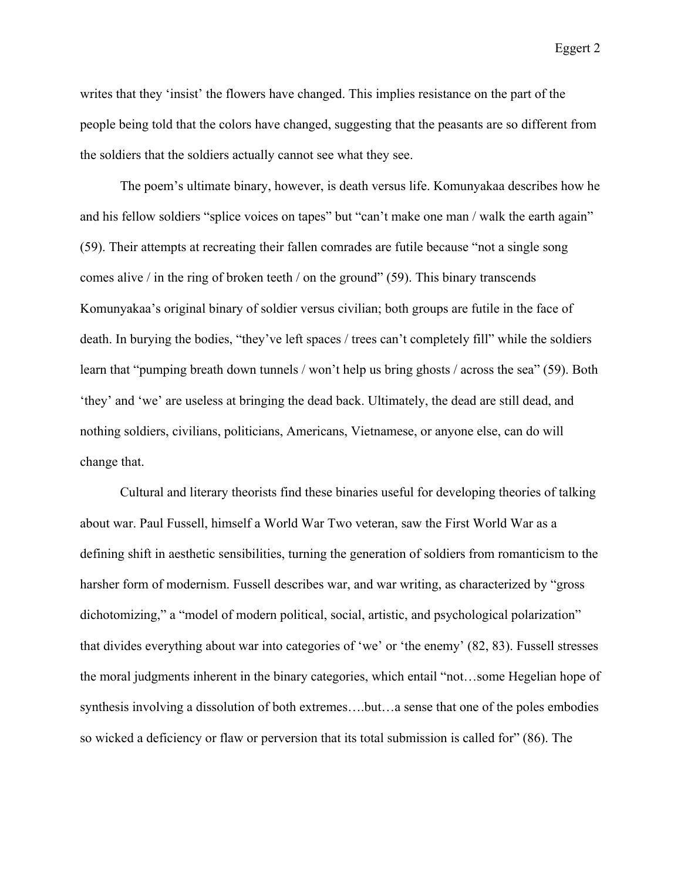writes that they 'insist' the flowers have changed. This implies resistance on the part of the people being told that the colors have changed, suggesting that the peasants are so different from the soldiers that the soldiers actually cannot see what they see.

The poem's ultimate binary, however, is death versus life. Komunyakaa describes how he and his fellow soldiers "splice voices on tapes" but "can't make one man / walk the earth again" (59). Their attempts at recreating their fallen comrades are futile because "not a single song comes alive / in the ring of broken teeth / on the ground" (59). This binary transcends Komunyakaa's original binary of soldier versus civilian; both groups are futile in the face of death. In burying the bodies, "they've left spaces / trees can't completely fill" while the soldiers learn that "pumping breath down tunnels / won't help us bring ghosts / across the sea" (59). Both 'they' and 'we' are useless at bringing the dead back. Ultimately, the dead are still dead, and nothing soldiers, civilians, politicians, Americans, Vietnamese, or anyone else, can do will change that.

Cultural and literary theorists find these binaries useful for developing theories of talking about war. Paul Fussell, himself a World War Two veteran, saw the First World War as a defining shift in aesthetic sensibilities, turning the generation of soldiers from romanticism to the harsher form of modernism. Fussell describes war, and war writing, as characterized by "gross dichotomizing," a "model of modern political, social, artistic, and psychological polarization" that divides everything about war into categories of 'we' or 'the enemy' (82, 83). Fussell stresses the moral judgments inherent in the binary categories, which entail "not…some Hegelian hope of synthesis involving a dissolution of both extremes….but…a sense that one of the poles embodies so wicked a deficiency or flaw or perversion that its total submission is called for" (86). The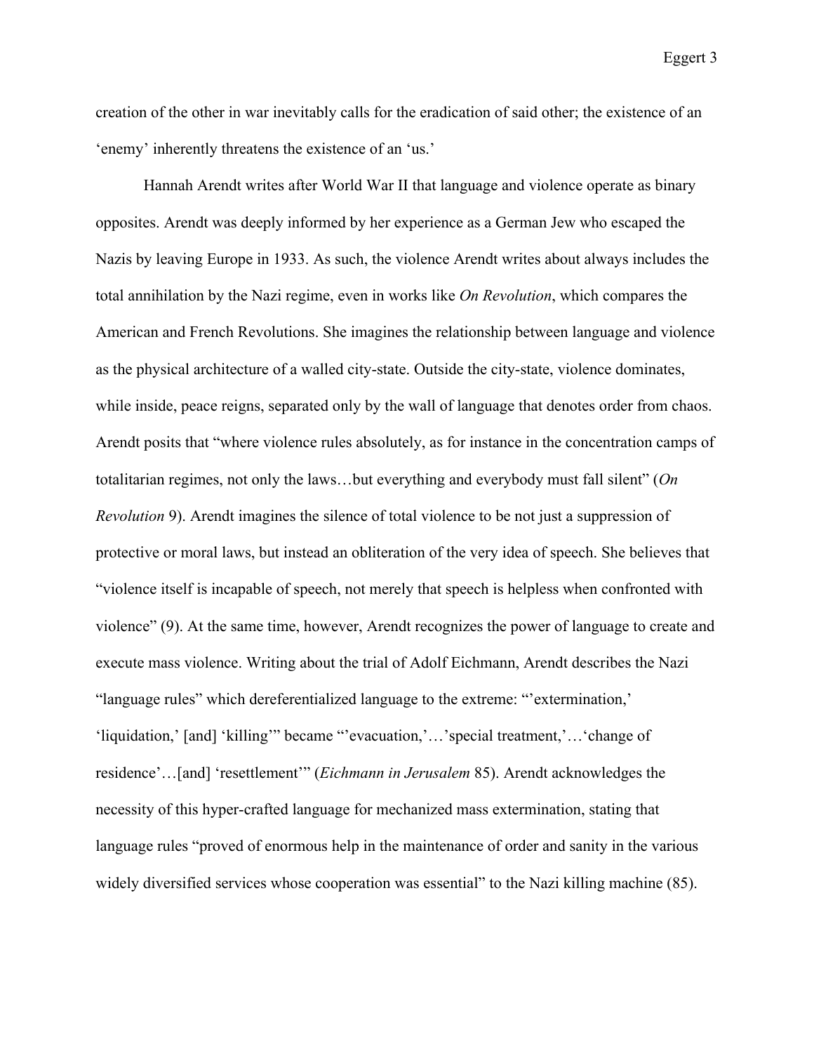creation of the other in war inevitably calls for the eradication of said other; the existence of an 'enemy' inherently threatens the existence of an 'us.'

Hannah Arendt writes after World War II that language and violence operate as binary opposites. Arendt was deeply informed by her experience as a German Jew who escaped the Nazis by leaving Europe in 1933. As such, the violence Arendt writes about always includes the total annihilation by the Nazi regime, even in works like *On Revolution*, which compares the American and French Revolutions. She imagines the relationship between language and violence as the physical architecture of a walled city-state. Outside the city-state, violence dominates, while inside, peace reigns, separated only by the wall of language that denotes order from chaos. Arendt posits that "where violence rules absolutely, as for instance in the concentration camps of totalitarian regimes, not only the laws…but everything and everybody must fall silent" (*On Revolution* 9). Arendt imagines the silence of total violence to be not just a suppression of protective or moral laws, but instead an obliteration of the very idea of speech. She believes that "violence itself is incapable of speech, not merely that speech is helpless when confronted with violence" (9). At the same time, however, Arendt recognizes the power of language to create and execute mass violence. Writing about the trial of Adolf Eichmann, Arendt describes the Nazi "language rules" which dereferentialized language to the extreme: "'extermination,' 'liquidation,' [and] 'killing'" became "'evacuation,'…'special treatment,'…'change of residence'…[and] 'resettlement'" (*Eichmann in Jerusalem* 85). Arendt acknowledges the necessity of this hyper-crafted language for mechanized mass extermination, stating that language rules "proved of enormous help in the maintenance of order and sanity in the various widely diversified services whose cooperation was essential" to the Nazi killing machine (85).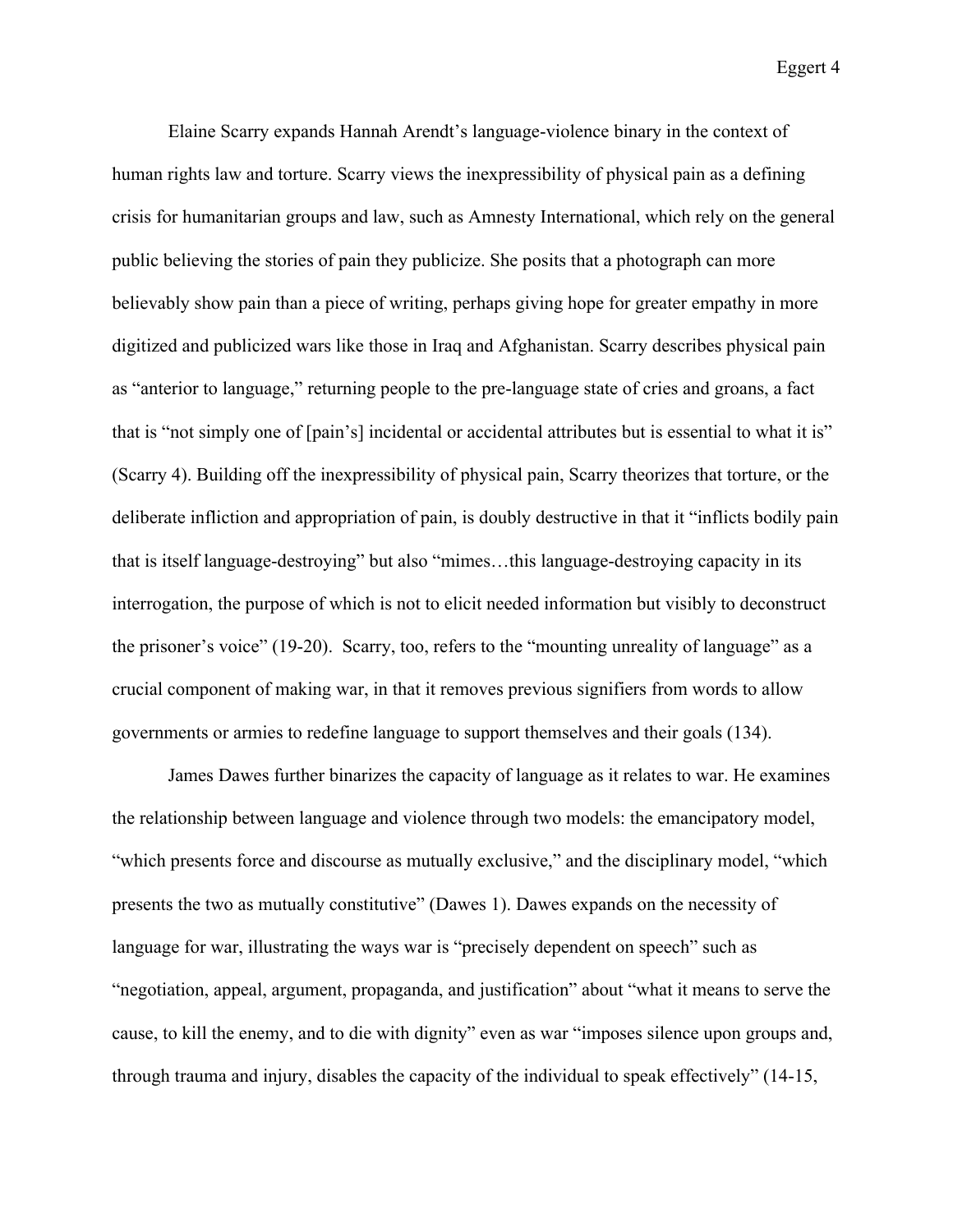Elaine Scarry expands Hannah Arendt's language-violence binary in the context of human rights law and torture. Scarry views the inexpressibility of physical pain as a defining crisis for humanitarian groups and law, such as Amnesty International, which rely on the general public believing the stories of pain they publicize. She posits that a photograph can more believably show pain than a piece of writing, perhaps giving hope for greater empathy in more digitized and publicized wars like those in Iraq and Afghanistan. Scarry describes physical pain as "anterior to language," returning people to the pre-language state of cries and groans, a fact that is "not simply one of [pain's] incidental or accidental attributes but is essential to what it is" (Scarry 4). Building off the inexpressibility of physical pain, Scarry theorizes that torture, or the deliberate infliction and appropriation of pain, is doubly destructive in that it "inflicts bodily pain that is itself language-destroying" but also "mimes…this language-destroying capacity in its interrogation, the purpose of which is not to elicit needed information but visibly to deconstruct the prisoner's voice" (19-20). Scarry, too, refers to the "mounting unreality of language" as a crucial component of making war, in that it removes previous signifiers from words to allow governments or armies to redefine language to support themselves and their goals (134).

James Dawes further binarizes the capacity of language as it relates to war. He examines the relationship between language and violence through two models: the emancipatory model, "which presents force and discourse as mutually exclusive," and the disciplinary model, "which presents the two as mutually constitutive" (Dawes 1). Dawes expands on the necessity of language for war, illustrating the ways war is "precisely dependent on speech" such as "negotiation, appeal, argument, propaganda, and justification" about "what it means to serve the cause, to kill the enemy, and to die with dignity" even as war "imposes silence upon groups and, through trauma and injury, disables the capacity of the individual to speak effectively" (14-15,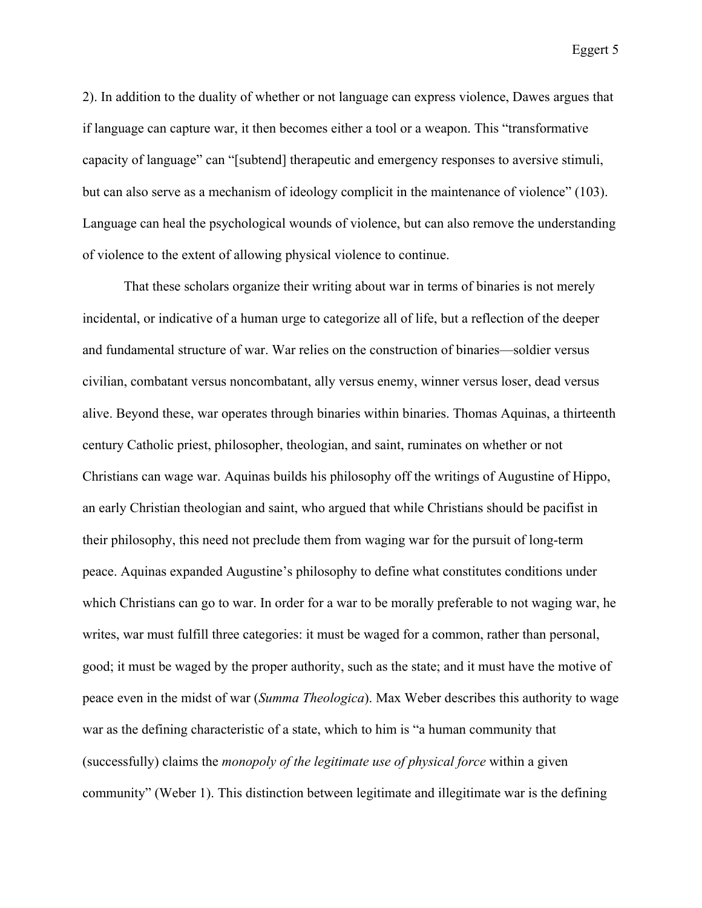2). In addition to the duality of whether or not language can express violence, Dawes argues that if language can capture war, it then becomes either a tool or a weapon. This "transformative capacity of language" can "[subtend] therapeutic and emergency responses to aversive stimuli, but can also serve as a mechanism of ideology complicit in the maintenance of violence" (103). Language can heal the psychological wounds of violence, but can also remove the understanding of violence to the extent of allowing physical violence to continue.

That these scholars organize their writing about war in terms of binaries is not merely incidental, or indicative of a human urge to categorize all of life, but a reflection of the deeper and fundamental structure of war. War relies on the construction of binaries—soldier versus civilian, combatant versus noncombatant, ally versus enemy, winner versus loser, dead versus alive. Beyond these, war operates through binaries within binaries. Thomas Aquinas, a thirteenth century Catholic priest, philosopher, theologian, and saint, ruminates on whether or not Christians can wage war. Aquinas builds his philosophy off the writings of Augustine of Hippo, an early Christian theologian and saint, who argued that while Christians should be pacifist in their philosophy, this need not preclude them from waging war for the pursuit of long-term peace. Aquinas expanded Augustine's philosophy to define what constitutes conditions under which Christians can go to war. In order for a war to be morally preferable to not waging war, he writes, war must fulfill three categories: it must be waged for a common, rather than personal, good; it must be waged by the proper authority, such as the state; and it must have the motive of peace even in the midst of war (*Summa Theologica*). Max Weber describes this authority to wage war as the defining characteristic of a state, which to him is "a human community that (successfully) claims the *monopoly of the legitimate use of physical force* within a given community" (Weber 1). This distinction between legitimate and illegitimate war is the defining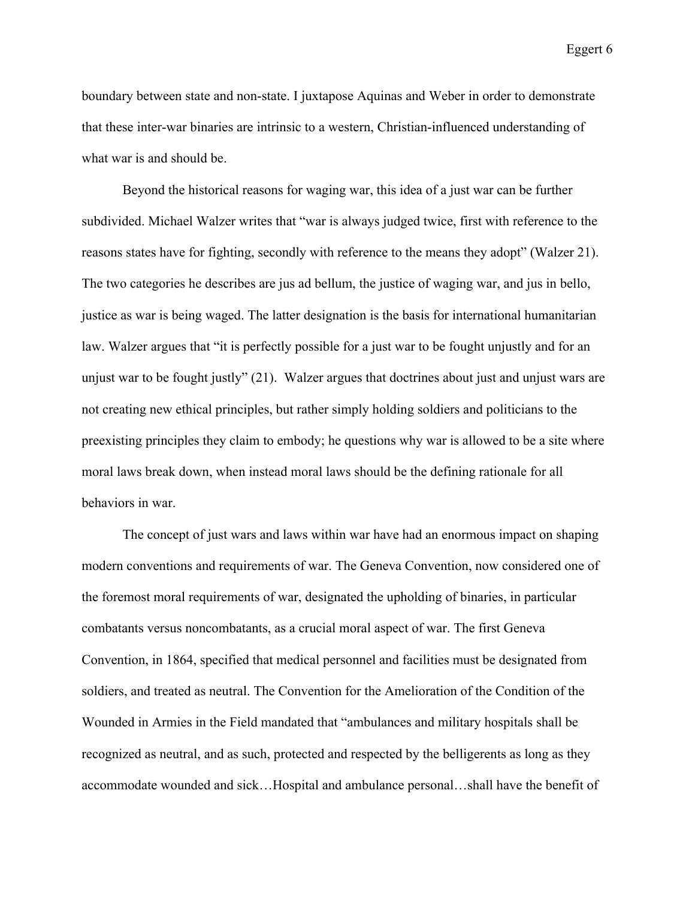boundary between state and non-state. I juxtapose Aquinas and Weber in order to demonstrate that these inter-war binaries are intrinsic to a western, Christian-influenced understanding of what war is and should be.

Beyond the historical reasons for waging war, this idea of a just war can be further subdivided. Michael Walzer writes that "war is always judged twice, first with reference to the reasons states have for fighting, secondly with reference to the means they adopt" (Walzer 21). The two categories he describes are jus ad bellum, the justice of waging war, and jus in bello, justice as war is being waged. The latter designation is the basis for international humanitarian law. Walzer argues that "it is perfectly possible for a just war to be fought unjustly and for an unjust war to be fought justly" (21). Walzer argues that doctrines about just and unjust wars are not creating new ethical principles, but rather simply holding soldiers and politicians to the preexisting principles they claim to embody; he questions why war is allowed to be a site where moral laws break down, when instead moral laws should be the defining rationale for all behaviors in war.

The concept of just wars and laws within war have had an enormous impact on shaping modern conventions and requirements of war. The Geneva Convention, now considered one of the foremost moral requirements of war, designated the upholding of binaries, in particular combatants versus noncombatants, as a crucial moral aspect of war. The first Geneva Convention, in 1864, specified that medical personnel and facilities must be designated from soldiers, and treated as neutral. The Convention for the Amelioration of the Condition of the Wounded in Armies in the Field mandated that "ambulances and military hospitals shall be recognized as neutral, and as such, protected and respected by the belligerents as long as they accommodate wounded and sick…Hospital and ambulance personal…shall have the benefit of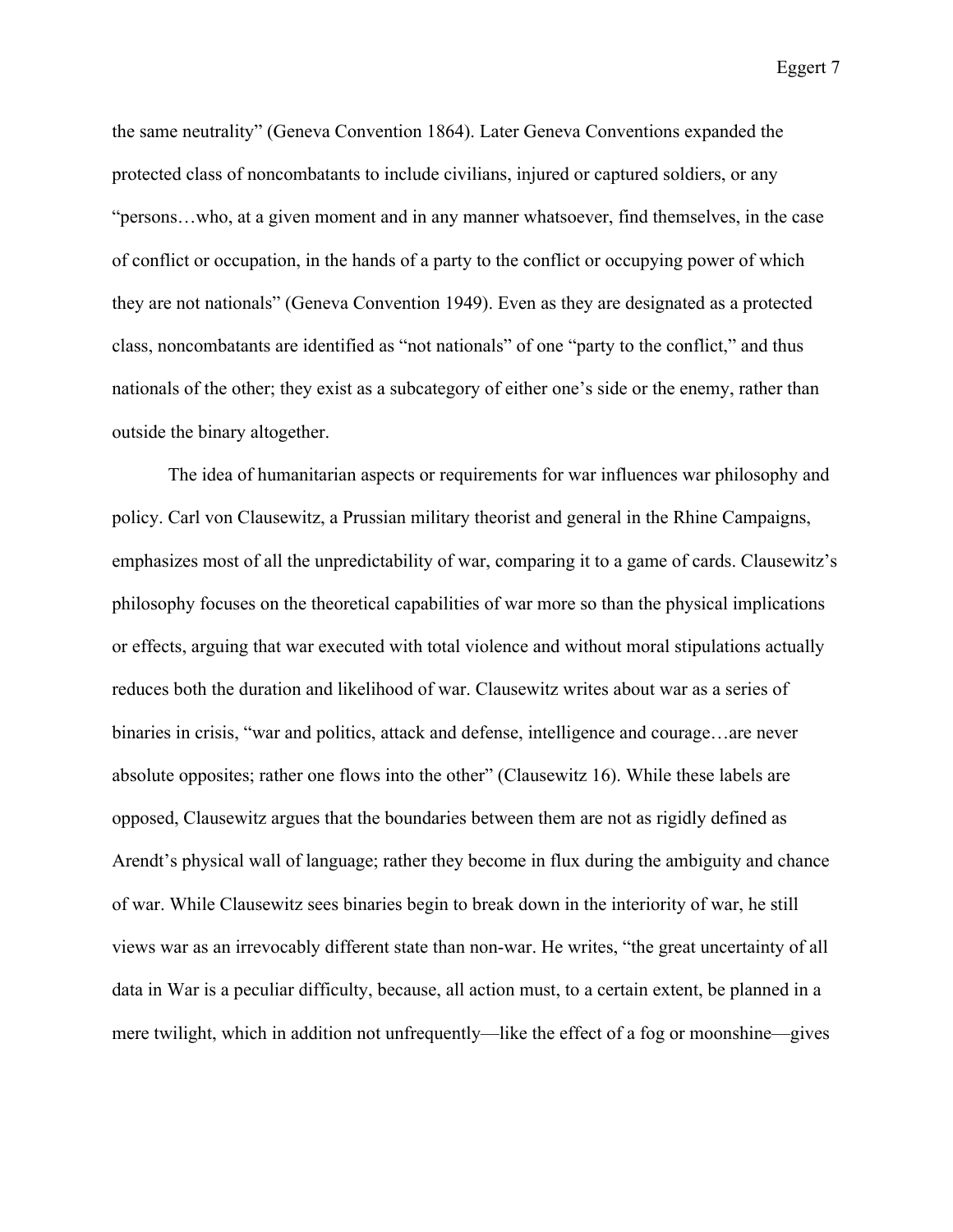the same neutrality" (Geneva Convention 1864). Later Geneva Conventions expanded the protected class of noncombatants to include civilians, injured or captured soldiers, or any "persons…who, at a given moment and in any manner whatsoever, find themselves, in the case of conflict or occupation, in the hands of a party to the conflict or occupying power of which they are not nationals" (Geneva Convention 1949). Even as they are designated as a protected class, noncombatants are identified as "not nationals" of one "party to the conflict," and thus nationals of the other; they exist as a subcategory of either one's side or the enemy, rather than outside the binary altogether.

The idea of humanitarian aspects or requirements for war influences war philosophy and policy. Carl von Clausewitz, a Prussian military theorist and general in the Rhine Campaigns, emphasizes most of all the unpredictability of war, comparing it to a game of cards. Clausewitz's philosophy focuses on the theoretical capabilities of war more so than the physical implications or effects, arguing that war executed with total violence and without moral stipulations actually reduces both the duration and likelihood of war. Clausewitz writes about war as a series of binaries in crisis, "war and politics, attack and defense, intelligence and courage…are never absolute opposites; rather one flows into the other" (Clausewitz 16). While these labels are opposed, Clausewitz argues that the boundaries between them are not as rigidly defined as Arendt's physical wall of language; rather they become in flux during the ambiguity and chance of war. While Clausewitz sees binaries begin to break down in the interiority of war, he still views war as an irrevocably different state than non-war. He writes, "the great uncertainty of all data in War is a peculiar difficulty, because, all action must, to a certain extent, be planned in a mere twilight, which in addition not unfrequently—like the effect of a fog or moonshine—gives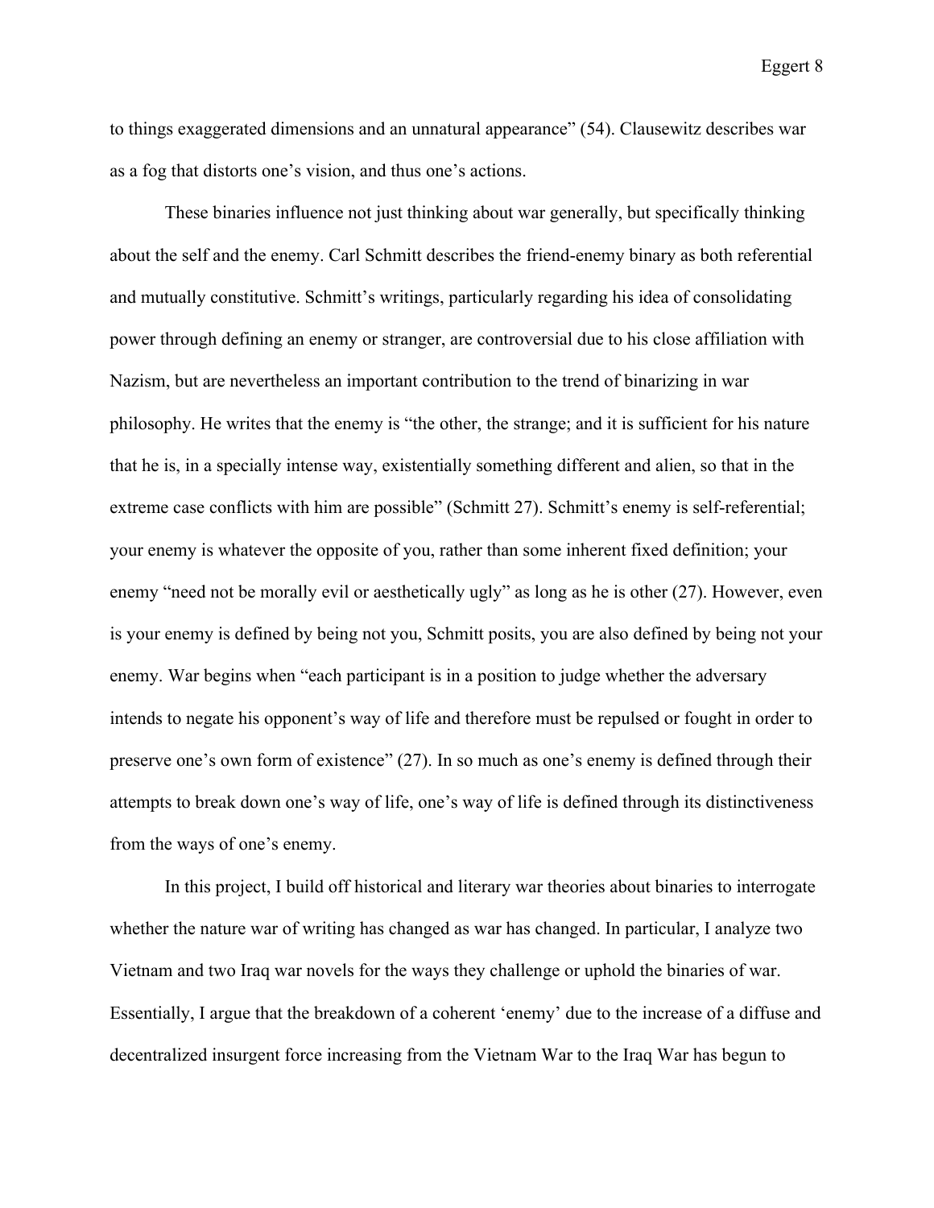to things exaggerated dimensions and an unnatural appearance" (54). Clausewitz describes war as a fog that distorts one's vision, and thus one's actions.

These binaries influence not just thinking about war generally, but specifically thinking about the self and the enemy. Carl Schmitt describes the friend-enemy binary as both referential and mutually constitutive. Schmitt's writings, particularly regarding his idea of consolidating power through defining an enemy or stranger, are controversial due to his close affiliation with Nazism, but are nevertheless an important contribution to the trend of binarizing in war philosophy. He writes that the enemy is "the other, the strange; and it is sufficient for his nature that he is, in a specially intense way, existentially something different and alien, so that in the extreme case conflicts with him are possible" (Schmitt 27). Schmitt's enemy is self-referential; your enemy is whatever the opposite of you, rather than some inherent fixed definition; your enemy "need not be morally evil or aesthetically ugly" as long as he is other (27). However, even is your enemy is defined by being not you, Schmitt posits, you are also defined by being not your enemy. War begins when "each participant is in a position to judge whether the adversary intends to negate his opponent's way of life and therefore must be repulsed or fought in order to preserve one's own form of existence" (27). In so much as one's enemy is defined through their attempts to break down one's way of life, one's way of life is defined through its distinctiveness from the ways of one's enemy.

In this project, I build off historical and literary war theories about binaries to interrogate whether the nature war of writing has changed as war has changed. In particular, I analyze two Vietnam and two Iraq war novels for the ways they challenge or uphold the binaries of war. Essentially, I argue that the breakdown of a coherent 'enemy' due to the increase of a diffuse and decentralized insurgent force increasing from the Vietnam War to the Iraq War has begun to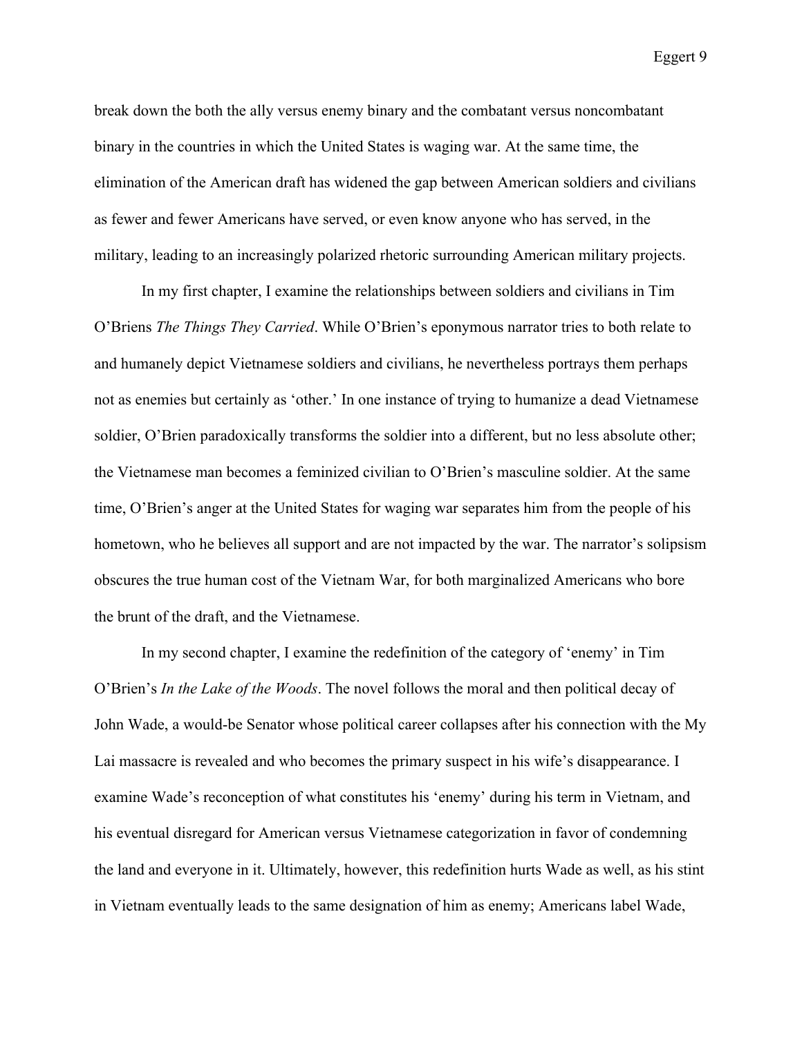break down the both the ally versus enemy binary and the combatant versus noncombatant binary in the countries in which the United States is waging war. At the same time, the elimination of the American draft has widened the gap between American soldiers and civilians as fewer and fewer Americans have served, or even know anyone who has served, in the military, leading to an increasingly polarized rhetoric surrounding American military projects.

In my first chapter, I examine the relationships between soldiers and civilians in Tim O'Briens *The Things They Carried*. While O'Brien's eponymous narrator tries to both relate to and humanely depict Vietnamese soldiers and civilians, he nevertheless portrays them perhaps not as enemies but certainly as 'other.' In one instance of trying to humanize a dead Vietnamese soldier, O'Brien paradoxically transforms the soldier into a different, but no less absolute other; the Vietnamese man becomes a feminized civilian to O'Brien's masculine soldier. At the same time, O'Brien's anger at the United States for waging war separates him from the people of his hometown, who he believes all support and are not impacted by the war. The narrator's solipsism obscures the true human cost of the Vietnam War, for both marginalized Americans who bore the brunt of the draft, and the Vietnamese.

In my second chapter, I examine the redefinition of the category of 'enemy' in Tim O'Brien's *In the Lake of the Woods*. The novel follows the moral and then political decay of John Wade, a would-be Senator whose political career collapses after his connection with the My Lai massacre is revealed and who becomes the primary suspect in his wife's disappearance. I examine Wade's reconception of what constitutes his 'enemy' during his term in Vietnam, and his eventual disregard for American versus Vietnamese categorization in favor of condemning the land and everyone in it. Ultimately, however, this redefinition hurts Wade as well, as his stint in Vietnam eventually leads to the same designation of him as enemy; Americans label Wade,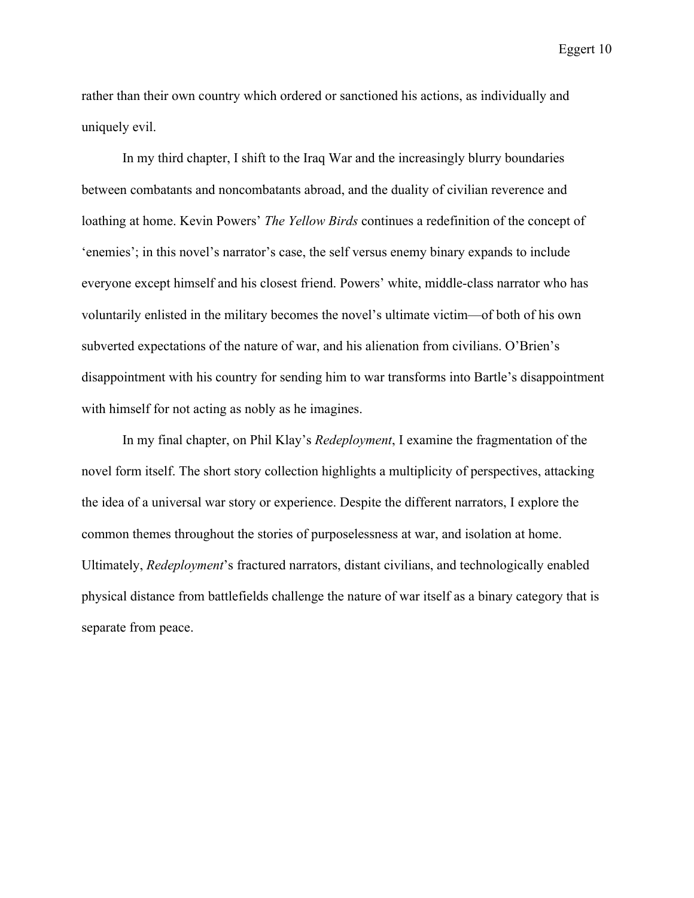rather than their own country which ordered or sanctioned his actions, as individually and uniquely evil.

In my third chapter, I shift to the Iraq War and the increasingly blurry boundaries between combatants and noncombatants abroad, and the duality of civilian reverence and loathing at home. Kevin Powers' *The Yellow Birds* continues a redefinition of the concept of 'enemies'; in this novel's narrator's case, the self versus enemy binary expands to include everyone except himself and his closest friend. Powers' white, middle-class narrator who has voluntarily enlisted in the military becomes the novel's ultimate victim—of both of his own subverted expectations of the nature of war, and his alienation from civilians. O'Brien's disappointment with his country for sending him to war transforms into Bartle's disappointment with himself for not acting as nobly as he imagines.

In my final chapter, on Phil Klay's *Redeployment*, I examine the fragmentation of the novel form itself. The short story collection highlights a multiplicity of perspectives, attacking the idea of a universal war story or experience. Despite the different narrators, I explore the common themes throughout the stories of purposelessness at war, and isolation at home. Ultimately, *Redeployment*'s fractured narrators, distant civilians, and technologically enabled physical distance from battlefields challenge the nature of war itself as a binary category that is separate from peace.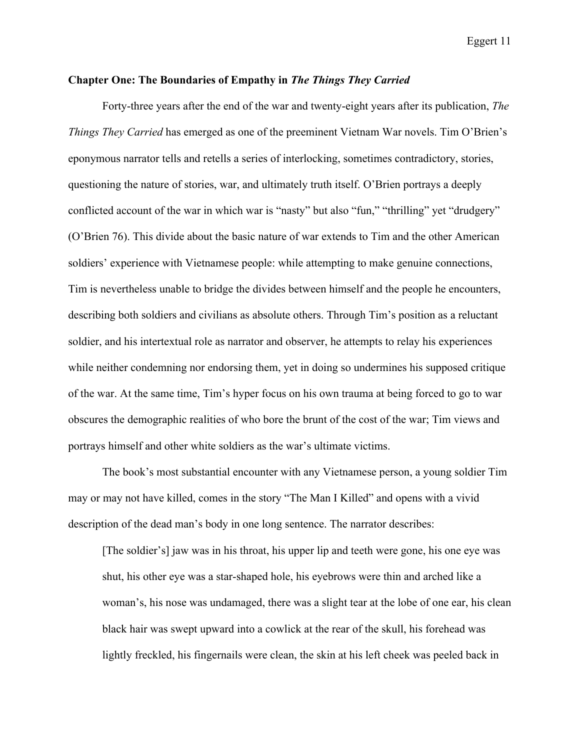## Chapter One: The Boundaries of Empathy in *The Things They Carried*

Forty-three years after the end of the war and twenty-eight years after its publication, *The Things They Carried* has emerged as one of the preeminent Vietnam War novels. Tim O'Brien's eponymous narrator tells and retells a series of interlocking, sometimes contradictory, stories, questioning the nature of stories, war, and ultimately truth itself. O'Brien portrays a deeply conflicted account of the war in which war is "nasty" but also "fun," "thrilling" yet "drudgery" (O'Brien 76). This divide about the basic nature of war extends to Tim and the other American soldiers' experience with Vietnamese people: while attempting to make genuine connections, Tim is nevertheless unable to bridge the divides between himself and the people he encounters, describing both soldiers and civilians as absolute others. Through Tim's position as a reluctant soldier, and his intertextual role as narrator and observer, he attempts to relay his experiences while neither condemning nor endorsing them, yet in doing so undermines his supposed critique of the war. At the same time, Tim's hyper focus on his own trauma at being forced to go to war obscures the demographic realities of who bore the brunt of the cost of the war; Tim views and portrays himself and other white soldiers as the war's ultimate victims.

The book's most substantial encounter with any Vietnamese person, a young soldier Tim may or may not have killed, comes in the story "The Man I Killed" and opens with a vivid description of the dead man's body in one long sentence. The narrator describes:

> [The soldier's] jaw was in his throat, his upper lip and teeth were gone, his one eye was shut, his other eye was a star-shaped hole, his eyebrows were thin and arched like a woman's, his nose was undamaged, there was a slight tear at the lobe of one ear, his clean black hair was swept upward into a cowlick at the rear of the skull, his forehead was lightly freckled, his fingernails were clean, the skin at his left cheek was peeled back in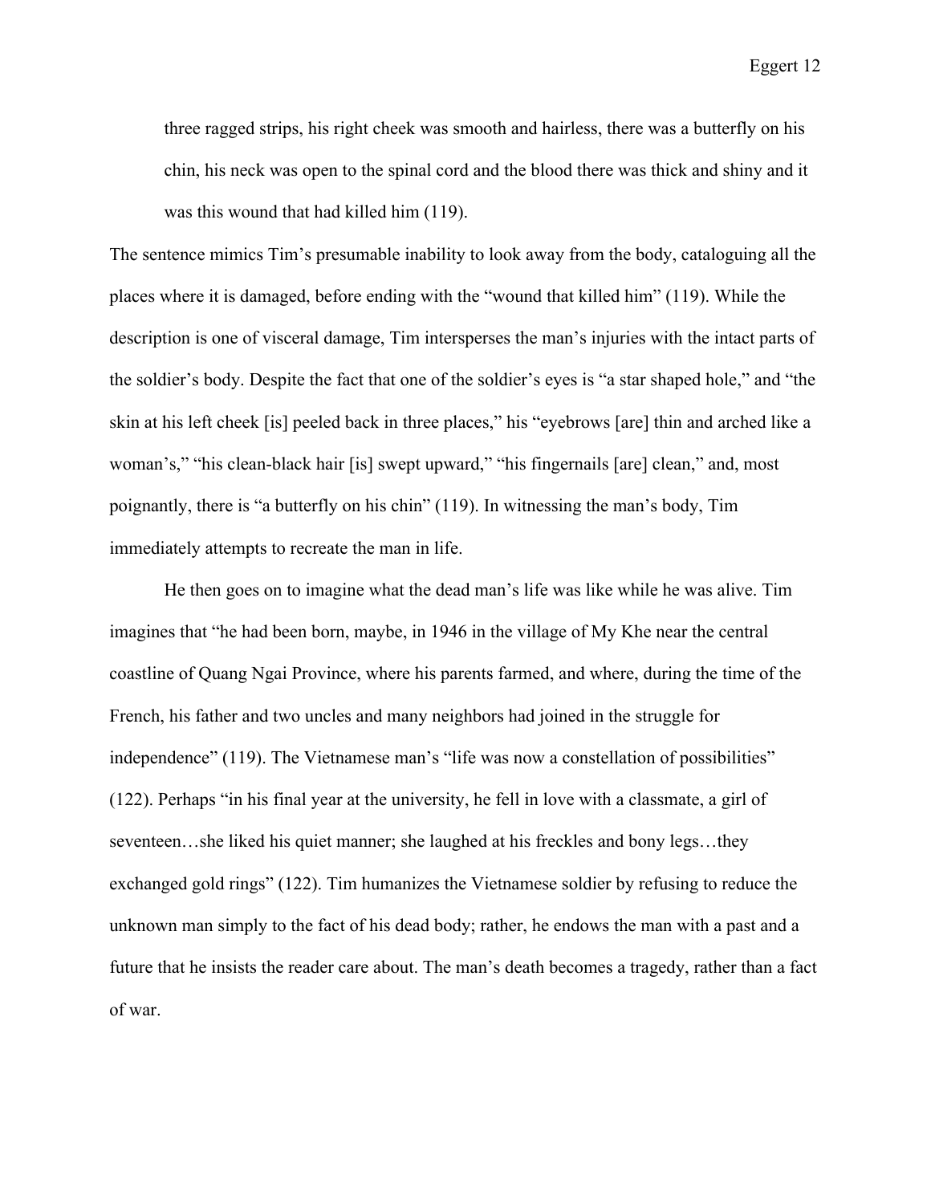> three ragged strips, his right cheek was smooth and hairless, there was a butterfly on his chin, his neck was open to the spinal cord and the blood there was thick and shiny and it was this wound that had killed him (119).

The sentence mimics Tim's presumable inability to look away from the body, cataloguing all the places where it is damaged, before ending with the "wound that killed him" (119). While the description is one of visceral damage, Tim intersperses the man's injuries with the intact parts of the soldier's body. Despite the fact that one of the soldier's eyes is "a star shaped hole," and "the skin at his left cheek [is] peeled back in three places," his "eyebrows [are] thin and arched like a woman's," "his clean-black hair [is] swept upward," "his fingernails [are] clean," and, most poignantly, there is "a butterfly on his chin" (119). In witnessing the man's body, Tim immediately attempts to recreate the man in life.

He then goes on to imagine what the dead man's life was like while he was alive. Tim imagines that "he had been born, maybe, in 1946 in the village of My Khe near the central coastline of Quang Ngai Province, where his parents farmed, and where, during the time of the French, his father and two uncles and many neighbors had joined in the struggle for independence" (119). The Vietnamese man's "life was now a constellation of possibilities" (122). Perhaps "in his final year at the university, he fell in love with a classmate, a girl of seventeen…she liked his quiet manner; she laughed at his freckles and bony legs…they exchanged gold rings" (122). Tim humanizes the Vietnamese soldier by refusing to reduce the unknown man simply to the fact of his dead body; rather, he endows the man with a past and a future that he insists the reader care about. The man's death becomes a tragedy, rather than a fact of war.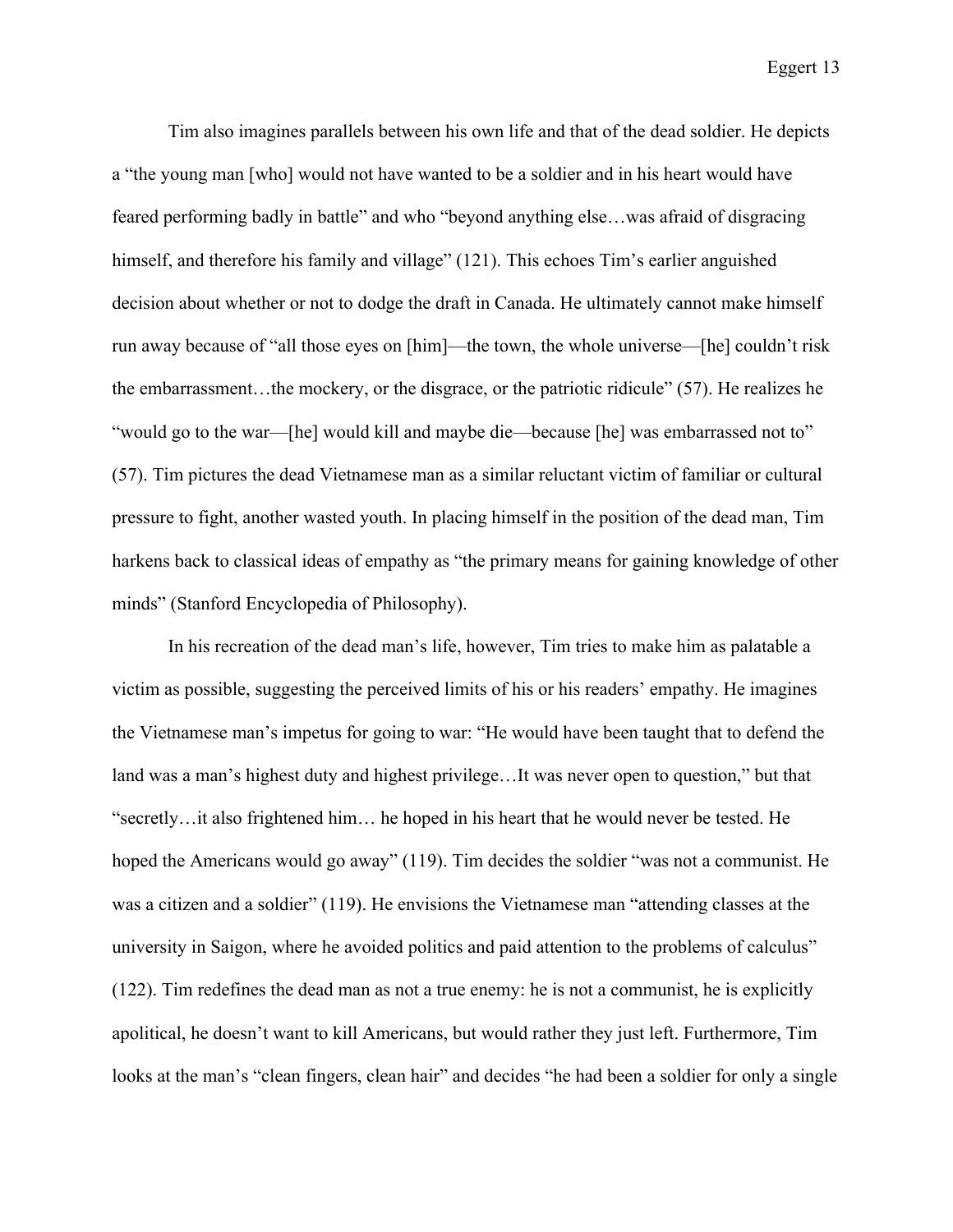Tim also imagines parallels between his own life and that of the dead soldier. He depicts a "the young man [who] would not have wanted to be a soldier and in his heart would have feared performing badly in battle" and who "beyond anything else…was afraid of disgracing himself, and therefore his family and village" (121). This echoes Tim's earlier anguished decision about whether or not to dodge the draft in Canada. He ultimately cannot make himself run away because of "all those eyes on [him]—the town, the whole universe—[he] couldn't risk the embarrassment…the mockery, or the disgrace, or the patriotic ridicule" (57). He realizes he "would go to the war—[he] would kill and maybe die—because [he] was embarrassed not to" (57). Tim pictures the dead Vietnamese man as a similar reluctant victim of familiar or cultural pressure to fight, another wasted youth. In placing himself in the position of the dead man, Tim harkens back to classical ideas of empathy as "the primary means for gaining knowledge of other minds" (Stanford Encyclopedia of Philosophy).

In his recreation of the dead man's life, however, Tim tries to make him as palatable a victim as possible, suggesting the perceived limits of his or his readers' empathy. He imagines the Vietnamese man's impetus for going to war: "He would have been taught that to defend the land was a man's highest duty and highest privilege…It was never open to question," but that "secretly…it also frightened him… he hoped in his heart that he would never be tested. He hoped the Americans would go away" (119). Tim decides the soldier "was not a communist. He was a citizen and a soldier" (119). He envisions the Vietnamese man "attending classes at the university in Saigon, where he avoided politics and paid attention to the problems of calculus" (122). Tim redefines the dead man as not a true enemy: he is not a communist, he is explicitly apolitical, he doesn't want to kill Americans, but would rather they just left. Furthermore, Tim looks at the man's "clean fingers, clean hair" and decides "he had been a soldier for only a single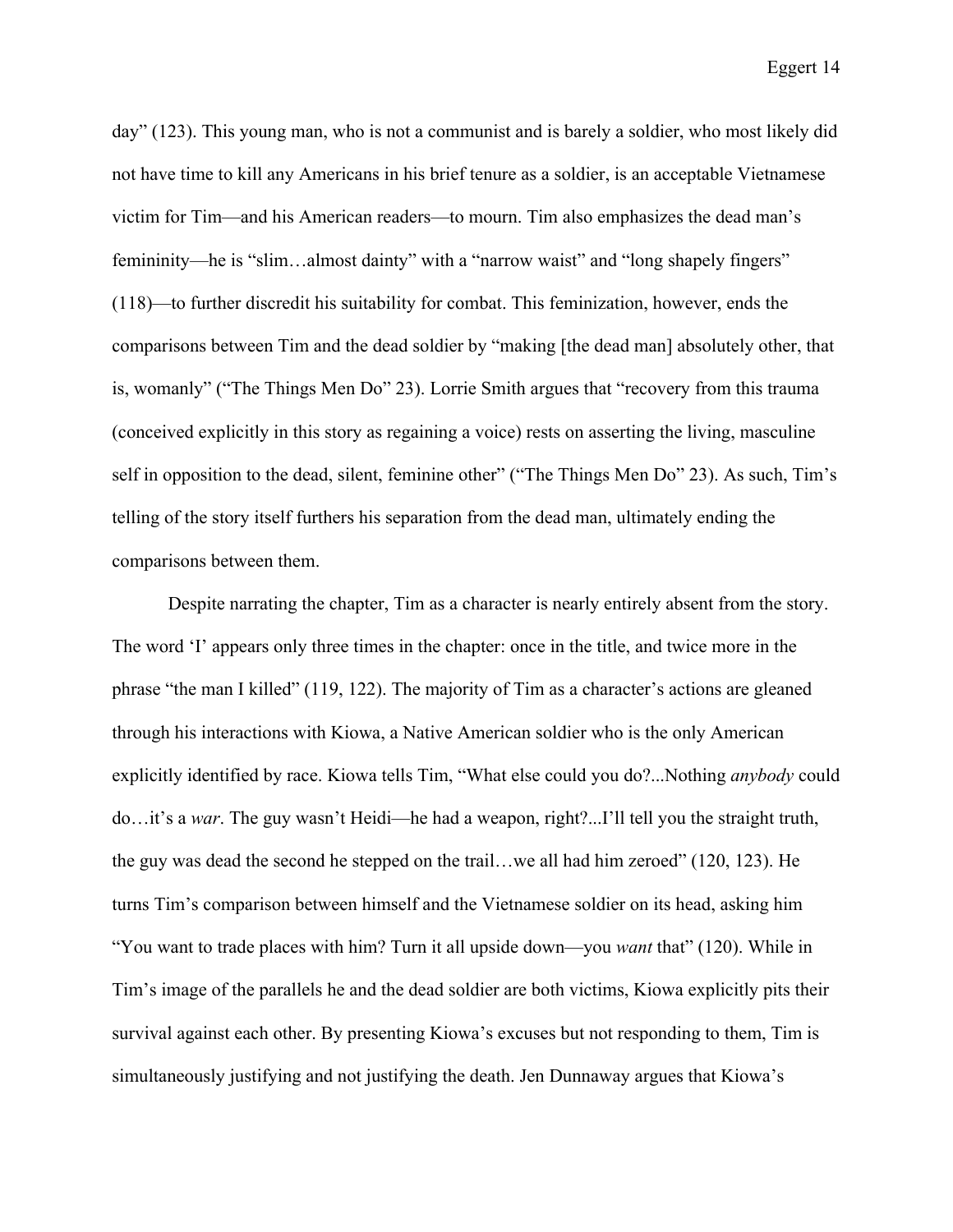day" (123). This young man, who is not a communist and is barely a soldier, who most likely did not have time to kill any Americans in his brief tenure as a soldier, is an acceptable Vietnamese victim for Tim—and his American readers—to mourn. Tim also emphasizes the dead man's femininity—he is "slim…almost dainty" with a "narrow waist" and "long shapely fingers" (118)—to further discredit his suitability for combat. This feminization, however, ends the comparisons between Tim and the dead soldier by "making [the dead man] absolutely other, that is, womanly" ("The Things Men Do" 23). Lorrie Smith argues that "recovery from this trauma (conceived explicitly in this story as regaining a voice) rests on asserting the living, masculine self in opposition to the dead, silent, feminine other" ("The Things Men Do" 23). As such, Tim's telling of the story itself furthers his separation from the dead man, ultimately ending the comparisons between them.

Despite narrating the chapter, Tim as a character is nearly entirely absent from the story. The word 'I' appears only three times in the chapter: once in the title, and twice more in the phrase "the man I killed" (119, 122). The majority of Tim as a character's actions are gleaned through his interactions with Kiowa, a Native American soldier who is the only American explicitly identified by race. Kiowa tells Tim, "What else could you do?...Nothing *anybody* could do…it's a *war*. The guy wasn't Heidi—he had a weapon, right?...I'll tell you the straight truth, the guy was dead the second he stepped on the trail…we all had him zeroed" (120, 123). He turns Tim's comparison between himself and the Vietnamese soldier on its head, asking him "You want to trade places with him? Turn it all upside down—you *want* that" (120). While in Tim's image of the parallels he and the dead soldier are both victims, Kiowa explicitly pits their survival against each other. By presenting Kiowa's excuses but not responding to them, Tim is simultaneously justifying and not justifying the death. Jen Dunnaway argues that Kiowa's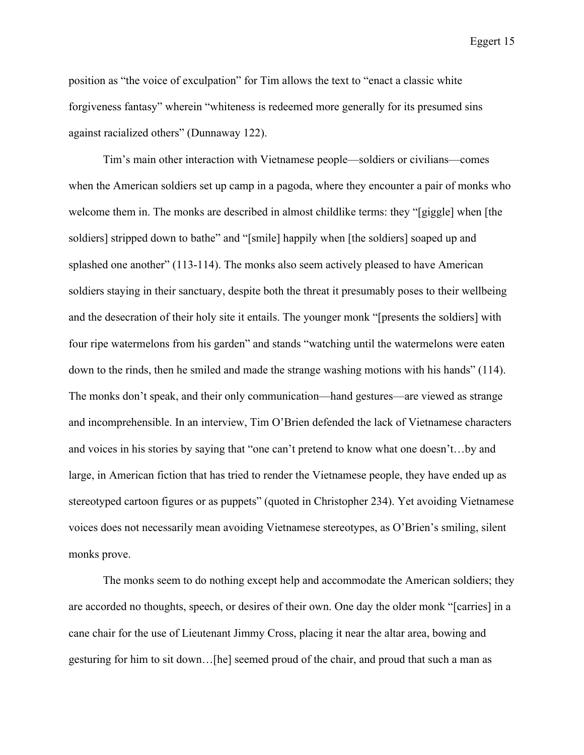position as "the voice of exculpation" for Tim allows the text to "enact a classic white forgiveness fantasy" wherein "whiteness is redeemed more generally for its presumed sins against racialized others" (Dunnaway 122).

Tim's main other interaction with Vietnamese people—soldiers or civilians—comes when the American soldiers set up camp in a pagoda, where they encounter a pair of monks who welcome them in. The monks are described in almost childlike terms: they "[giggle] when [the soldiers] stripped down to bathe" and "[smile] happily when [the soldiers] soaped up and splashed one another" (113-114). The monks also seem actively pleased to have American soldiers staying in their sanctuary, despite both the threat it presumably poses to their wellbeing and the desecration of their holy site it entails. The younger monk "[presents the soldiers] with four ripe watermelons from his garden" and stands "watching until the watermelons were eaten down to the rinds, then he smiled and made the strange washing motions with his hands" (114). The monks don't speak, and their only communication—hand gestures—are viewed as strange and incomprehensible. In an interview, Tim O'Brien defended the lack of Vietnamese characters and voices in his stories by saying that "one can't pretend to know what one doesn't…by and large, in American fiction that has tried to render the Vietnamese people, they have ended up as stereotyped cartoon figures or as puppets" (quoted in Christopher 234). Yet avoiding Vietnamese voices does not necessarily mean avoiding Vietnamese stereotypes, as O'Brien's smiling, silent monks prove.

The monks seem to do nothing except help and accommodate the American soldiers; they are accorded no thoughts, speech, or desires of their own. One day the older monk "[carries] in a cane chair for the use of Lieutenant Jimmy Cross, placing it near the altar area, bowing and gesturing for him to sit down…[he] seemed proud of the chair, and proud that such a man as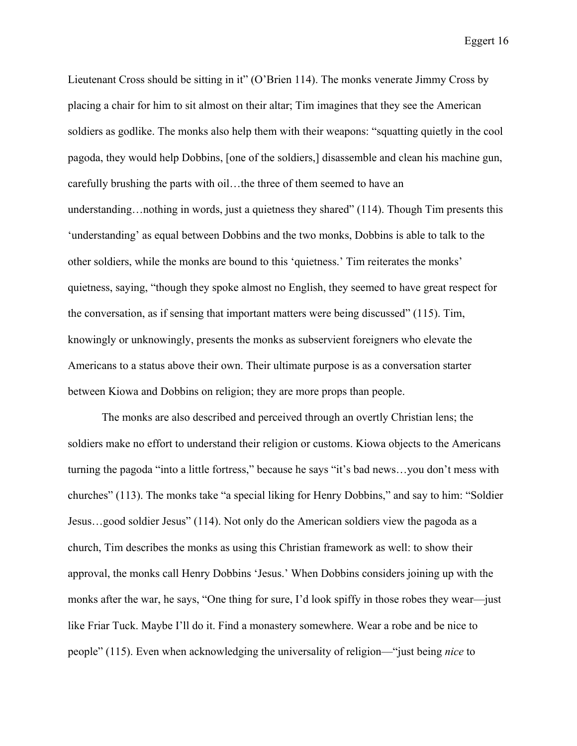Lieutenant Cross should be sitting in it" (O'Brien 114). The monks venerate Jimmy Cross by placing a chair for him to sit almost on their altar; Tim imagines that they see the American soldiers as godlike. The monks also help them with their weapons: "squatting quietly in the cool pagoda, they would help Dobbins, [one of the soldiers,] disassemble and clean his machine gun, carefully brushing the parts with oil…the three of them seemed to have an understanding…nothing in words, just a quietness they shared" (114). Though Tim presents this 'understanding' as equal between Dobbins and the two monks, Dobbins is able to talk to the other soldiers, while the monks are bound to this 'quietness.' Tim reiterates the monks' quietness, saying, "though they spoke almost no English, they seemed to have great respect for the conversation, as if sensing that important matters were being discussed" (115). Tim, knowingly or unknowingly, presents the monks as subservient foreigners who elevate the Americans to a status above their own. Their ultimate purpose is as a conversation starter between Kiowa and Dobbins on religion; they are more props than people.

The monks are also described and perceived through an overtly Christian lens; the soldiers make no effort to understand their religion or customs. Kiowa objects to the Americans turning the pagoda "into a little fortress," because he says "it's bad news…you don't mess with churches" (113). The monks take "a special liking for Henry Dobbins," and say to him: "Soldier Jesus…good soldier Jesus" (114). Not only do the American soldiers view the pagoda as a church, Tim describes the monks as using this Christian framework as well: to show their approval, the monks call Henry Dobbins 'Jesus.' When Dobbins considers joining up with the monks after the war, he says, "One thing for sure, I'd look spiffy in those robes they wear—just like Friar Tuck. Maybe I'll do it. Find a monastery somewhere. Wear a robe and be nice to people" (115). Even when acknowledging the universality of religion—"just being *nice* to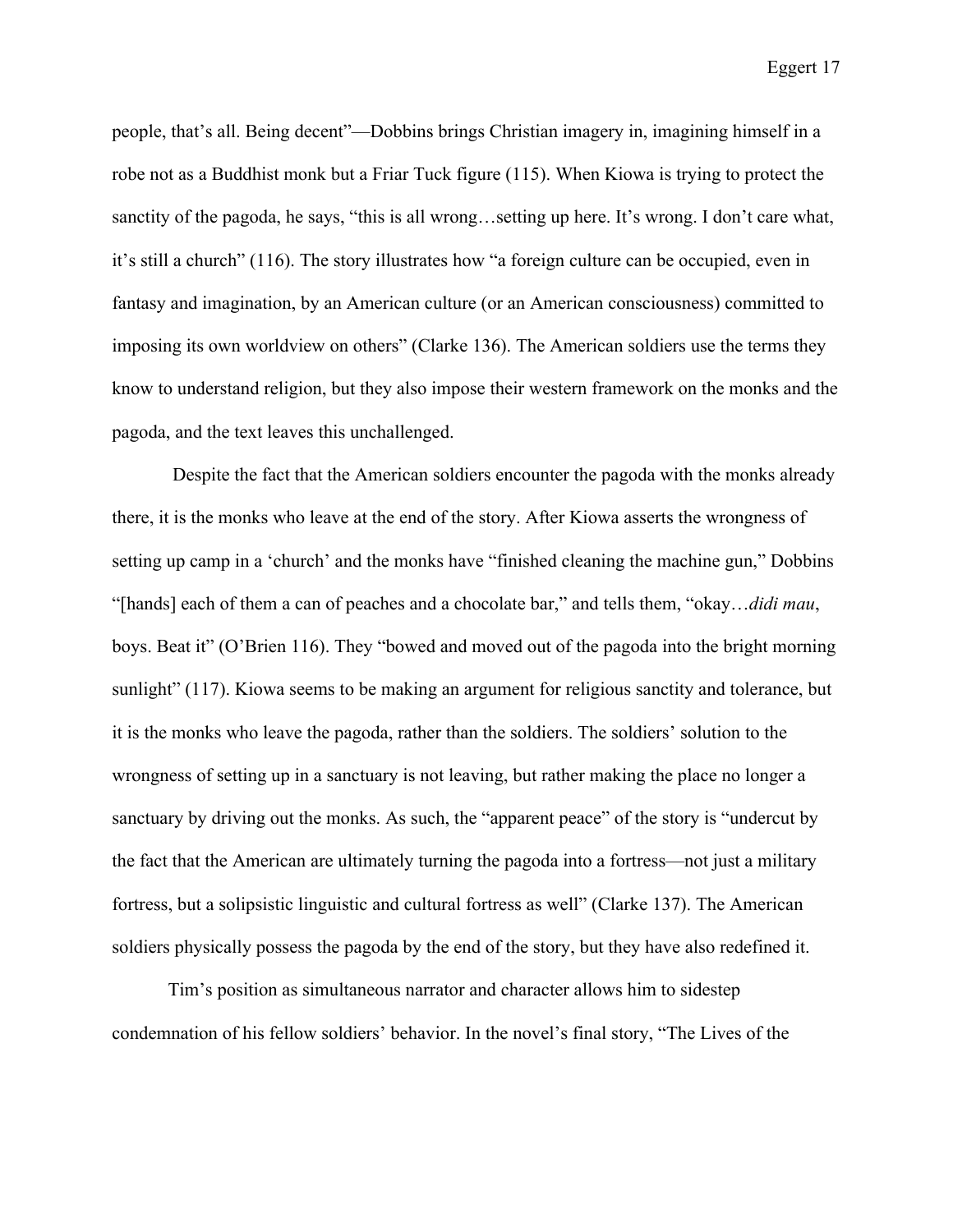people, that's all. Being decent"—Dobbins brings Christian imagery in, imagining himself in a robe not as a Buddhist monk but a Friar Tuck figure (115). When Kiowa is trying to protect the sanctity of the pagoda, he says, "this is all wrong…setting up here. It's wrong. I don't care what, it's still a church" (116). The story illustrates how "a foreign culture can be occupied, even in fantasy and imagination, by an American culture (or an American consciousness) committed to imposing its own worldview on others" (Clarke 136). The American soldiers use the terms they know to understand religion, but they also impose their western framework on the monks and the pagoda, and the text leaves this unchallenged.

Despite the fact that the American soldiers encounter the pagoda with the monks already there, it is the monks who leave at the end of the story. After Kiowa asserts the wrongness of setting up camp in a 'church' and the monks have "finished cleaning the machine gun," Dobbins "[hands] each of them a can of peaches and a chocolate bar," and tells them, "okay…*didi mau*, boys. Beat it" (O'Brien 116). They "bowed and moved out of the pagoda into the bright morning sunlight" (117). Kiowa seems to be making an argument for religious sanctity and tolerance, but it is the monks who leave the pagoda, rather than the soldiers. The soldiers' solution to the wrongness of setting up in a sanctuary is not leaving, but rather making the place no longer a sanctuary by driving out the monks. As such, the "apparent peace" of the story is "undercut by the fact that the American are ultimately turning the pagoda into a fortress—not just a military fortress, but a solipsistic linguistic and cultural fortress as well" (Clarke 137). The American soldiers physically possess the pagoda by the end of the story, but they have also redefined it.

Tim's position as simultaneous narrator and character allows him to sidestep condemnation of his fellow soldiers' behavior. In the novel's final story, "The Lives of the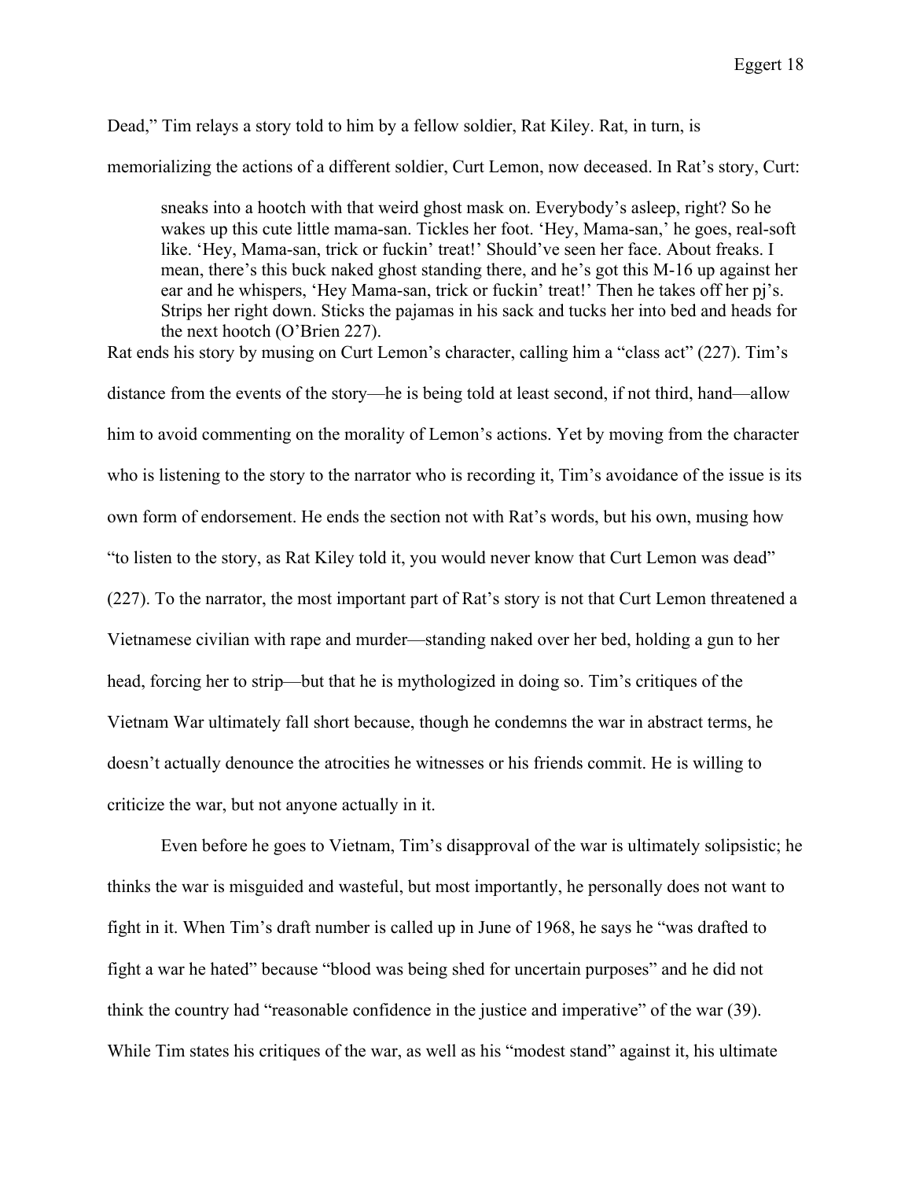Dead," Tim relays a story told to him by a fellow soldier, Rat Kiley. Rat, in turn, is memorializing the actions of a different soldier, Curt Lemon, now deceased. In Rat's story, Curt:

> sneaks into a hootch with that weird ghost mask on. Everybody's asleep, right? So he wakes up this cute little mama-san. Tickles her foot. 'Hey, Mama-san,' he goes, real-soft like. 'Hey, Mama-san, trick or fuckin' treat!' Should've seen her face. About freaks. I mean, there's this buck naked ghost standing there, and he's got this M-16 up against her ear and he whispers, 'Hey Mama-san, trick or fuckin' treat!' Then he takes off her pj's. Strips her right down. Sticks the pajamas in his sack and tucks her into bed and heads for the next hootch (O'Brien 227).

Rat ends his story by musing on Curt Lemon's character, calling him a "class act" (227). Tim's distance from the events of the story—he is being told at least second, if not third, hand—allow him to avoid commenting on the morality of Lemon's actions. Yet by moving from the character who is listening to the story to the narrator who is recording it, Tim's avoidance of the issue is its own form of endorsement. He ends the section not with Rat's words, but his own, musing how "to listen to the story, as Rat Kiley told it, you would never know that Curt Lemon was dead" (227). To the narrator, the most important part of Rat's story is not that Curt Lemon threatened a Vietnamese civilian with rape and murder—standing naked over her bed, holding a gun to her head, forcing her to strip—but that he is mythologized in doing so. Tim's critiques of the Vietnam War ultimately fall short because, though he condemns the war in abstract terms, he doesn't actually denounce the atrocities he witnesses or his friends commit. He is willing to criticize the war, but not anyone actually in it.

Even before he goes to Vietnam, Tim's disapproval of the war is ultimately solipsistic; he thinks the war is misguided and wasteful, but most importantly, he personally does not want to fight in it. When Tim's draft number is called up in June of 1968, he says he "was drafted to fight a war he hated" because "blood was being shed for uncertain purposes" and he did not think the country had "reasonable confidence in the justice and imperative" of the war (39). While Tim states his critiques of the war, as well as his "modest stand" against it, his ultimate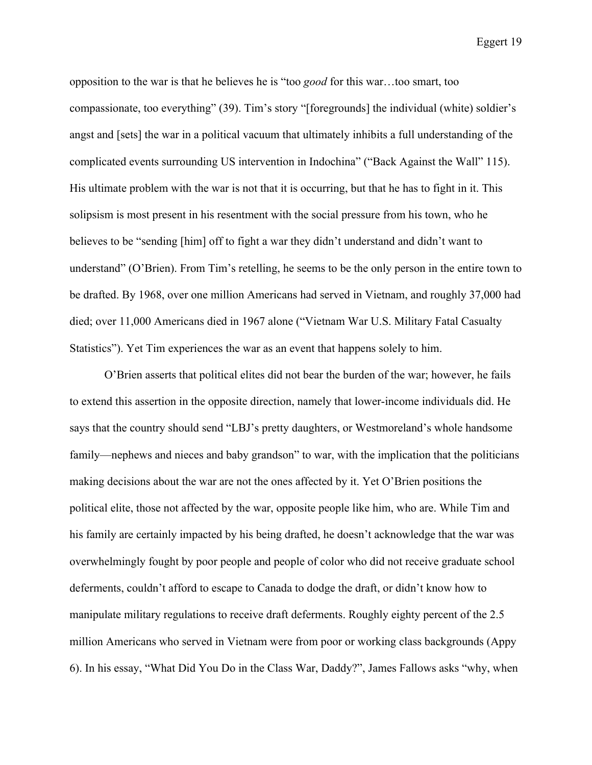opposition to the war is that he believes he is "too *good* for this war…too smart, too compassionate, too everything" (39). Tim's story "[foregrounds] the individual (white) soldier's angst and [sets] the war in a political vacuum that ultimately inhibits a full understanding of the complicated events surrounding US intervention in Indochina" ("Back Against the Wall" 115). His ultimate problem with the war is not that it is occurring, but that he has to fight in it. This solipsism is most present in his resentment with the social pressure from his town, who he believes to be "sending [him] off to fight a war they didn't understand and didn't want to understand" (O'Brien). From Tim's retelling, he seems to be the only person in the entire town to be drafted. By 1968, over one million Americans had served in Vietnam, and roughly 37,000 had died; over 11,000 Americans died in 1967 alone ("Vietnam War U.S. Military Fatal Casualty Statistics"). Yet Tim experiences the war as an event that happens solely to him.

O'Brien asserts that political elites did not bear the burden of the war; however, he fails to extend this assertion in the opposite direction, namely that lower-income individuals did. He says that the country should send "LBJ's pretty daughters, or Westmoreland's whole handsome family—nephews and nieces and baby grandson" to war, with the implication that the politicians making decisions about the war are not the ones affected by it. Yet O'Brien positions the political elite, those not affected by the war, opposite people like him, who are. While Tim and his family are certainly impacted by his being drafted, he doesn't acknowledge that the war was overwhelmingly fought by poor people and people of color who did not receive graduate school deferments, couldn't afford to escape to Canada to dodge the draft, or didn't know how to manipulate military regulations to receive draft deferments. Roughly eighty percent of the 2.5 million Americans who served in Vietnam were from poor or working class backgrounds (Appy 6). In his essay, "What Did You Do in the Class War, Daddy?", James Fallows asks "why, when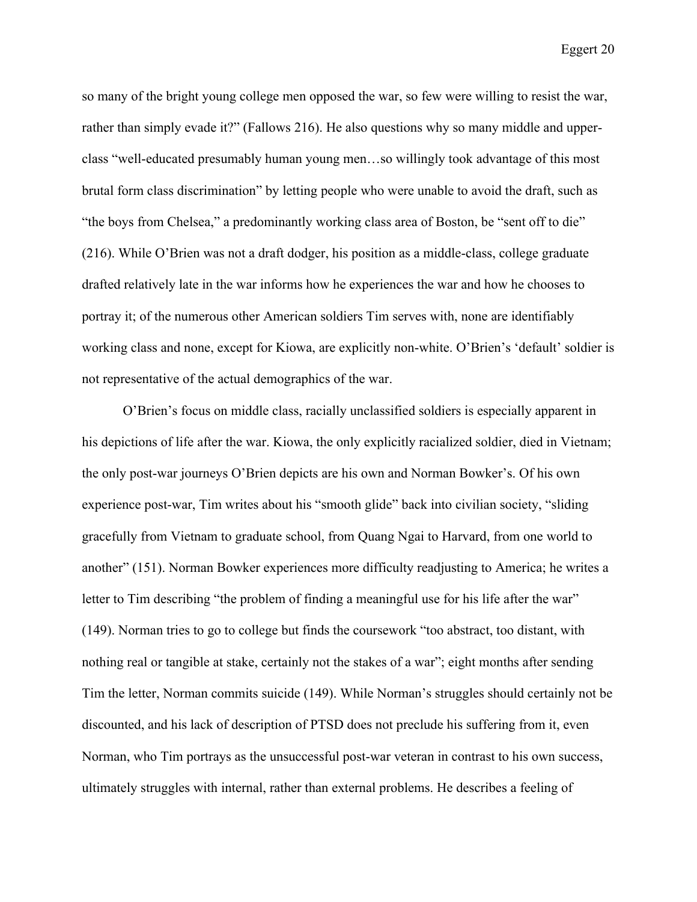so many of the bright young college men opposed the war, so few were willing to resist the war, rather than simply evade it?" (Fallows 216). He also questions why so many middle and upper-class "well-educated presumably human young men…so willingly took advantage of this most brutal form class discrimination" by letting people who were unable to avoid the draft, such as "the boys from Chelsea," a predominantly working class area of Boston, be "sent off to die" (216). While O'Brien was not a draft dodger, his position as a middle-class, college graduate drafted relatively late in the war informs how he experiences the war and how he chooses to portray it; of the numerous other American soldiers Tim serves with, none are identifiably working class and none, except for Kiowa, are explicitly non-white. O'Brien's 'default' soldier is not representative of the actual demographics of the war.

O'Brien's focus on middle class, racially unclassified soldiers is especially apparent in his depictions of life after the war. Kiowa, the only explicitly racialized soldier, died in Vietnam; the only post-war journeys O'Brien depicts are his own and Norman Bowker's. Of his own experience post-war, Tim writes about his "smooth glide" back into civilian society, "sliding gracefully from Vietnam to graduate school, from Quang Ngai to Harvard, from one world to another" (151). Norman Bowker experiences more difficulty readjusting to America; he writes a letter to Tim describing "the problem of finding a meaningful use for his life after the war" (149). Norman tries to go to college but finds the coursework "too abstract, too distant, with nothing real or tangible at stake, certainly not the stakes of a war"; eight months after sending Tim the letter, Norman commits suicide (149). While Norman's struggles should certainly not be discounted, and his lack of description of PTSD does not preclude his suffering from it, even Norman, who Tim portrays as the unsuccessful post-war veteran in contrast to his own success, ultimately struggles with internal, rather than external problems. He describes a feeling of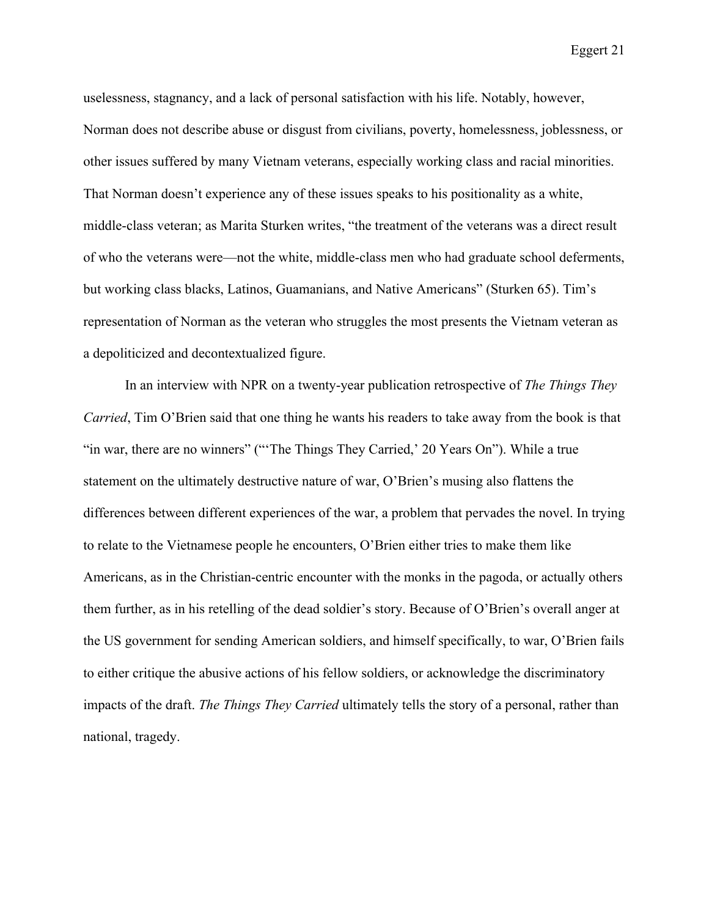uselessness, stagnancy, and a lack of personal satisfaction with his life. Notably, however, Norman does not describe abuse or disgust from civilians, poverty, homelessness, joblessness, or other issues suffered by many Vietnam veterans, especially working class and racial minorities. That Norman doesn't experience any of these issues speaks to his positionality as a white, middle-class veteran; as Marita Sturken writes, "the treatment of the veterans was a direct result of who the veterans were—not the white, middle-class men who had graduate school deferments, but working class blacks, Latinos, Guamanians, and Native Americans" (Sturken 65). Tim's representation of Norman as the veteran who struggles the most presents the Vietnam veteran as a depoliticized and decontextualized figure.

In an interview with NPR on a twenty-year publication retrospective of *The Things They Carried*, Tim O'Brien said that one thing he wants his readers to take away from the book is that "in war, there are no winners" ("'The Things They Carried,' 20 Years On"). While a true statement on the ultimately destructive nature of war, O'Brien's musing also flattens the differences between different experiences of the war, a problem that pervades the novel. In trying to relate to the Vietnamese people he encounters, O'Brien either tries to make them like Americans, as in the Christian-centric encounter with the monks in the pagoda, or actually others them further, as in his retelling of the dead soldier's story. Because of O'Brien's overall anger at the US government for sending American soldiers, and himself specifically, to war, O'Brien fails to either critique the abusive actions of his fellow soldiers, or acknowledge the discriminatory impacts of the draft. *The Things They Carried* ultimately tells the story of a personal, rather than national, tragedy.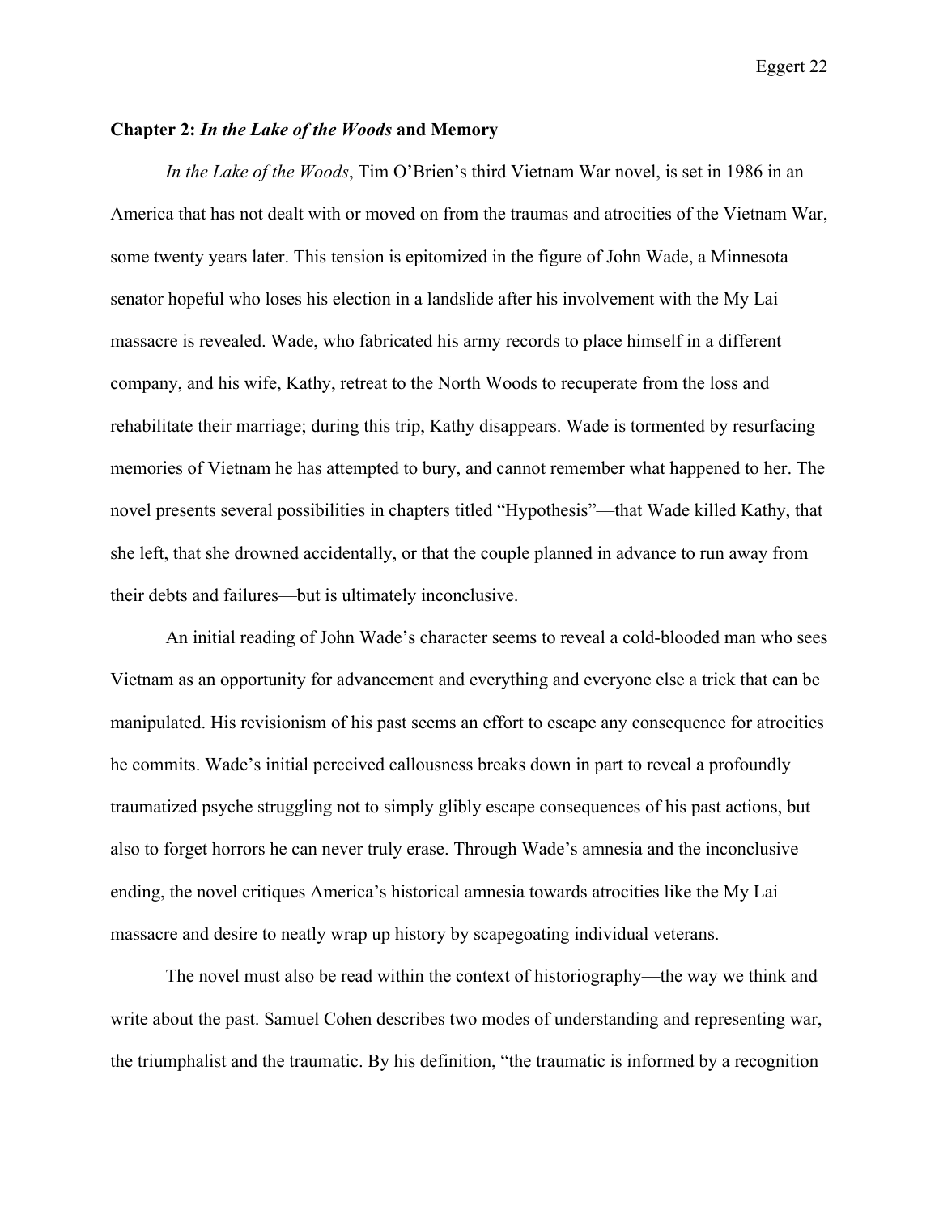## Chapter 2: *In the Lake of the Woods* and Memory

*In the Lake of the Woods*, Tim O'Brien's third Vietnam War novel, is set in 1986 in an America that has not dealt with or moved on from the traumas and atrocities of the Vietnam War, some twenty years later. This tension is epitomized in the figure of John Wade, a Minnesota senator hopeful who loses his election in a landslide after his involvement with the My Lai massacre is revealed. Wade, who fabricated his army records to place himself in a different company, and his wife, Kathy, retreat to the North Woods to recuperate from the loss and rehabilitate their marriage; during this trip, Kathy disappears. Wade is tormented by resurfacing memories of Vietnam he has attempted to bury, and cannot remember what happened to her. The novel presents several possibilities in chapters titled "Hypothesis"—that Wade killed Kathy, that she left, that she drowned accidentally, or that the couple planned in advance to run away from their debts and failures—but is ultimately inconclusive.

An initial reading of John Wade's character seems to reveal a cold-blooded man who sees Vietnam as an opportunity for advancement and everything and everyone else a trick that can be manipulated. His revisionism of his past seems an effort to escape any consequence for atrocities he commits. Wade's initial perceived callousness breaks down in part to reveal a profoundly traumatized psyche struggling not to simply glibly escape consequences of his past actions, but also to forget horrors he can never truly erase. Through Wade's amnesia and the inconclusive ending, the novel critiques America's historical amnesia towards atrocities like the My Lai massacre and desire to neatly wrap up history by scapegoating individual veterans.

The novel must also be read within the context of historiography—the way we think and write about the past. Samuel Cohen describes two modes of understanding and representing war, the triumphalist and the traumatic. By his definition, "the traumatic is informed by a recognition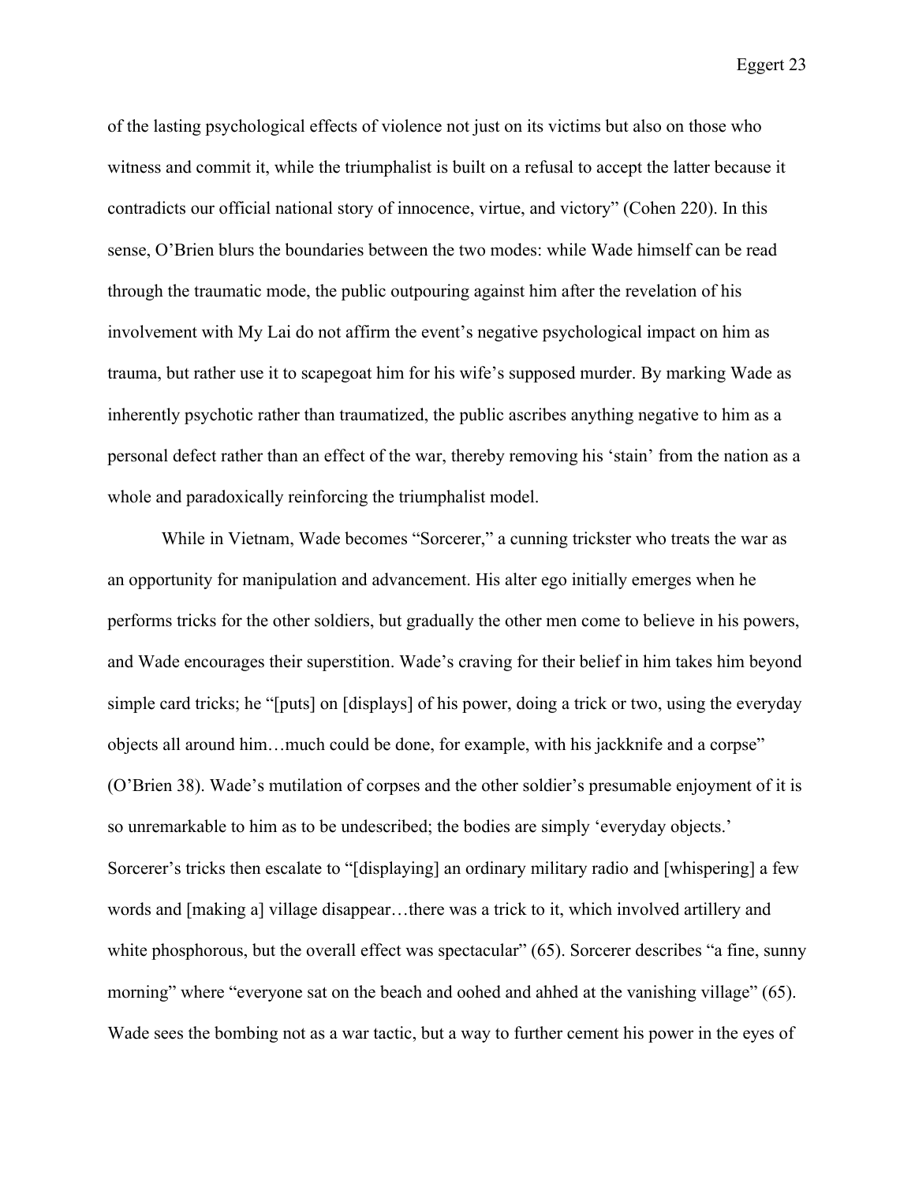of the lasting psychological effects of violence not just on its victims but also on those who witness and commit it, while the triumphalist is built on a refusal to accept the latter because it contradicts our official national story of innocence, virtue, and victory" (Cohen 220). In this sense, O'Brien blurs the boundaries between the two modes: while Wade himself can be read through the traumatic mode, the public outpouring against him after the revelation of his involvement with My Lai do not affirm the event's negative psychological impact on him as trauma, but rather use it to scapegoat him for his wife's supposed murder. By marking Wade as inherently psychotic rather than traumatized, the public ascribes anything negative to him as a personal defect rather than an effect of the war, thereby removing his 'stain' from the nation as a whole and paradoxically reinforcing the triumphalist model.

While in Vietnam, Wade becomes "Sorcerer," a cunning trickster who treats the war as an opportunity for manipulation and advancement. His alter ego initially emerges when he performs tricks for the other soldiers, but gradually the other men come to believe in his powers, and Wade encourages their superstition. Wade's craving for their belief in him takes him beyond simple card tricks; he "[puts] on [displays] of his power, doing a trick or two, using the everyday objects all around him…much could be done, for example, with his jackknife and a corpse" (O'Brien 38). Wade's mutilation of corpses and the other soldier's presumable enjoyment of it is so unremarkable to him as to be undescribed; the bodies are simply 'everyday objects.' Sorcerer's tricks then escalate to "[displaying] an ordinary military radio and [whispering] a few words and [making a] village disappear…there was a trick to it, which involved artillery and white phosphorous, but the overall effect was spectacular" (65). Sorcerer describes "a fine, sunny morning" where "everyone sat on the beach and oohed and ahhed at the vanishing village" (65). Wade sees the bombing not as a war tactic, but a way to further cement his power in the eyes of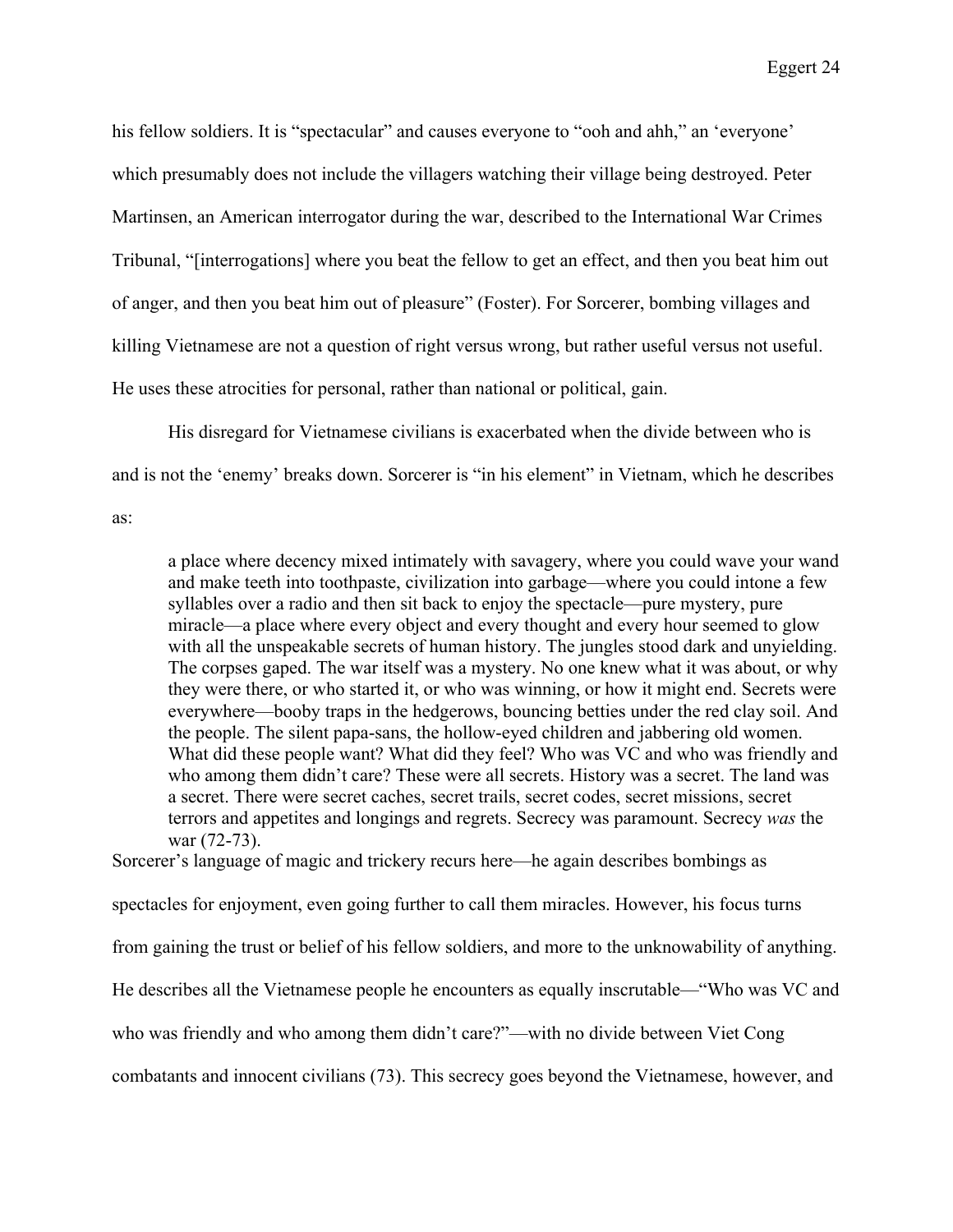his fellow soldiers. It is "spectacular" and causes everyone to "ooh and ahh," an 'everyone' which presumably does not include the villagers watching their village being destroyed. Peter Martinsen, an American interrogator during the war, described to the International War Crimes Tribunal, "[interrogations] where you beat the fellow to get an effect, and then you beat him out of anger, and then you beat him out of pleasure" (Foster). For Sorcerer, bombing villages and killing Vietnamese are not a question of right versus wrong, but rather useful versus not useful. He uses these atrocities for personal, rather than national or political, gain.

His disregard for Vietnamese civilians is exacerbated when the divide between who is and is not the 'enemy' breaks down. Sorcerer is "in his element" in Vietnam, which he describes as:

> a place where decency mixed intimately with savagery, where you could wave your wand and make teeth into toothpaste, civilization into garbage—where you could intone a few syllables over a radio and then sit back to enjoy the spectacle—pure mystery, pure miracle—a place where every object and every thought and every hour seemed to glow with all the unspeakable secrets of human history. The jungles stood dark and unyielding. The corpses gaped. The war itself was a mystery. No one knew what it was about, or why they were there, or who started it, or who was winning, or how it might end. Secrets were everywhere—booby traps in the hedgerows, bouncing betties under the red clay soil. And the people. The silent papa-sans, the hollow-eyed children and jabbering old women. What did these people want? What did they feel? Who was VC and who was friendly and who among them didn't care? These were all secrets. History was a secret. The land was a secret. There were secret caches, secret trails, secret codes, secret missions, secret terrors and appetites and longings and regrets. Secrecy was paramount. Secrecy *was* the war (72-73).

Sorcerer's language of magic and trickery recurs here—he again describes bombings as spectacles for enjoyment, even going further to call them miracles. However, his focus turns from gaining the trust or belief of his fellow soldiers, and more to the unknowability of anything. He describes all the Vietnamese people he encounters as equally inscrutable—"Who was VC and who was friendly and who among them didn't care?"—with no divide between Viet Cong combatants and innocent civilians (73). This secrecy goes beyond the Vietnamese, however, and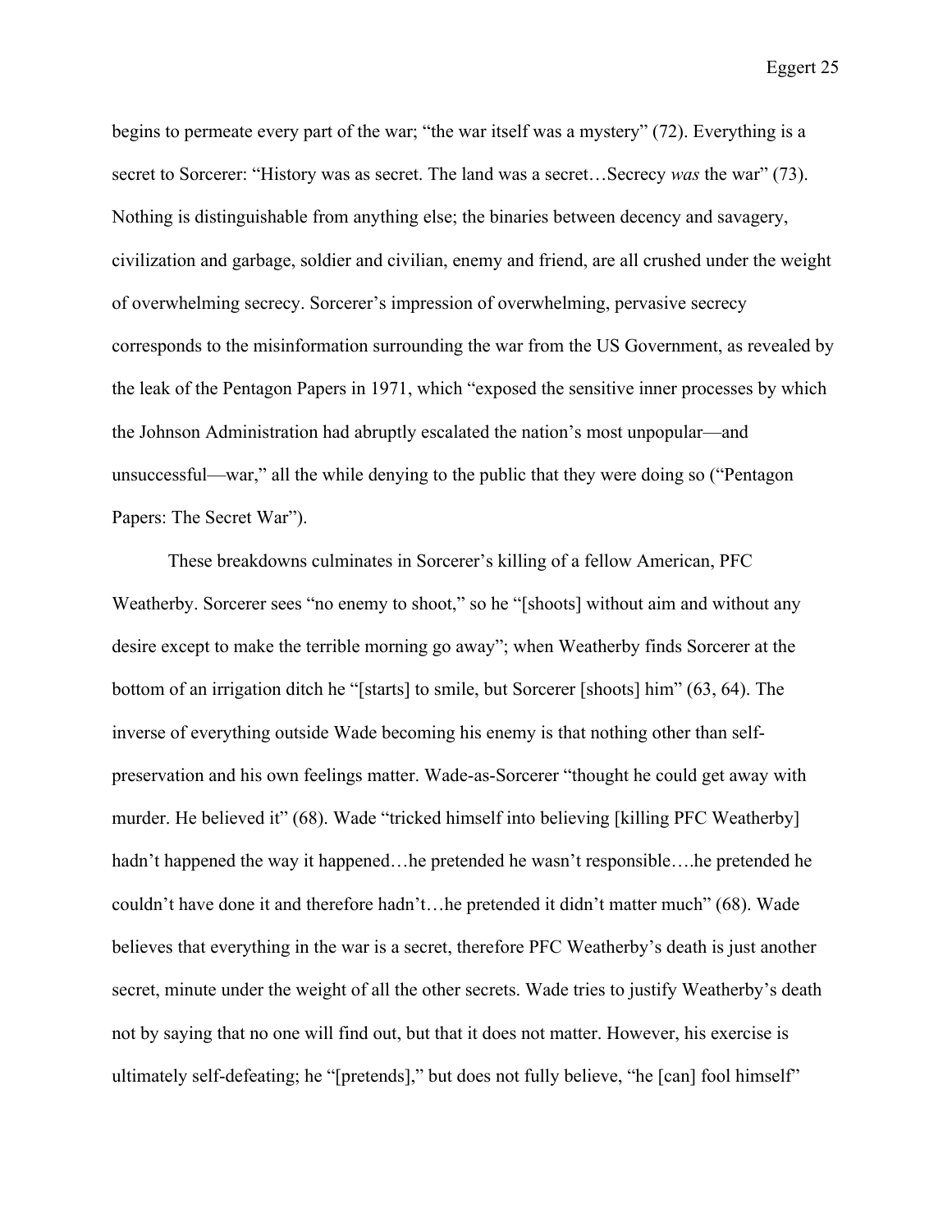begins to permeate every part of the war; "the war itself was a mystery" (72). Everything is a secret to Sorcerer: "History was as secret. The land was a secret…Secrecy *was* the war" (73). Nothing is distinguishable from anything else; the binaries between decency and savagery, civilization and garbage, soldier and civilian, enemy and friend, are all crushed under the weight of overwhelming secrecy. Sorcerer's impression of overwhelming, pervasive secrecy corresponds to the misinformation surrounding the war from the US Government, as revealed by the leak of the Pentagon Papers in 1971, which "exposed the sensitive inner processes by which the Johnson Administration had abruptly escalated the nation's most unpopular—and unsuccessful—war," all the while denying to the public that they were doing so ("Pentagon Papers: The Secret War").

These breakdowns culminates in Sorcerer's killing of a fellow American, PFC Weatherby. Sorcerer sees "no enemy to shoot," so he "[shoots] without aim and without any desire except to make the terrible morning go away"; when Weatherby finds Sorcerer at the bottom of an irrigation ditch he "[starts] to smile, but Sorcerer [shoots] him" (63, 64). The inverse of everything outside Wade becoming his enemy is that nothing other than self-preservation and his own feelings matter. Wade-as-Sorcerer "thought he could get away with murder. He believed it" (68). Wade "tricked himself into believing [killing PFC Weatherby] hadn't happened the way it happened…he pretended he wasn't responsible….he pretended he couldn't have done it and therefore hadn't…he pretended it didn't matter much" (68). Wade believes that everything in the war is a secret, therefore PFC Weatherby's death is just another secret, minute under the weight of all the other secrets. Wade tries to justify Weatherby's death not by saying that no one will find out, but that it does not matter. However, his exercise is ultimately self-defeating; he "[pretends]," but does not fully believe, "he [can] fool himself"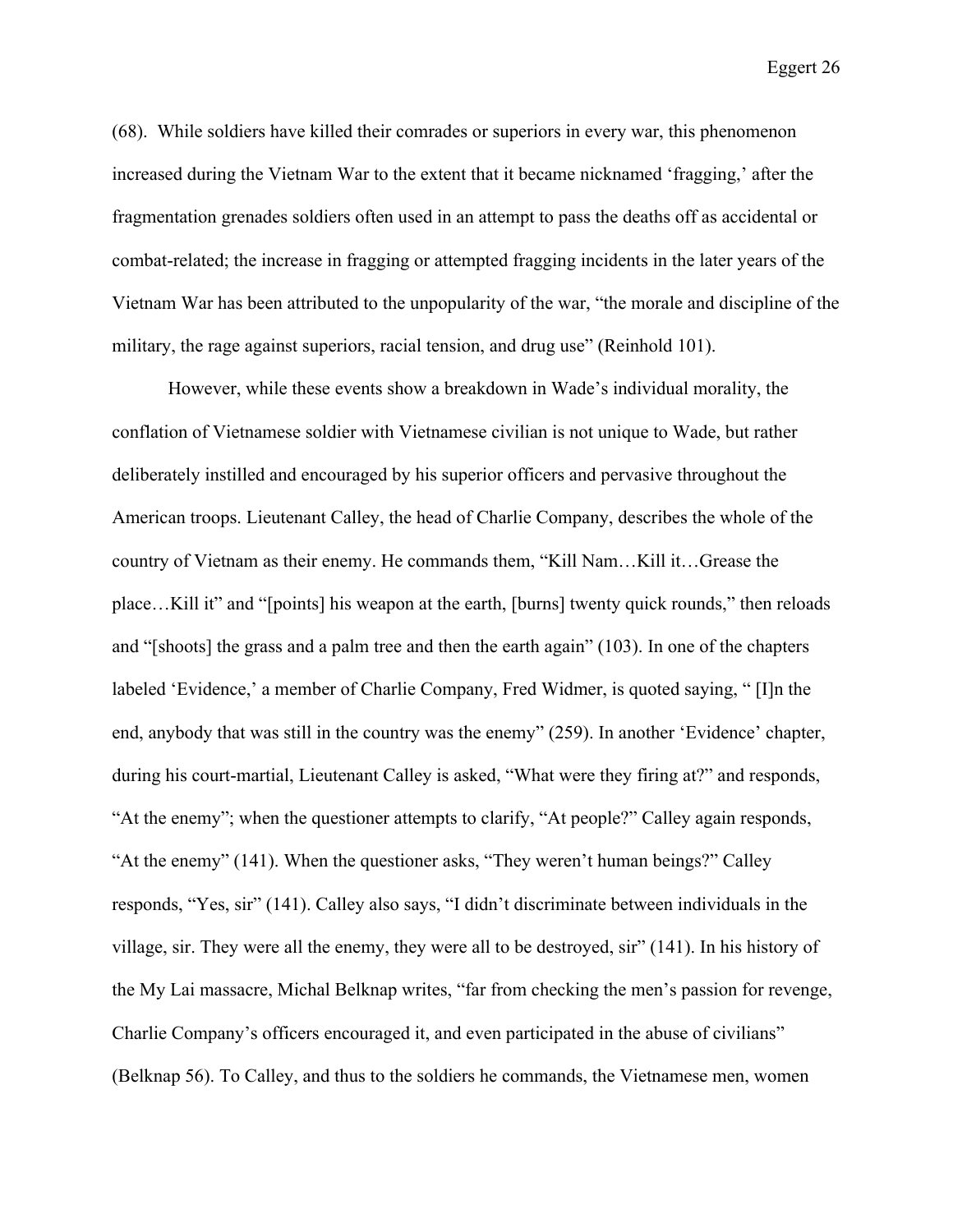(68). While soldiers have killed their comrades or superiors in every war, this phenomenon increased during the Vietnam War to the extent that it became nicknamed 'fragging,' after the fragmentation grenades soldiers often used in an attempt to pass the deaths off as accidental or combat-related; the increase in fragging or attempted fragging incidents in the later years of the Vietnam War has been attributed to the unpopularity of the war, "the morale and discipline of the military, the rage against superiors, racial tension, and drug use" (Reinhold 101).

However, while these events show a breakdown in Wade's individual morality, the conflation of Vietnamese soldier with Vietnamese civilian is not unique to Wade, but rather deliberately instilled and encouraged by his superior officers and pervasive throughout the American troops. Lieutenant Calley, the head of Charlie Company, describes the whole of the country of Vietnam as their enemy. He commands them, "Kill Nam…Kill it…Grease the place…Kill it" and "[points] his weapon at the earth, [burns] twenty quick rounds," then reloads and "[shoots] the grass and a palm tree and then the earth again" (103). In one of the chapters labeled 'Evidence,' a member of Charlie Company, Fred Widmer, is quoted saying, " [I]n the end, anybody that was still in the country was the enemy" (259). In another 'Evidence' chapter, during his court-martial, Lieutenant Calley is asked, "What were they firing at?" and responds, "At the enemy"; when the questioner attempts to clarify, "At people?" Calley again responds, "At the enemy" (141). When the questioner asks, "They weren't human beings?" Calley responds, "Yes, sir" (141). Calley also says, "I didn't discriminate between individuals in the village, sir. They were all the enemy, they were all to be destroyed, sir" (141). In his history of the My Lai massacre, Michal Belknap writes, "far from checking the men's passion for revenge, Charlie Company's officers encouraged it, and even participated in the abuse of civilians" (Belknap 56). To Calley, and thus to the soldiers he commands, the Vietnamese men, women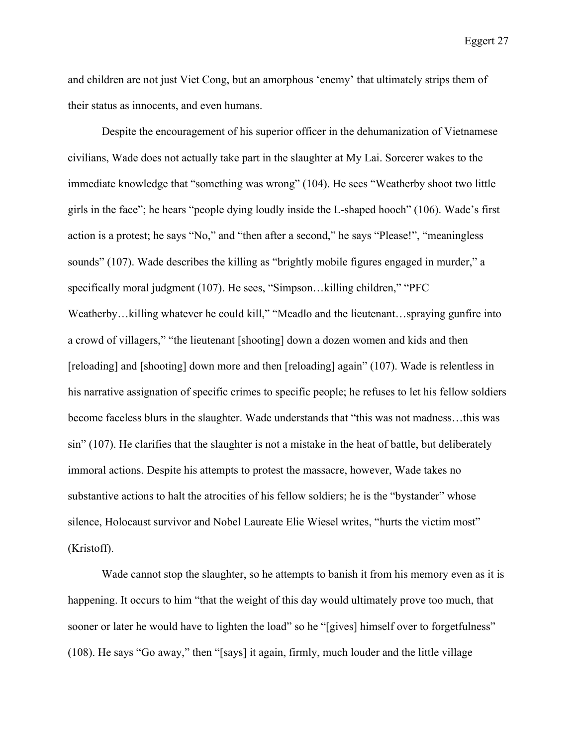and children are not just Viet Cong, but an amorphous 'enemy' that ultimately strips them of their status as innocents, and even humans.

Despite the encouragement of his superior officer in the dehumanization of Vietnamese civilians, Wade does not actually take part in the slaughter at My Lai. Sorcerer wakes to the immediate knowledge that "something was wrong" (104). He sees "Weatherby shoot two little girls in the face"; he hears "people dying loudly inside the L-shaped hooch" (106). Wade's first action is a protest; he says "No," and "then after a second," he says "Please!", "meaningless sounds" (107). Wade describes the killing as "brightly mobile figures engaged in murder," a specifically moral judgment (107). He sees, "Simpson…killing children," "PFC Weatherby…killing whatever he could kill," "Meadlo and the lieutenant…spraying gunfire into a crowd of villagers," "the lieutenant [shooting] down a dozen women and kids and then [reloading] and [shooting] down more and then [reloading] again" (107). Wade is relentless in his narrative assignation of specific crimes to specific people; he refuses to let his fellow soldiers become faceless blurs in the slaughter. Wade understands that "this was not madness…this was sin" (107). He clarifies that the slaughter is not a mistake in the heat of battle, but deliberately immoral actions. Despite his attempts to protest the massacre, however, Wade takes no substantive actions to halt the atrocities of his fellow soldiers; he is the "bystander" whose silence, Holocaust survivor and Nobel Laureate Elie Wiesel writes, "hurts the victim most" (Kristoff).

Wade cannot stop the slaughter, so he attempts to banish it from his memory even as it is happening. It occurs to him "that the weight of this day would ultimately prove too much, that sooner or later he would have to lighten the load" so he "[gives] himself over to forgetfulness" (108). He says "Go away," then "[says] it again, firmly, much louder and the little village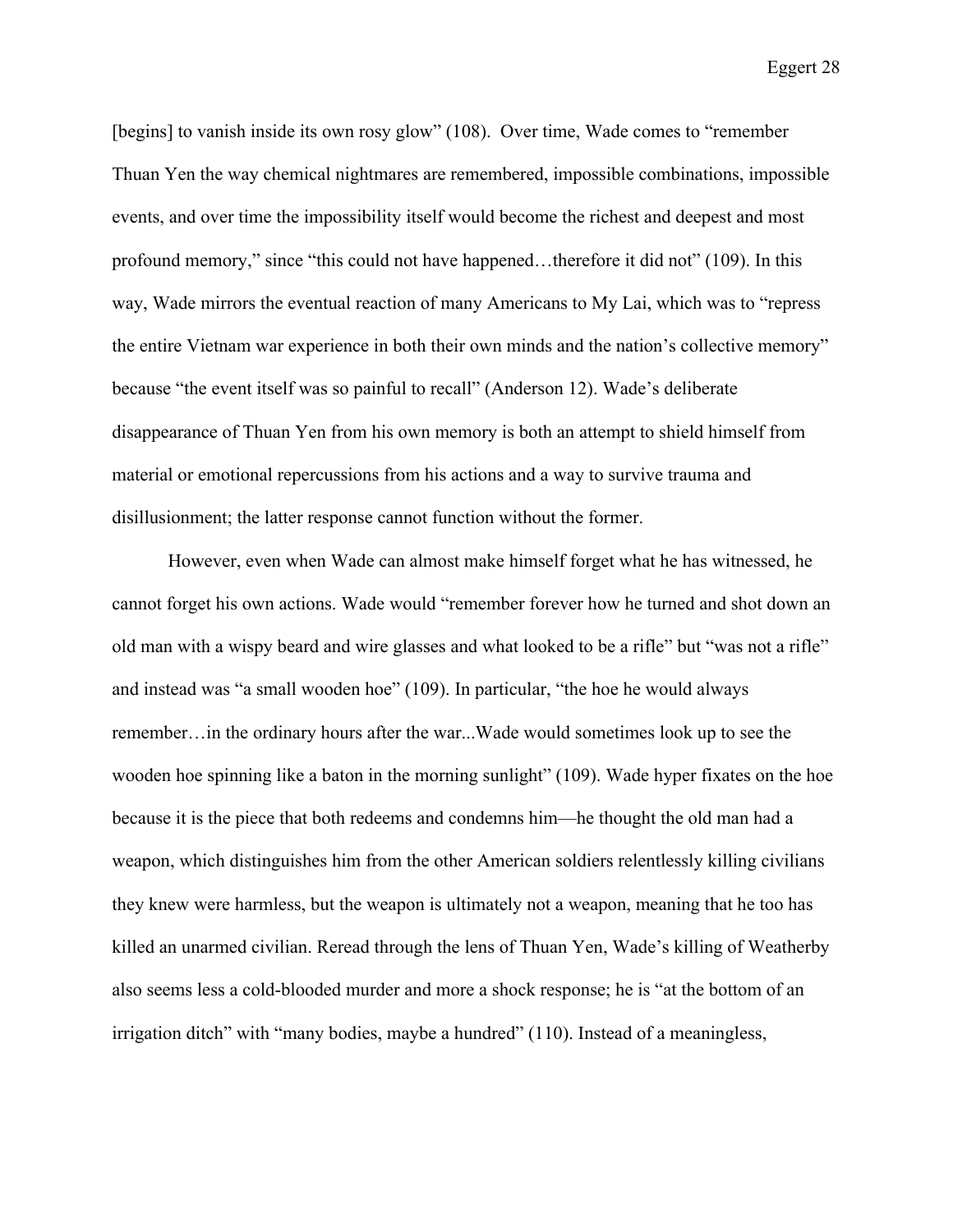[begins] to vanish inside its own rosy glow" (108). Over time, Wade comes to "remember Thuan Yen the way chemical nightmares are remembered, impossible combinations, impossible events, and over time the impossibility itself would become the richest and deepest and most profound memory," since "this could not have happened…therefore it did not" (109). In this way, Wade mirrors the eventual reaction of many Americans to My Lai, which was to "repress the entire Vietnam war experience in both their own minds and the nation's collective memory" because "the event itself was so painful to recall" (Anderson 12). Wade's deliberate disappearance of Thuan Yen from his own memory is both an attempt to shield himself from material or emotional repercussions from his actions and a way to survive trauma and disillusionment; the latter response cannot function without the former.

However, even when Wade can almost make himself forget what he has witnessed, he cannot forget his own actions. Wade would "remember forever how he turned and shot down an old man with a wispy beard and wire glasses and what looked to be a rifle" but "was not a rifle" and instead was "a small wooden hoe" (109). In particular, "the hoe he would always remember…in the ordinary hours after the war...Wade would sometimes look up to see the wooden hoe spinning like a baton in the morning sunlight" (109). Wade hyper fixates on the hoe because it is the piece that both redeems and condemns him—he thought the old man had a weapon, which distinguishes him from the other American soldiers relentlessly killing civilians they knew were harmless, but the weapon is ultimately not a weapon, meaning that he too has killed an unarmed civilian. Reread through the lens of Thuan Yen, Wade's killing of Weatherby also seems less a cold-blooded murder and more a shock response; he is "at the bottom of an irrigation ditch" with "many bodies, maybe a hundred" (110). Instead of a meaningless,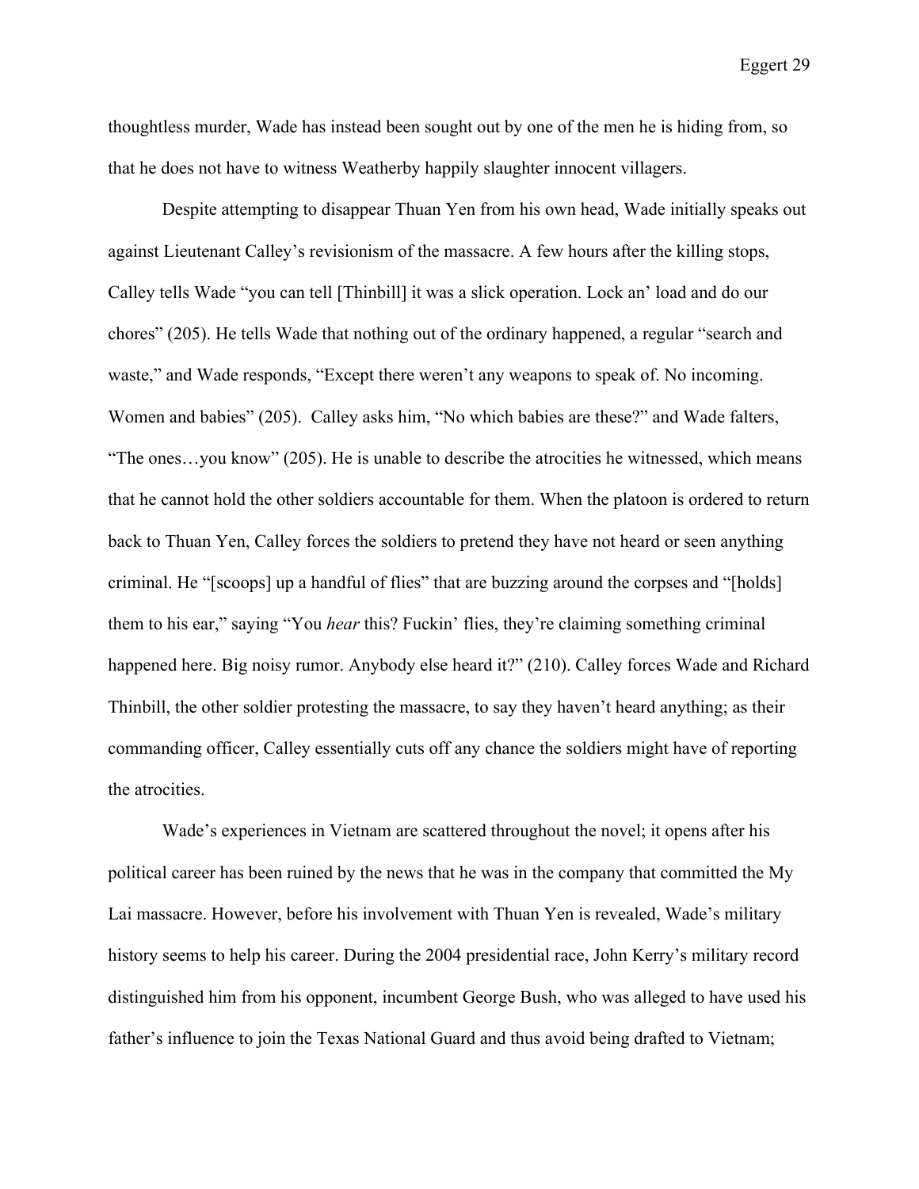thoughtless murder, Wade has instead been sought out by one of the men he is hiding from, so that he does not have to witness Weatherby happily slaughter innocent villagers.

Despite attempting to disappear Thuan Yen from his own head, Wade initially speaks out against Lieutenant Calley's revisionism of the massacre. A few hours after the killing stops, Calley tells Wade "you can tell [Thinbill] it was a slick operation. Lock an' load and do our chores" (205). He tells Wade that nothing out of the ordinary happened, a regular "search and waste," and Wade responds, "Except there weren't any weapons to speak of. No incoming. Women and babies" (205). Calley asks him, "No which babies are these?" and Wade falters, "The ones…you know" (205). He is unable to describe the atrocities he witnessed, which means that he cannot hold the other soldiers accountable for them. When the platoon is ordered to return back to Thuan Yen, Calley forces the soldiers to pretend they have not heard or seen anything criminal. He "[scoops] up a handful of flies" that are buzzing around the corpses and "[holds] them to his ear," saying "You *hear* this? Fuckin' flies, they're claiming something criminal happened here. Big noisy rumor. Anybody else heard it?" (210). Calley forces Wade and Richard Thinbill, the other soldier protesting the massacre, to say they haven't heard anything; as their commanding officer, Calley essentially cuts off any chance the soldiers might have of reporting the atrocities.

Wade's experiences in Vietnam are scattered throughout the novel; it opens after his political career has been ruined by the news that he was in the company that committed the My Lai massacre. However, before his involvement with Thuan Yen is revealed, Wade's military history seems to help his career. During the 2004 presidential race, John Kerry's military record distinguished him from his opponent, incumbent George Bush, who was alleged to have used his father's influence to join the Texas National Guard and thus avoid being drafted to Vietnam;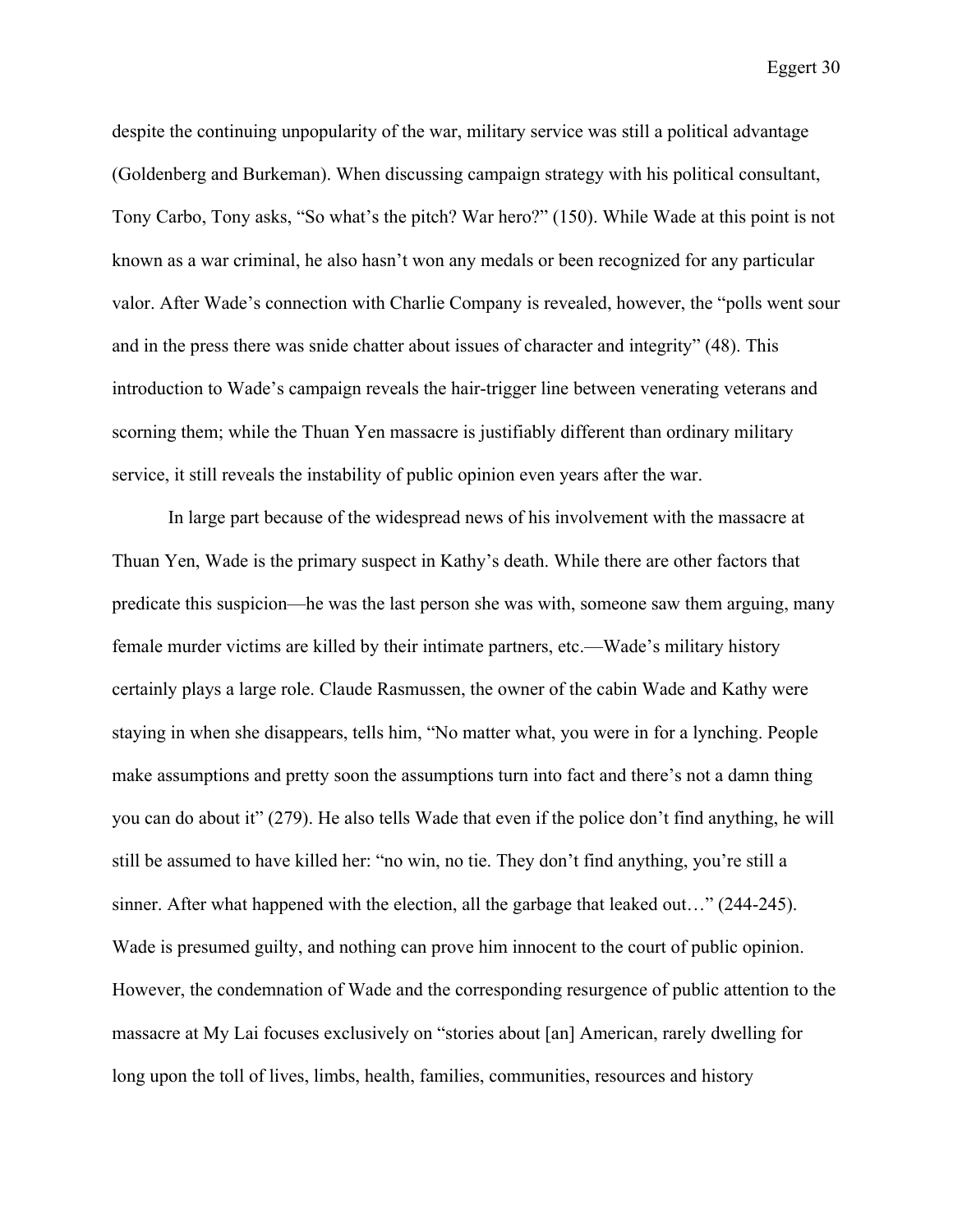despite the continuing unpopularity of the war, military service was still a political advantage (Goldenberg and Burkeman). When discussing campaign strategy with his political consultant, Tony Carbo, Tony asks, "So what's the pitch? War hero?" (150). While Wade at this point is not known as a war criminal, he also hasn't won any medals or been recognized for any particular valor. After Wade's connection with Charlie Company is revealed, however, the "polls went sour and in the press there was snide chatter about issues of character and integrity" (48). This introduction to Wade's campaign reveals the hair-trigger line between venerating veterans and scorning them; while the Thuan Yen massacre is justifiably different than ordinary military service, it still reveals the instability of public opinion even years after the war.

In large part because of the widespread news of his involvement with the massacre at Thuan Yen, Wade is the primary suspect in Kathy's death. While there are other factors that predicate this suspicion—he was the last person she was with, someone saw them arguing, many female murder victims are killed by their intimate partners, etc.—Wade's military history certainly plays a large role. Claude Rasmussen, the owner of the cabin Wade and Kathy were staying in when she disappears, tells him, "No matter what, you were in for a lynching. People make assumptions and pretty soon the assumptions turn into fact and there's not a damn thing you can do about it" (279). He also tells Wade that even if the police don't find anything, he will still be assumed to have killed her: "no win, no tie. They don't find anything, you're still a sinner. After what happened with the election, all the garbage that leaked out…" (244-245). Wade is presumed guilty, and nothing can prove him innocent to the court of public opinion. However, the condemnation of Wade and the corresponding resurgence of public attention to the massacre at My Lai focuses exclusively on "stories about [an] American, rarely dwelling for long upon the toll of lives, limbs, health, families, communities, resources and history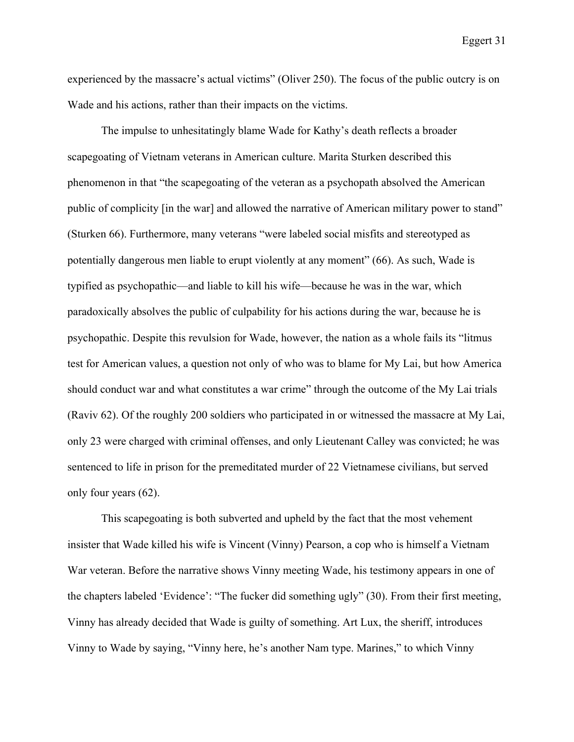experienced by the massacre's actual victims" (Oliver 250). The focus of the public outcry is on Wade and his actions, rather than their impacts on the victims.

The impulse to unhesitatingly blame Wade for Kathy's death reflects a broader scapegoating of Vietnam veterans in American culture. Marita Sturken described this phenomenon in that "the scapegoating of the veteran as a psychopath absolved the American public of complicity [in the war] and allowed the narrative of American military power to stand" (Sturken 66). Furthermore, many veterans "were labeled social misfits and stereotyped as potentially dangerous men liable to erupt violently at any moment" (66). As such, Wade is typified as psychopathic—and liable to kill his wife—because he was in the war, which paradoxically absolves the public of culpability for his actions during the war, because he is psychopathic. Despite this revulsion for Wade, however, the nation as a whole fails its "litmus test for American values, a question not only of who was to blame for My Lai, but how America should conduct war and what constitutes a war crime" through the outcome of the My Lai trials (Raviv 62). Of the roughly 200 soldiers who participated in or witnessed the massacre at My Lai, only 23 were charged with criminal offenses, and only Lieutenant Calley was convicted; he was sentenced to life in prison for the premeditated murder of 22 Vietnamese civilians, but served only four years (62).

This scapegoating is both subverted and upheld by the fact that the most vehement insister that Wade killed his wife is Vincent (Vinny) Pearson, a cop who is himself a Vietnam War veteran. Before the narrative shows Vinny meeting Wade, his testimony appears in one of the chapters labeled 'Evidence': "The fucker did something ugly" (30). From their first meeting, Vinny has already decided that Wade is guilty of something. Art Lux, the sheriff, introduces Vinny to Wade by saying, "Vinny here, he's another Nam type. Marines," to which Vinny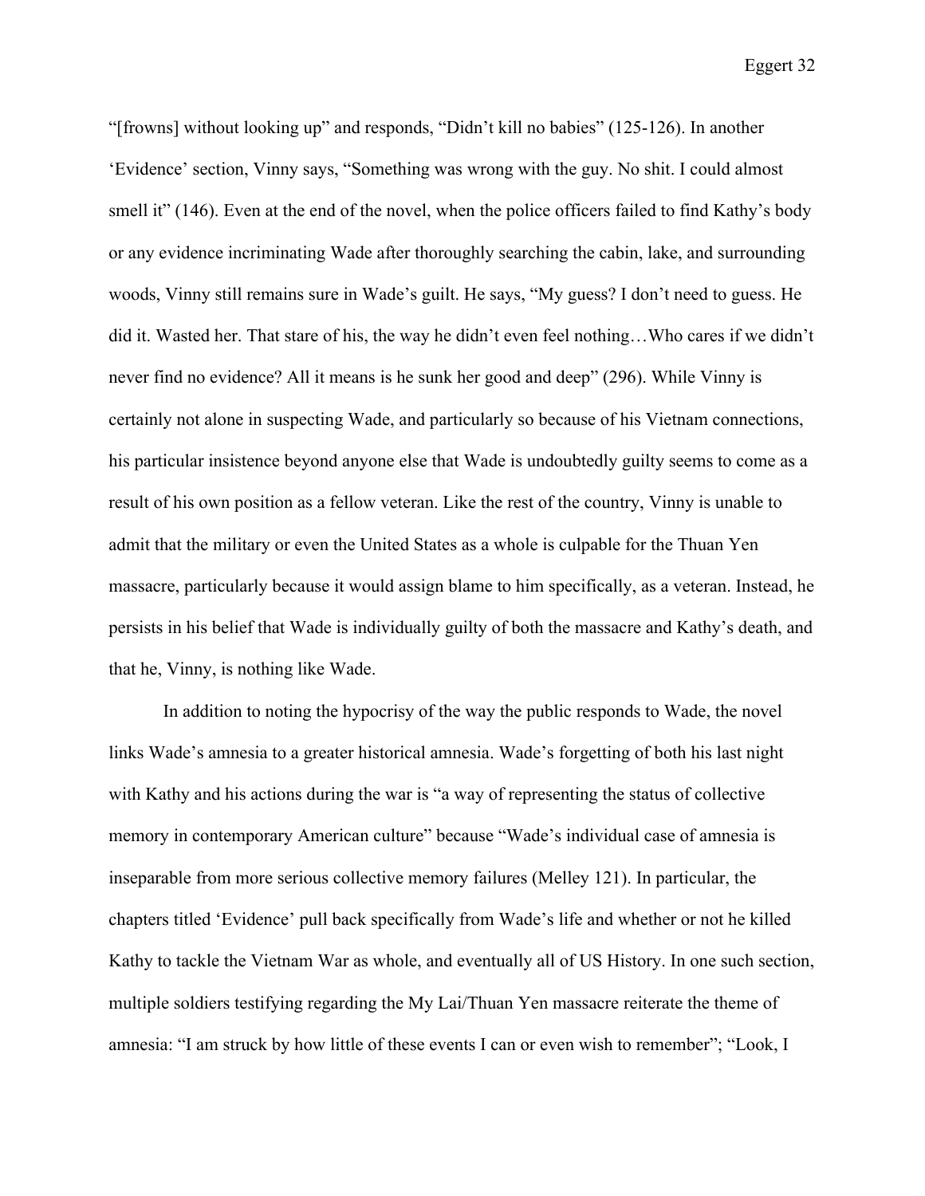"[frowns] without looking up" and responds, "Didn't kill no babies" (125-126). In another 'Evidence' section, Vinny says, "Something was wrong with the guy. No shit. I could almost smell it" (146). Even at the end of the novel, when the police officers failed to find Kathy's body or any evidence incriminating Wade after thoroughly searching the cabin, lake, and surrounding woods, Vinny still remains sure in Wade's guilt. He says, "My guess? I don't need to guess. He did it. Wasted her. That stare of his, the way he didn't even feel nothing…Who cares if we didn't never find no evidence? All it means is he sunk her good and deep" (296). While Vinny is certainly not alone in suspecting Wade, and particularly so because of his Vietnam connections, his particular insistence beyond anyone else that Wade is undoubtedly guilty seems to come as a result of his own position as a fellow veteran. Like the rest of the country, Vinny is unable to admit that the military or even the United States as a whole is culpable for the Thuan Yen massacre, particularly because it would assign blame to him specifically, as a veteran. Instead, he persists in his belief that Wade is individually guilty of both the massacre and Kathy's death, and that he, Vinny, is nothing like Wade.

In addition to noting the hypocrisy of the way the public responds to Wade, the novel links Wade's amnesia to a greater historical amnesia. Wade's forgetting of both his last night with Kathy and his actions during the war is "a way of representing the status of collective memory in contemporary American culture" because "Wade's individual case of amnesia is inseparable from more serious collective memory failures (Melley 121). In particular, the chapters titled 'Evidence' pull back specifically from Wade's life and whether or not he killed Kathy to tackle the Vietnam War as whole, and eventually all of US History. In one such section, multiple soldiers testifying regarding the My Lai/Thuan Yen massacre reiterate the theme of amnesia: "I am struck by how little of these events I can or even wish to remember"; "Look, I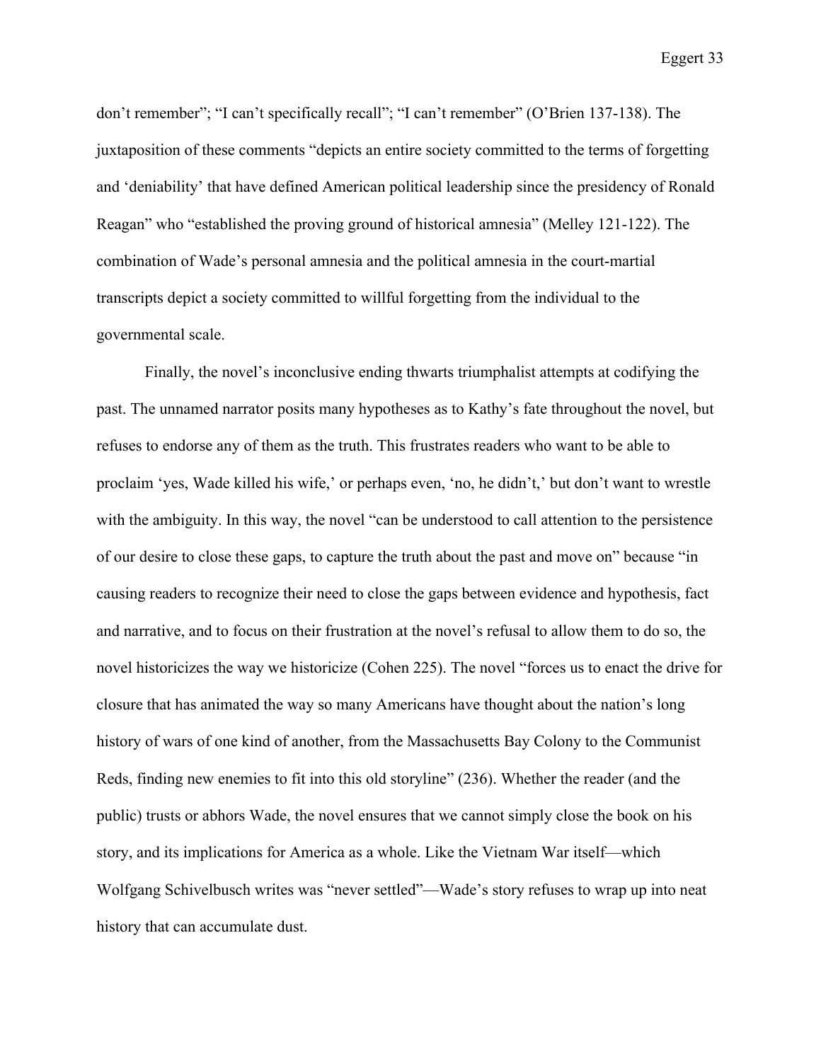don't remember"; "I can't specifically recall"; "I can't remember" (O'Brien 137-138). The juxtaposition of these comments "depicts an entire society committed to the terms of forgetting and 'deniability' that have defined American political leadership since the presidency of Ronald Reagan" who "established the proving ground of historical amnesia" (Melley 121-122). The combination of Wade's personal amnesia and the political amnesia in the court-martial transcripts depict a society committed to willful forgetting from the individual to the governmental scale.

Finally, the novel's inconclusive ending thwarts triumphalist attempts at codifying the past. The unnamed narrator posits many hypotheses as to Kathy's fate throughout the novel, but refuses to endorse any of them as the truth. This frustrates readers who want to be able to proclaim 'yes, Wade killed his wife,' or perhaps even, 'no, he didn't,' but don't want to wrestle with the ambiguity. In this way, the novel "can be understood to call attention to the persistence of our desire to close these gaps, to capture the truth about the past and move on" because "in causing readers to recognize their need to close the gaps between evidence and hypothesis, fact and narrative, and to focus on their frustration at the novel's refusal to allow them to do so, the novel historicizes the way we historicize (Cohen 225). The novel "forces us to enact the drive for closure that has animated the way so many Americans have thought about the nation's long history of wars of one kind of another, from the Massachusetts Bay Colony to the Communist Reds, finding new enemies to fit into this old storyline" (236). Whether the reader (and the public) trusts or abhors Wade, the novel ensures that we cannot simply close the book on his story, and its implications for America as a whole. Like the Vietnam War itself—which Wolfgang Schivelbusch writes was "never settled"—Wade's story refuses to wrap up into neat history that can accumulate dust.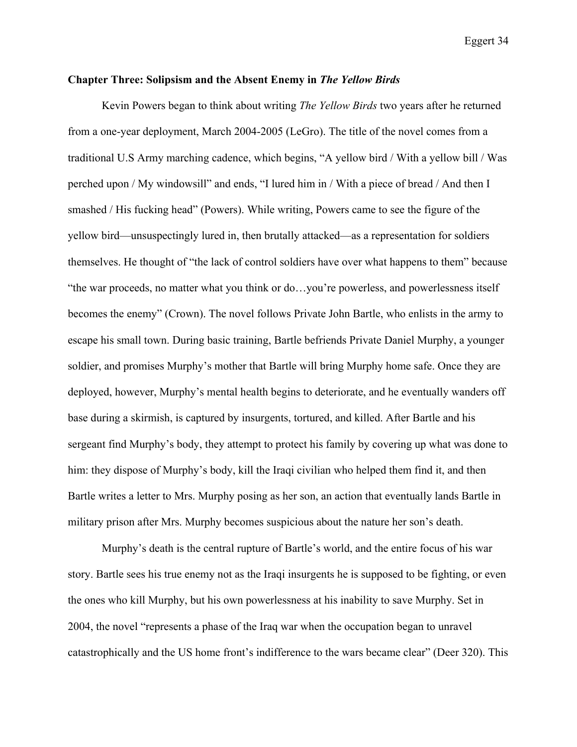## Chapter Three: Solipsism and the Absent Enemy in *The Yellow Birds*

Kevin Powers began to think about writing *The Yellow Birds* two years after he returned from a one-year deployment, March 2004-2005 (LeGro). The title of the novel comes from a traditional U.S Army marching cadence, which begins, "A yellow bird / With a yellow bill / Was perched upon / My windowsill" and ends, "I lured him in / With a piece of bread / And then I smashed / His fucking head" (Powers). While writing, Powers came to see the figure of the yellow bird—unsuspectingly lured in, then brutally attacked—as a representation for soldiers themselves. He thought of "the lack of control soldiers have over what happens to them" because "the war proceeds, no matter what you think or do…you're powerless, and powerlessness itself becomes the enemy" (Crown). The novel follows Private John Bartle, who enlists in the army to escape his small town. During basic training, Bartle befriends Private Daniel Murphy, a younger soldier, and promises Murphy's mother that Bartle will bring Murphy home safe. Once they are deployed, however, Murphy's mental health begins to deteriorate, and he eventually wanders off base during a skirmish, is captured by insurgents, tortured, and killed. After Bartle and his sergeant find Murphy's body, they attempt to protect his family by covering up what was done to him: they dispose of Murphy's body, kill the Iraqi civilian who helped them find it, and then Bartle writes a letter to Mrs. Murphy posing as her son, an action that eventually lands Bartle in military prison after Mrs. Murphy becomes suspicious about the nature her son's death.

Murphy's death is the central rupture of Bartle's world, and the entire focus of his war story. Bartle sees his true enemy not as the Iraqi insurgents he is supposed to be fighting, or even the ones who kill Murphy, but his own powerlessness at his inability to save Murphy. Set in 2004, the novel "represents a phase of the Iraq war when the occupation began to unravel catastrophically and the US home front's indifference to the wars became clear" (Deer 320). This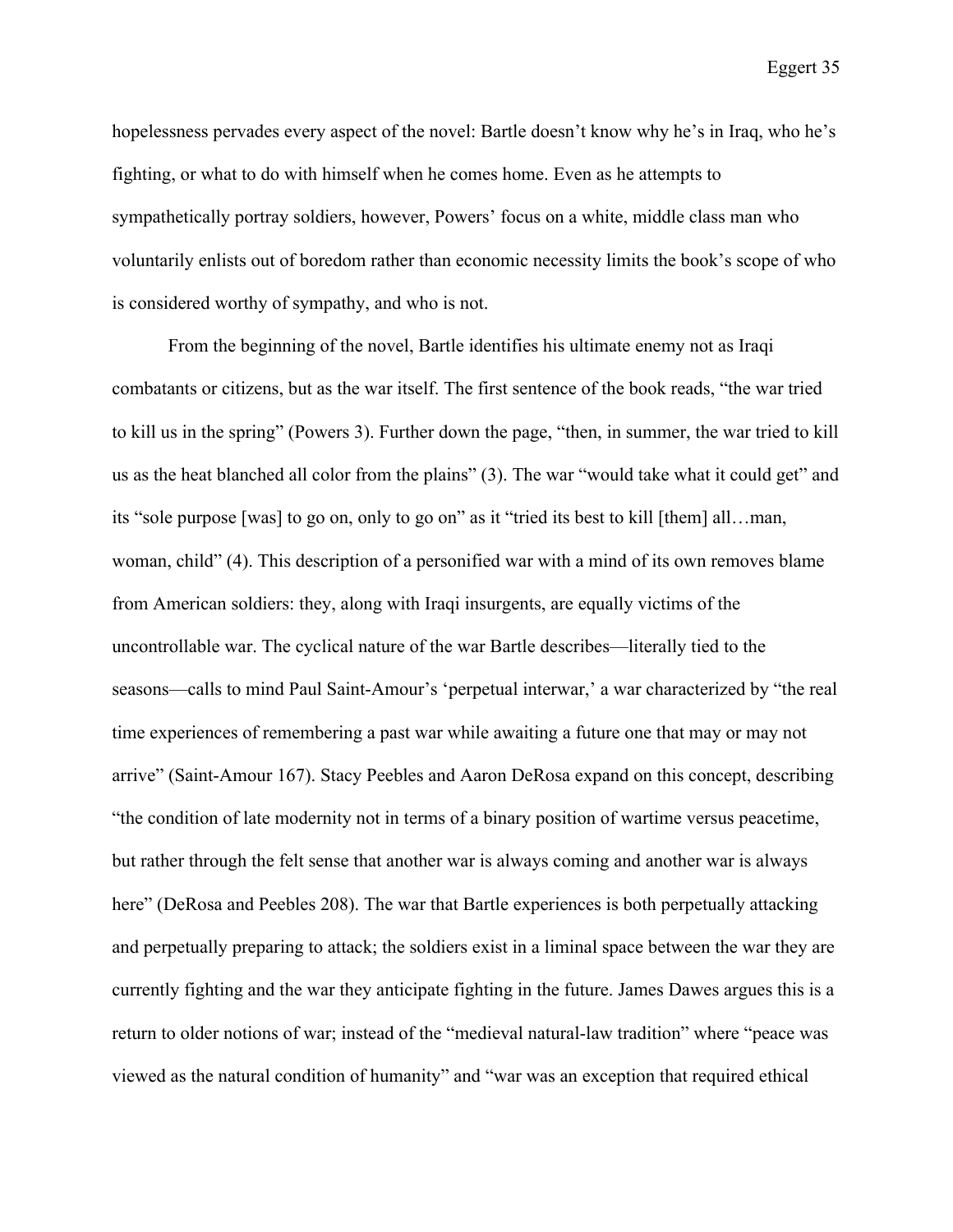hopelessness pervades every aspect of the novel: Bartle doesn't know why he's in Iraq, who he's fighting, or what to do with himself when he comes home. Even as he attempts to sympathetically portray soldiers, however, Powers' focus on a white, middle class man who voluntarily enlists out of boredom rather than economic necessity limits the book's scope of who is considered worthy of sympathy, and who is not.

From the beginning of the novel, Bartle identifies his ultimate enemy not as Iraqi combatants or citizens, but as the war itself. The first sentence of the book reads, "the war tried to kill us in the spring" (Powers 3). Further down the page, "then, in summer, the war tried to kill us as the heat blanched all color from the plains" (3). The war "would take what it could get" and its "sole purpose [was] to go on, only to go on" as it "tried its best to kill [them] all…man, woman, child" (4). This description of a personified war with a mind of its own removes blame from American soldiers: they, along with Iraqi insurgents, are equally victims of the uncontrollable war. The cyclical nature of the war Bartle describes—literally tied to the seasons—calls to mind Paul Saint-Amour's 'perpetual interwar,' a war characterized by "the real time experiences of remembering a past war while awaiting a future one that may or may not arrive" (Saint-Amour 167). Stacy Peebles and Aaron DeRosa expand on this concept, describing "the condition of late modernity not in terms of a binary position of wartime versus peacetime, but rather through the felt sense that another war is always coming and another war is always here" (DeRosa and Peebles 208). The war that Bartle experiences is both perpetually attacking and perpetually preparing to attack; the soldiers exist in a liminal space between the war they are currently fighting and the war they anticipate fighting in the future. James Dawes argues this is a return to older notions of war; instead of the "medieval natural-law tradition" where "peace was viewed as the natural condition of humanity" and "war was an exception that required ethical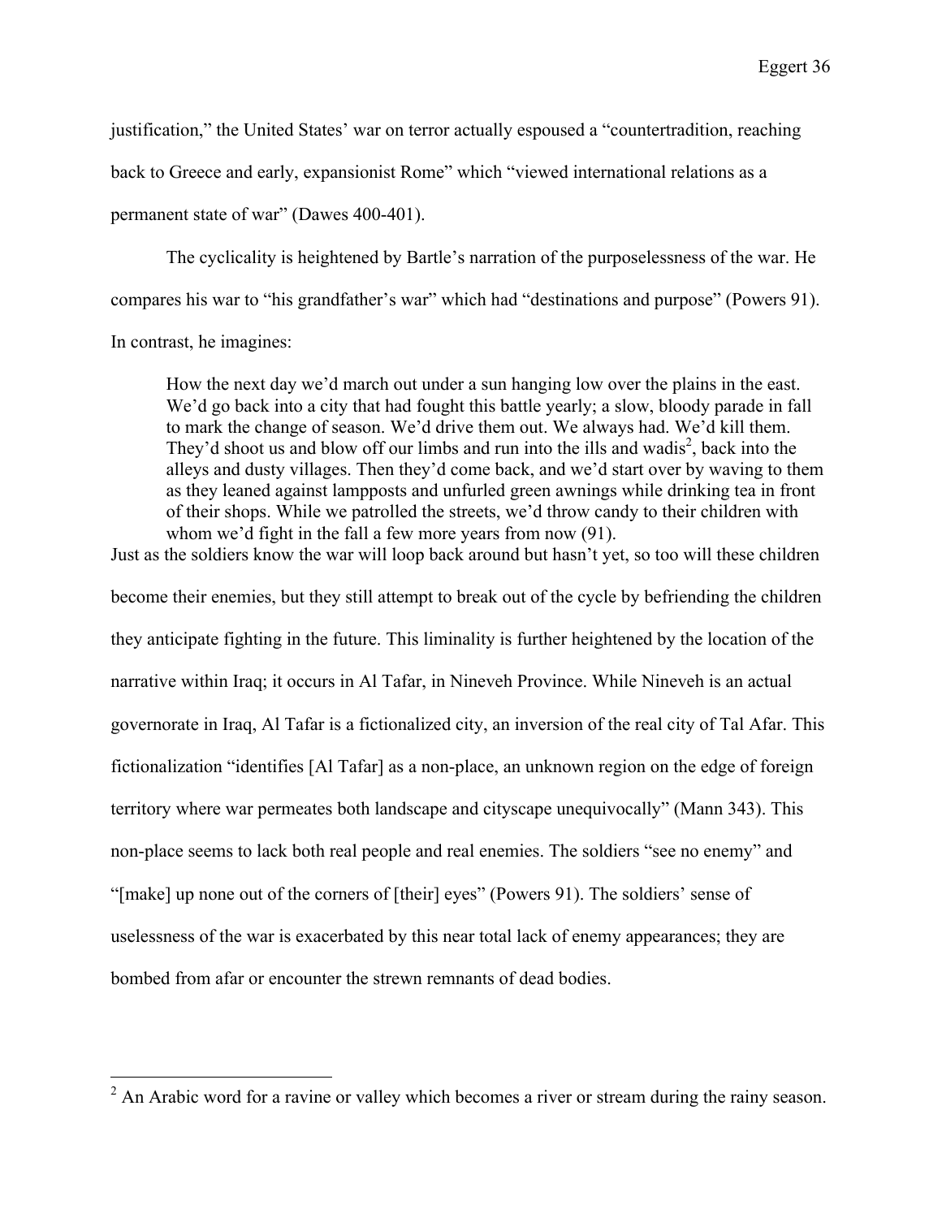justification," the United States' war on terror actually espoused a "countertradition, reaching back to Greece and early, expansionist Rome" which "viewed international relations as a permanent state of war" (Dawes 400-401).

The cyclicality is heightened by Bartle's narration of the purposelessness of the war. He compares his war to "his grandfather's war" which had "destinations and purpose" (Powers 91). In contrast, he imagines:

> How the next day we'd march out under a sun hanging low over the plains in the east. We'd go back into a city that had fought this battle yearly; a slow, bloody parade in fall to mark the change of season. We'd drive them out. We always had. We'd kill them. They'd shoot us and blow off our limbs and run into the ills and wadis[2], back into the alleys and dusty villages. Then they'd come back, and we'd start over by waving to them as they leaned against lampposts and unfurled green awnings while drinking tea in front of their shops. While we patrolled the streets, we'd throw candy to their children with whom we'd fight in the fall a few more years from now (91).

Just as the soldiers know the war will loop back around but hasn't yet, so too will these children become their enemies, but they still attempt to break out of the cycle by befriending the children they anticipate fighting in the future. This liminality is further heightened by the location of the narrative within Iraq; it occurs in Al Tafar, in Nineveh Province. While Nineveh is an actual governorate in Iraq, Al Tafar is a fictionalized city, an inversion of the real city of Tal Afar. This fictionalization "identifies [Al Tafar] as a non-place, an unknown region on the edge of foreign territory where war permeates both landscape and cityscape unequivocally" (Mann 343). This non-place seems to lack both real people and real enemies. The soldiers "see no enemy" and "[make] up none out of the corners of [their] eyes" (Powers 91). The soldiers' sense of uselessness of the war is exacerbated by this near total lack of enemy appearances; they are bombed from afar or encounter the strewn remnants of dead bodies.

[2] An Arabic word for a ravine or valley which becomes a river or stream during the rainy season.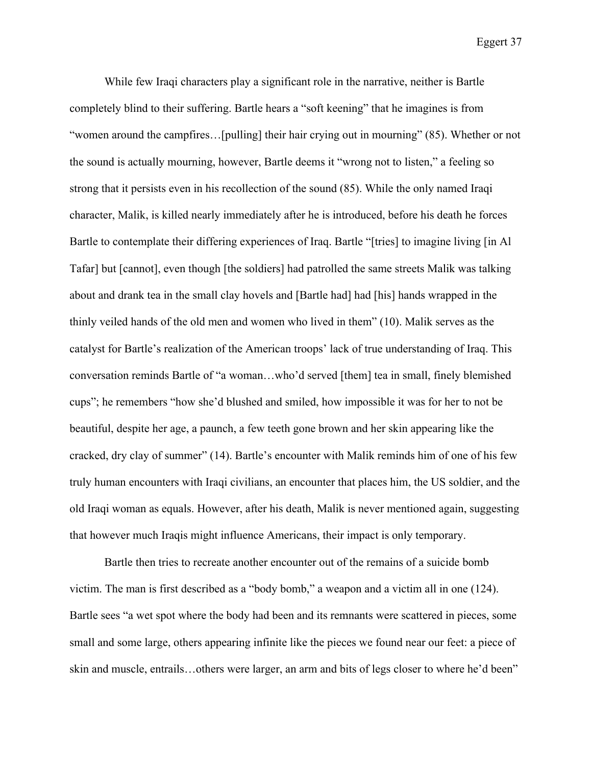While few Iraqi characters play a significant role in the narrative, neither is Bartle completely blind to their suffering. Bartle hears a "soft keening" that he imagines is from "women around the campfires…[pulling] their hair crying out in mourning" (85). Whether or not the sound is actually mourning, however, Bartle deems it "wrong not to listen," a feeling so strong that it persists even in his recollection of the sound (85). While the only named Iraqi character, Malik, is killed nearly immediately after he is introduced, before his death he forces Bartle to contemplate their differing experiences of Iraq. Bartle "[tries] to imagine living [in Al Tafar] but [cannot], even though [the soldiers] had patrolled the same streets Malik was talking about and drank tea in the small clay hovels and [Bartle had] had [his] hands wrapped in the thinly veiled hands of the old men and women who lived in them" (10). Malik serves as the catalyst for Bartle's realization of the American troops' lack of true understanding of Iraq. This conversation reminds Bartle of "a woman…who'd served [them] tea in small, finely blemished cups"; he remembers "how she'd blushed and smiled, how impossible it was for her to not be beautiful, despite her age, a paunch, a few teeth gone brown and her skin appearing like the cracked, dry clay of summer" (14). Bartle's encounter with Malik reminds him of one of his few truly human encounters with Iraqi civilians, an encounter that places him, the US soldier, and the old Iraqi woman as equals. However, after his death, Malik is never mentioned again, suggesting that however much Iraqis might influence Americans, their impact is only temporary.

Bartle then tries to recreate another encounter out of the remains of a suicide bomb victim. The man is first described as a "body bomb," a weapon and a victim all in one (124). Bartle sees "a wet spot where the body had been and its remnants were scattered in pieces, some small and some large, others appearing infinite like the pieces we found near our feet: a piece of skin and muscle, entrails…others were larger, an arm and bits of legs closer to where he'd been"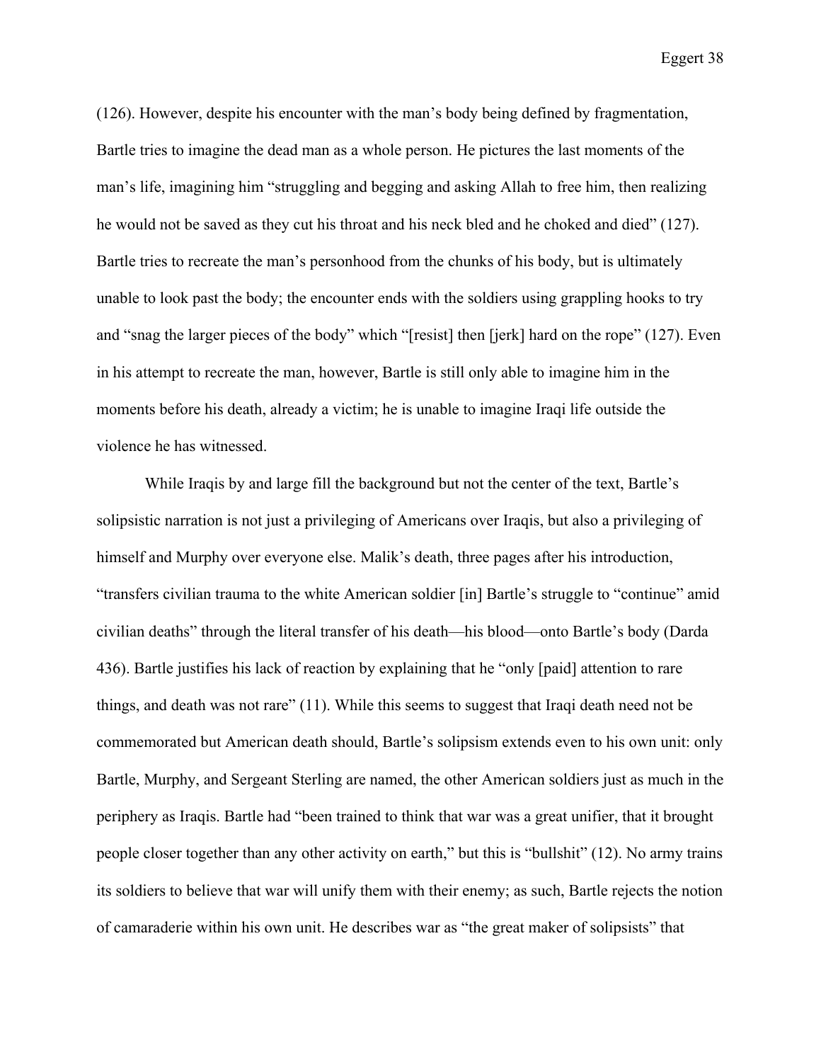(126). However, despite his encounter with the man's body being defined by fragmentation, Bartle tries to imagine the dead man as a whole person. He pictures the last moments of the man's life, imagining him "struggling and begging and asking Allah to free him, then realizing he would not be saved as they cut his throat and his neck bled and he choked and died" (127). Bartle tries to recreate the man's personhood from the chunks of his body, but is ultimately unable to look past the body; the encounter ends with the soldiers using grappling hooks to try and "snag the larger pieces of the body" which "[resist] then [jerk] hard on the rope" (127). Even in his attempt to recreate the man, however, Bartle is still only able to imagine him in the moments before his death, already a victim; he is unable to imagine Iraqi life outside the violence he has witnessed.

While Iraqis by and large fill the background but not the center of the text, Bartle's solipsistic narration is not just a privileging of Americans over Iraqis, but also a privileging of himself and Murphy over everyone else. Malik's death, three pages after his introduction, "transfers civilian trauma to the white American soldier [in] Bartle's struggle to "continue" amid civilian deaths" through the literal transfer of his death—his blood—onto Bartle's body (Darda 436). Bartle justifies his lack of reaction by explaining that he "only [paid] attention to rare things, and death was not rare" (11). While this seems to suggest that Iraqi death need not be commemorated but American death should, Bartle's solipsism extends even to his own unit: only Bartle, Murphy, and Sergeant Sterling are named, the other American soldiers just as much in the periphery as Iraqis. Bartle had "been trained to think that war was a great unifier, that it brought people closer together than any other activity on earth," but this is "bullshit" (12). No army trains its soldiers to believe that war will unify them with their enemy; as such, Bartle rejects the notion of camaraderie within his own unit. He describes war as "the great maker of solipsists" that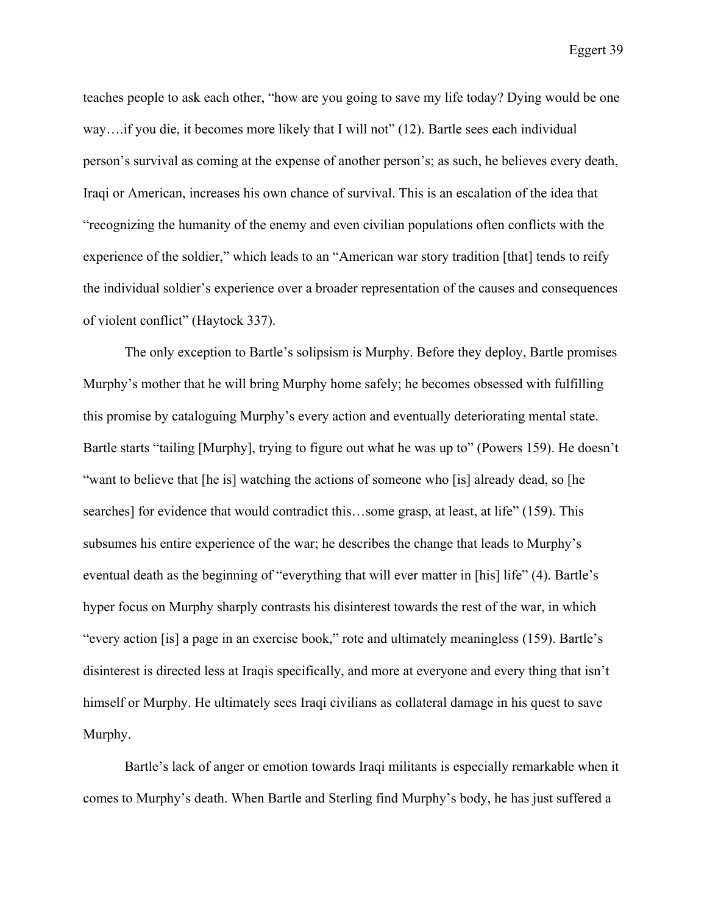teaches people to ask each other, "how are you going to save my life today? Dying would be one way….if you die, it becomes more likely that I will not" (12). Bartle sees each individual person's survival as coming at the expense of another person's; as such, he believes every death, Iraqi or American, increases his own chance of survival. This is an escalation of the idea that "recognizing the humanity of the enemy and even civilian populations often conflicts with the experience of the soldier," which leads to an "American war story tradition [that] tends to reify the individual soldier's experience over a broader representation of the causes and consequences of violent conflict" (Haytock 337).

The only exception to Bartle's solipsism is Murphy. Before they deploy, Bartle promises Murphy's mother that he will bring Murphy home safely; he becomes obsessed with fulfilling this promise by cataloguing Murphy's every action and eventually deteriorating mental state. Bartle starts "tailing [Murphy], trying to figure out what he was up to" (Powers 159). He doesn't "want to believe that [he is] watching the actions of someone who [is] already dead, so [he searches] for evidence that would contradict this…some grasp, at least, at life" (159). This subsumes his entire experience of the war; he describes the change that leads to Murphy's eventual death as the beginning of "everything that will ever matter in [his] life" (4). Bartle's hyper focus on Murphy sharply contrasts his disinterest towards the rest of the war, in which "every action [is] a page in an exercise book," rote and ultimately meaningless (159). Bartle's disinterest is directed less at Iraqis specifically, and more at everyone and every thing that isn't himself or Murphy. He ultimately sees Iraqi civilians as collateral damage in his quest to save Murphy.

Bartle's lack of anger or emotion towards Iraqi militants is especially remarkable when it comes to Murphy's death. When Bartle and Sterling find Murphy's body, he has just suffered a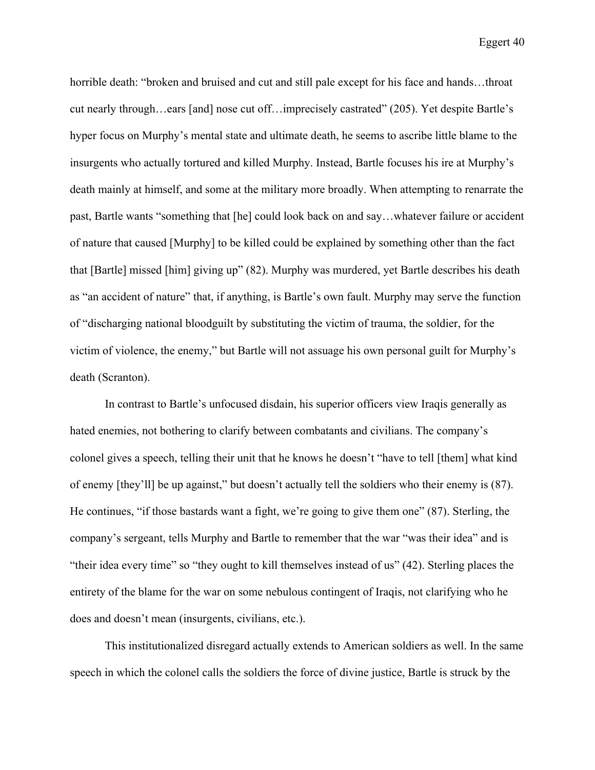horrible death: "broken and bruised and cut and still pale except for his face and hands…throat cut nearly through…ears [and] nose cut off…imprecisely castrated" (205). Yet despite Bartle's hyper focus on Murphy's mental state and ultimate death, he seems to ascribe little blame to the insurgents who actually tortured and killed Murphy. Instead, Bartle focuses his ire at Murphy's death mainly at himself, and some at the military more broadly. When attempting to renarrate the past, Bartle wants "something that [he] could look back on and say…whatever failure or accident of nature that caused [Murphy] to be killed could be explained by something other than the fact that [Bartle] missed [him] giving up" (82). Murphy was murdered, yet Bartle describes his death as "an accident of nature" that, if anything, is Bartle's own fault. Murphy may serve the function of "discharging national bloodguilt by substituting the victim of trauma, the soldier, for the victim of violence, the enemy," but Bartle will not assuage his own personal guilt for Murphy's death (Scranton).

In contrast to Bartle's unfocused disdain, his superior officers view Iraqis generally as hated enemies, not bothering to clarify between combatants and civilians. The company's colonel gives a speech, telling their unit that he knows he doesn't "have to tell [them] what kind of enemy [they'll] be up against," but doesn't actually tell the soldiers who their enemy is (87). He continues, "if those bastards want a fight, we're going to give them one" (87). Sterling, the company's sergeant, tells Murphy and Bartle to remember that the war "was their idea" and is "their idea every time" so "they ought to kill themselves instead of us" (42). Sterling places the entirety of the blame for the war on some nebulous contingent of Iraqis, not clarifying who he does and doesn't mean (insurgents, civilians, etc.).

This institutionalized disregard actually extends to American soldiers as well. In the same speech in which the colonel calls the soldiers the force of divine justice, Bartle is struck by the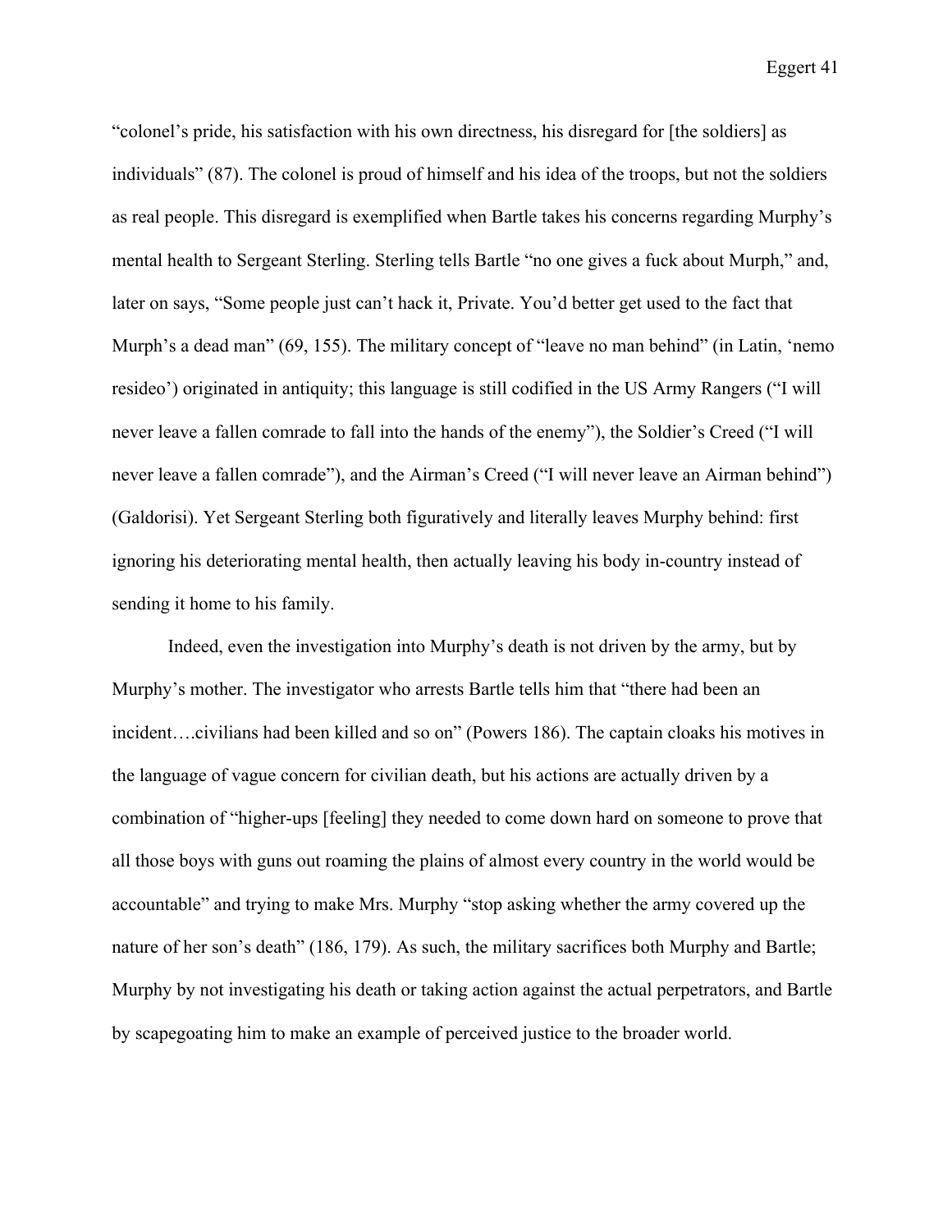"colonel's pride, his satisfaction with his own directness, his disregard for [the soldiers] as individuals" (87). The colonel is proud of himself and his idea of the troops, but not the soldiers as real people. This disregard is exemplified when Bartle takes his concerns regarding Murphy's mental health to Sergeant Sterling. Sterling tells Bartle "no one gives a fuck about Murph," and, later on says, "Some people just can't hack it, Private. You'd better get used to the fact that Murph's a dead man" (69, 155). The military concept of "leave no man behind" (in Latin, 'nemo resideo') originated in antiquity; this language is still codified in the US Army Rangers ("I will never leave a fallen comrade to fall into the hands of the enemy"), the Soldier's Creed ("I will never leave a fallen comrade"), and the Airman's Creed ("I will never leave an Airman behind") (Galdorisi). Yet Sergeant Sterling both figuratively and literally leaves Murphy behind: first ignoring his deteriorating mental health, then actually leaving his body in-country instead of sending it home to his family.

Indeed, even the investigation into Murphy's death is not driven by the army, but by Murphy's mother. The investigator who arrests Bartle tells him that "there had been an incident….civilians had been killed and so on" (Powers 186). The captain cloaks his motives in the language of vague concern for civilian death, but his actions are actually driven by a combination of "higher-ups [feeling] they needed to come down hard on someone to prove that all those boys with guns out roaming the plains of almost every country in the world would be accountable" and trying to make Mrs. Murphy "stop asking whether the army covered up the nature of her son's death" (186, 179). As such, the military sacrifices both Murphy and Bartle; Murphy by not investigating his death or taking action against the actual perpetrators, and Bartle by scapegoating him to make an example of perceived justice to the broader world.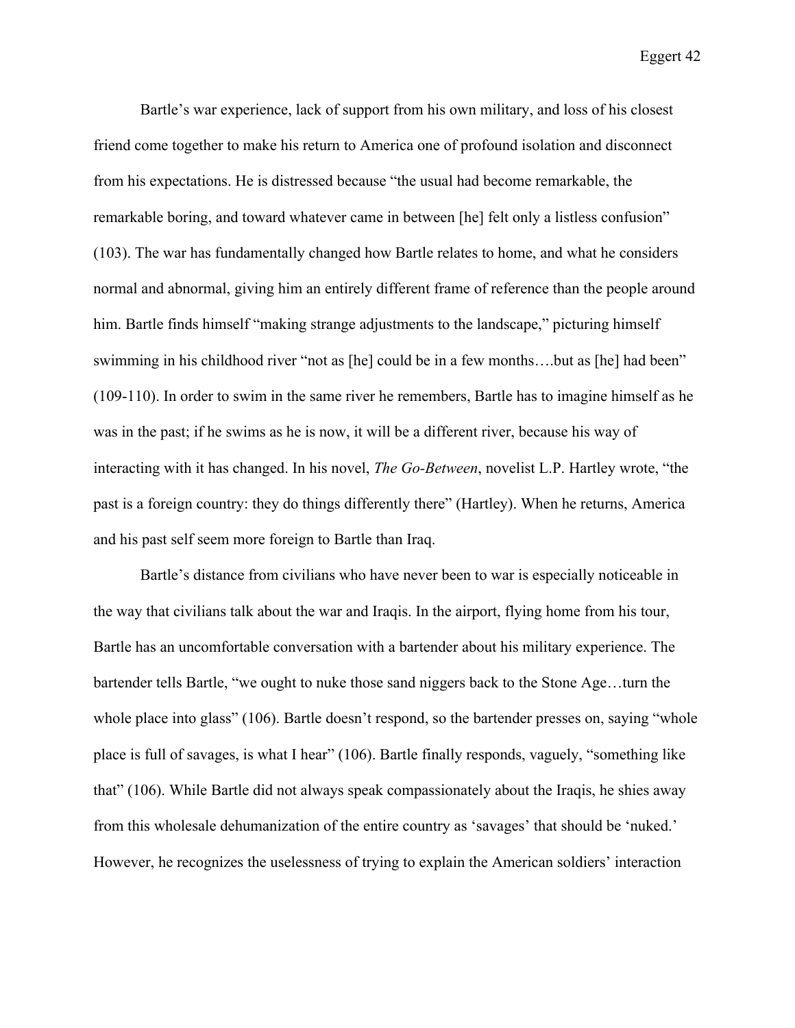Bartle's war experience, lack of support from his own military, and loss of his closest friend come together to make his return to America one of profound isolation and disconnect from his expectations. He is distressed because "the usual had become remarkable, the remarkable boring, and toward whatever came in between [he] felt only a listless confusion" (103). The war has fundamentally changed how Bartle relates to home, and what he considers normal and abnormal, giving him an entirely different frame of reference than the people around him. Bartle finds himself "making strange adjustments to the landscape," picturing himself swimming in his childhood river "not as [he] could be in a few months….but as [he] had been" (109-110). In order to swim in the same river he remembers, Bartle has to imagine himself as he was in the past; if he swims as he is now, it will be a different river, because his way of interacting with it has changed. In his novel, *The Go-Between*, novelist L.P. Hartley wrote, "the past is a foreign country: they do things differently there" (Hartley). When he returns, America and his past self seem more foreign to Bartle than Iraq.

Bartle's distance from civilians who have never been to war is especially noticeable in the way that civilians talk about the war and Iraqis. In the airport, flying home from his tour, Bartle has an uncomfortable conversation with a bartender about his military experience. The bartender tells Bartle, "we ought to nuke those sand niggers back to the Stone Age…turn the whole place into glass" (106). Bartle doesn't respond, so the bartender presses on, saying "whole place is full of savages, is what I hear" (106). Bartle finally responds, vaguely, "something like that" (106). While Bartle did not always speak compassionately about the Iraqis, he shies away from this wholesale dehumanization of the entire country as 'savages' that should be 'nuked.' However, he recognizes the uselessness of trying to explain the American soldiers' interaction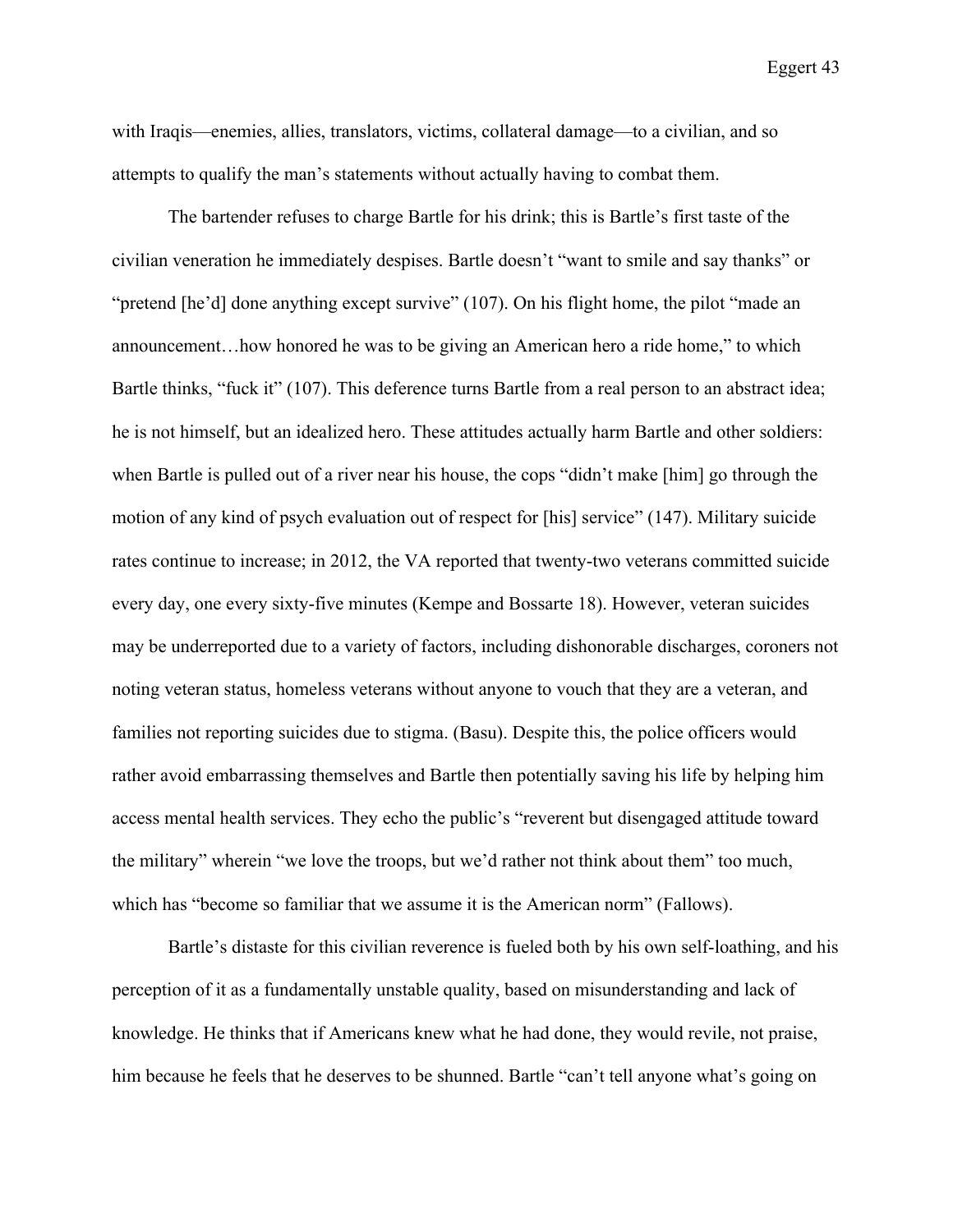with Iraqis—enemies, allies, translators, victims, collateral damage—to a civilian, and so attempts to qualify the man's statements without actually having to combat them.

The bartender refuses to charge Bartle for his drink; this is Bartle's first taste of the civilian veneration he immediately despises. Bartle doesn't "want to smile and say thanks" or "pretend [he'd] done anything except survive" (107). On his flight home, the pilot "made an announcement…how honored he was to be giving an American hero a ride home," to which Bartle thinks, "fuck it" (107). This deference turns Bartle from a real person to an abstract idea; he is not himself, but an idealized hero. These attitudes actually harm Bartle and other soldiers: when Bartle is pulled out of a river near his house, the cops "didn't make [him] go through the motion of any kind of psych evaluation out of respect for [his] service" (147). Military suicide rates continue to increase; in 2012, the VA reported that twenty-two veterans committed suicide every day, one every sixty-five minutes (Kempe and Bossarte 18). However, veteran suicides may be underreported due to a variety of factors, including dishonorable discharges, coroners not noting veteran status, homeless veterans without anyone to vouch that they are a veteran, and families not reporting suicides due to stigma. (Basu). Despite this, the police officers would rather avoid embarrassing themselves and Bartle then potentially saving his life by helping him access mental health services. They echo the public's "reverent but disengaged attitude toward the military" wherein "we love the troops, but we'd rather not think about them" too much, which has "become so familiar that we assume it is the American norm" (Fallows).

Bartle's distaste for this civilian reverence is fueled both by his own self-loathing, and his perception of it as a fundamentally unstable quality, based on misunderstanding and lack of knowledge. He thinks that if Americans knew what he had done, they would revile, not praise, him because he feels that he deserves to be shunned. Bartle "can't tell anyone what's going on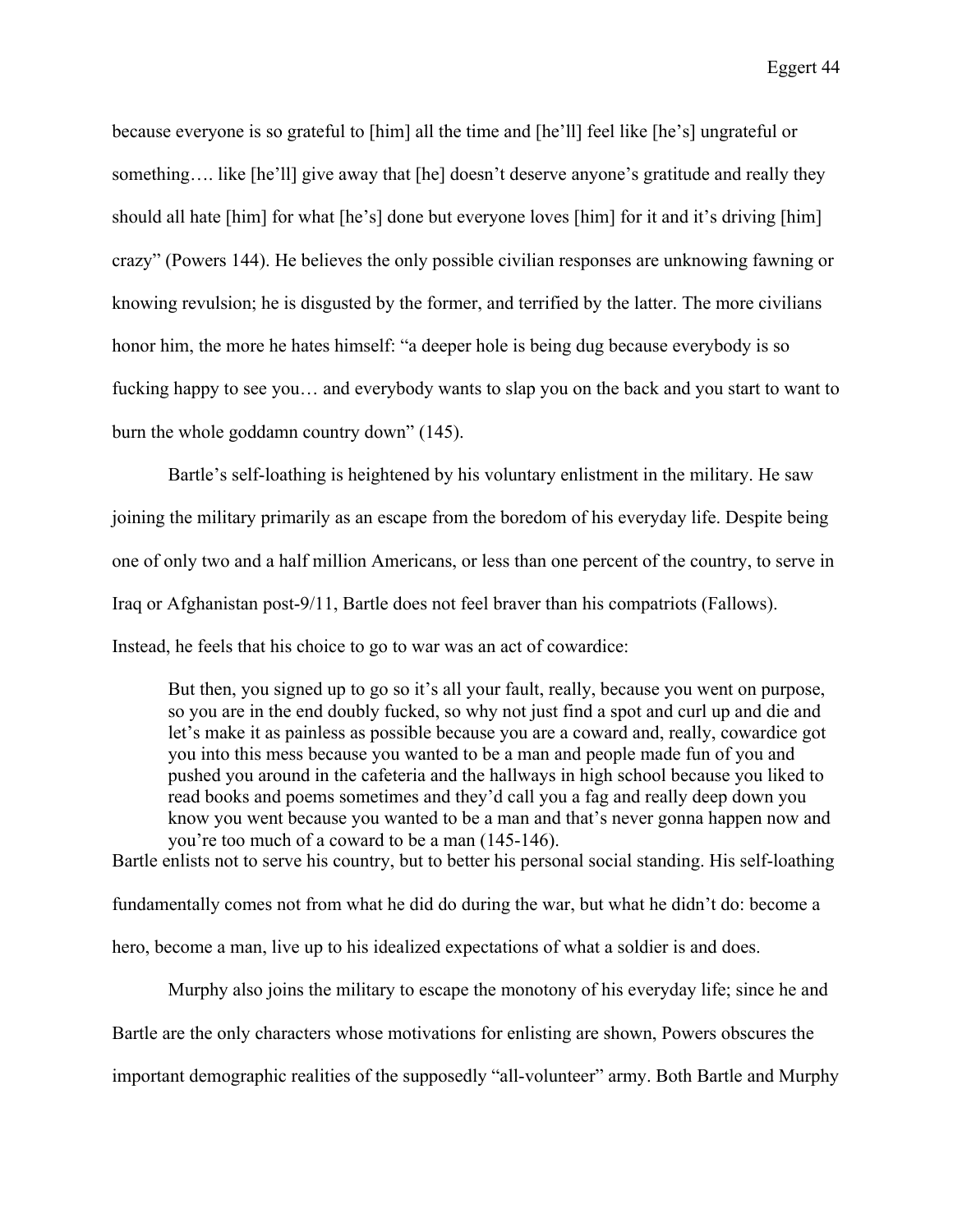because everyone is so grateful to [him] all the time and [he'll] feel like [he's] ungrateful or something…. like [he'll] give away that [he] doesn't deserve anyone's gratitude and really they should all hate [him] for what [he's] done but everyone loves [him] for it and it's driving [him] crazy" (Powers 144). He believes the only possible civilian responses are unknowing fawning or knowing revulsion; he is disgusted by the former, and terrified by the latter. The more civilians honor him, the more he hates himself: "a deeper hole is being dug because everybody is so fucking happy to see you… and everybody wants to slap you on the back and you start to want to burn the whole goddamn country down" (145).

Bartle's self-loathing is heightened by his voluntary enlistment in the military. He saw joining the military primarily as an escape from the boredom of his everyday life. Despite being one of only two and a half million Americans, or less than one percent of the country, to serve in Iraq or Afghanistan post-9/11, Bartle does not feel braver than his compatriots (Fallows). Instead, he feels that his choice to go to war was an act of cowardice:

> But then, you signed up to go so it's all your fault, really, because you went on purpose, so you are in the end doubly fucked, so why not just find a spot and curl up and die and let's make it as painless as possible because you are a coward and, really, cowardice got you into this mess because you wanted to be a man and people made fun of you and pushed you around in the cafeteria and the hallways in high school because you liked to read books and poems sometimes and they'd call you a fag and really deep down you know you went because you wanted to be a man and that's never gonna happen now and you're too much of a coward to be a man (145-146).

Bartle enlists not to serve his country, but to better his personal social standing. His self-loathing fundamentally comes not from what he did do during the war, but what he didn't do: become a hero, become a man, live up to his idealized expectations of what a soldier is and does.

Murphy also joins the military to escape the monotony of his everyday life; since he and Bartle are the only characters whose motivations for enlisting are shown, Powers obscures the important demographic realities of the supposedly "all-volunteer" army. Both Bartle and Murphy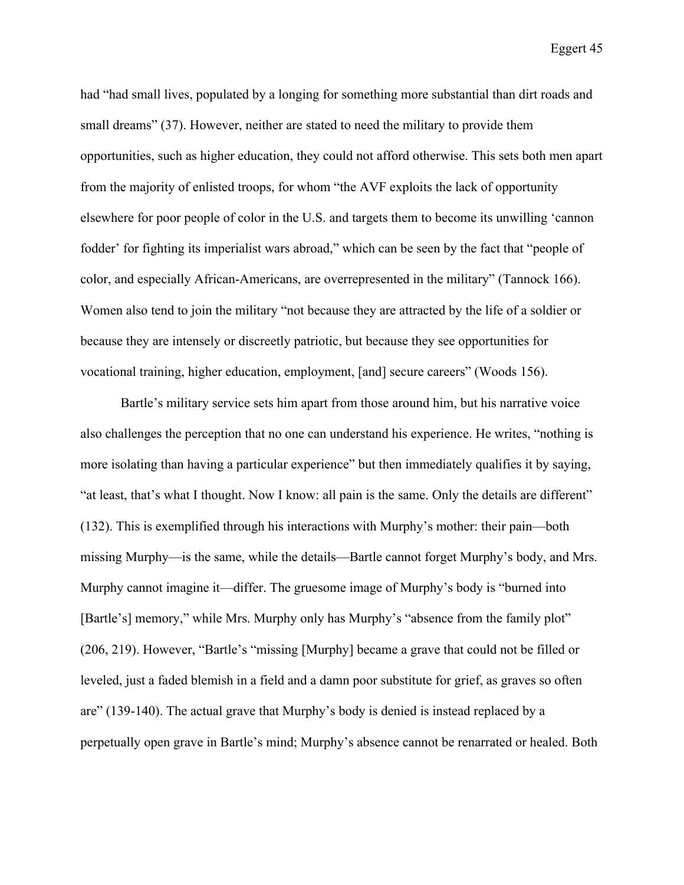had "had small lives, populated by a longing for something more substantial than dirt roads and small dreams" (37). However, neither are stated to need the military to provide them opportunities, such as higher education, they could not afford otherwise. This sets both men apart from the majority of enlisted troops, for whom "the AVF exploits the lack of opportunity elsewhere for poor people of color in the U.S. and targets them to become its unwilling 'cannon fodder' for fighting its imperialist wars abroad," which can be seen by the fact that "people of color, and especially African-Americans, are overrepresented in the military" (Tannock 166). Women also tend to join the military "not because they are attracted by the life of a soldier or because they are intensely or discreetly patriotic, but because they see opportunities for vocational training, higher education, employment, [and] secure careers" (Woods 156).

Bartle's military service sets him apart from those around him, but his narrative voice also challenges the perception that no one can understand his experience. He writes, "nothing is more isolating than having a particular experience" but then immediately qualifies it by saying, "at least, that's what I thought. Now I know: all pain is the same. Only the details are different" (132). This is exemplified through his interactions with Murphy's mother: their pain—both missing Murphy—is the same, while the details—Bartle cannot forget Murphy's body, and Mrs. Murphy cannot imagine it—differ. The gruesome image of Murphy's body is "burned into [Bartle's] memory," while Mrs. Murphy only has Murphy's "absence from the family plot" (206, 219). However, "Bartle's "missing [Murphy] became a grave that could not be filled or leveled, just a faded blemish in a field and a damn poor substitute for grief, as graves so often are" (139-140). The actual grave that Murphy's body is denied is instead replaced by a perpetually open grave in Bartle's mind; Murphy's absence cannot be renarrated or healed. Both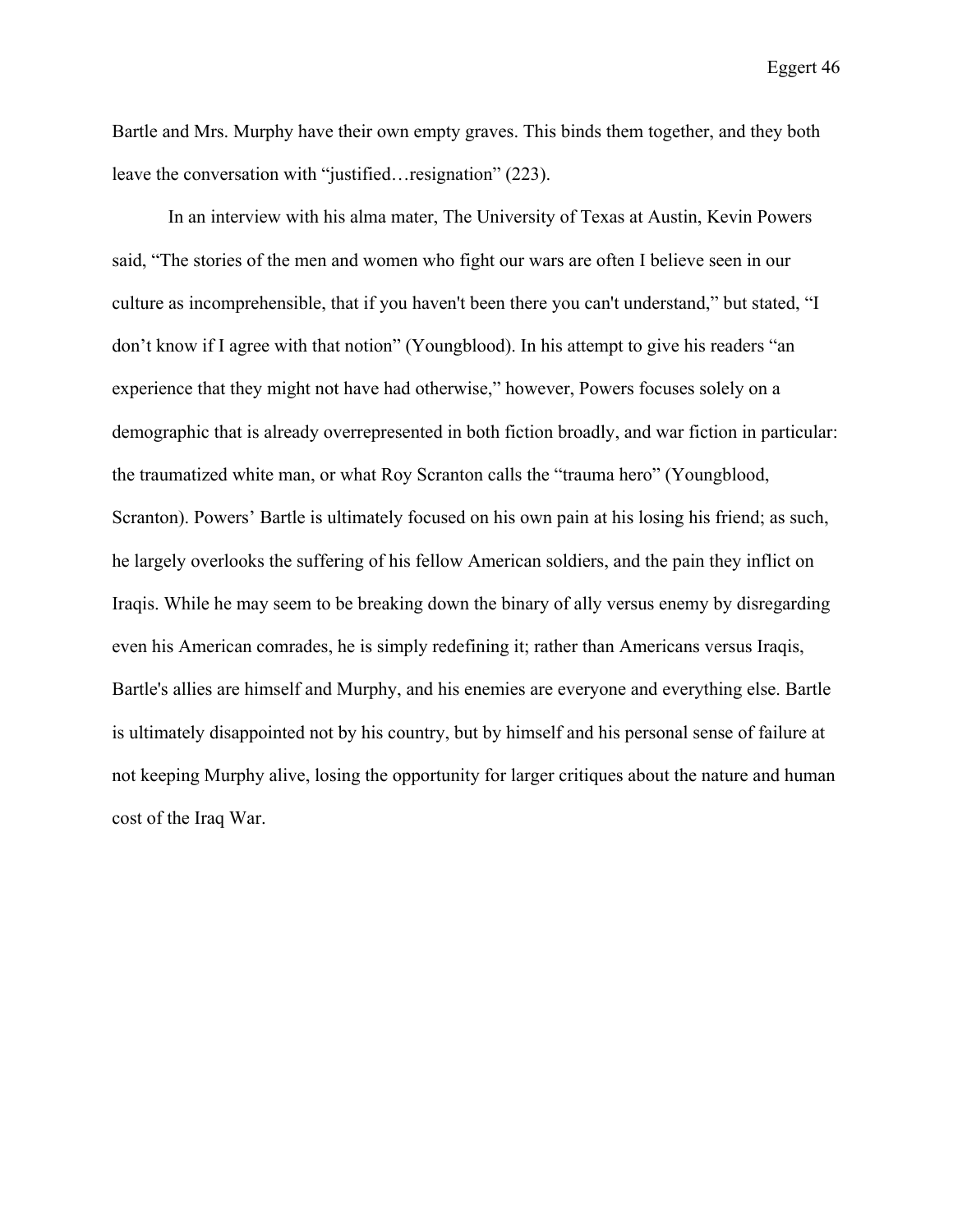Bartle and Mrs. Murphy have their own empty graves. This binds them together, and they both leave the conversation with "justified…resignation" (223).

In an interview with his alma mater, The University of Texas at Austin, Kevin Powers said, "The stories of the men and women who fight our wars are often I believe seen in our culture as incomprehensible, that if you haven't been there you can't understand," but stated, "I don't know if I agree with that notion" (Youngblood). In his attempt to give his readers "an experience that they might not have had otherwise," however, Powers focuses solely on a demographic that is already overrepresented in both fiction broadly, and war fiction in particular: the traumatized white man, or what Roy Scranton calls the "trauma hero" (Youngblood, Scranton). Powers' Bartle is ultimately focused on his own pain at his losing his friend; as such, he largely overlooks the suffering of his fellow American soldiers, and the pain they inflict on Iraqis. While he may seem to be breaking down the binary of ally versus enemy by disregarding even his American comrades, he is simply redefining it; rather than Americans versus Iraqis, Bartle's allies are himself and Murphy, and his enemies are everyone and everything else. Bartle is ultimately disappointed not by his country, but by himself and his personal sense of failure at not keeping Murphy alive, losing the opportunity for larger critiques about the nature and human cost of the Iraq War.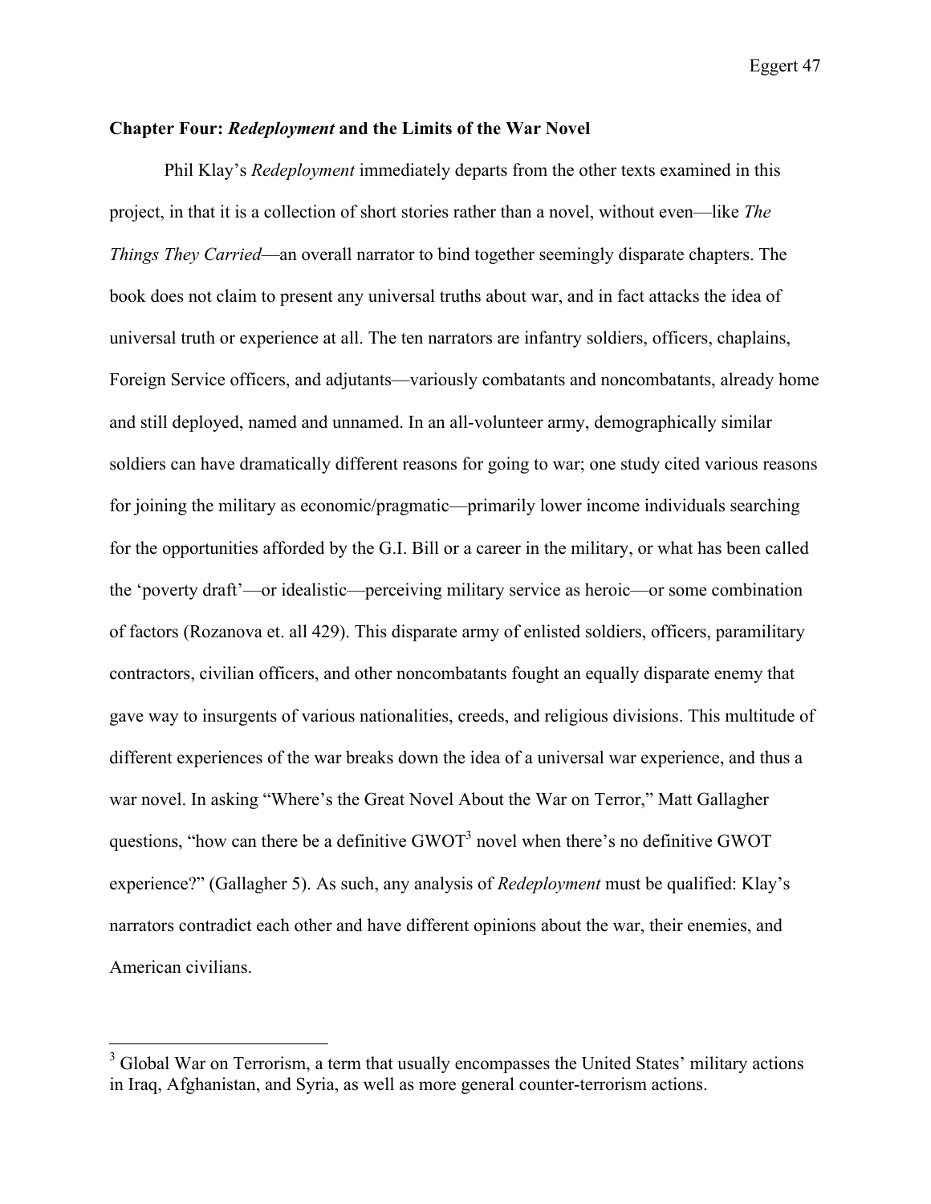## Chapter Four: *Redeployment* and the Limits of the War Novel

Phil Klay's *Redeployment* immediately departs from the other texts examined in this project, in that it is a collection of short stories rather than a novel, without even—like *The Things They Carried*—an overall narrator to bind together seemingly disparate chapters. The book does not claim to present any universal truths about war, and in fact attacks the idea of universal truth or experience at all. The ten narrators are infantry soldiers, officers, chaplains, Foreign Service officers, and adjutants—variously combatants and noncombatants, already home and still deployed, named and unnamed. In an all-volunteer army, demographically similar soldiers can have dramatically different reasons for going to war; one study cited various reasons for joining the military as economic/pragmatic—primarily lower income individuals searching for the opportunities afforded by the G.I. Bill or a career in the military, or what has been called the 'poverty draft'—or idealistic—perceiving military service as heroic—or some combination of factors (Rozanova et. all 429). This disparate army of enlisted soldiers, officers, paramilitary contractors, civilian officers, and other noncombatants fought an equally disparate enemy that gave way to insurgents of various nationalities, creeds, and religious divisions. This multitude of different experiences of the war breaks down the idea of a universal war experience, and thus a war novel. In asking "Where's the Great Novel About the War on Terror," Matt Gallagher questions, "how can there be a definitive GWOT[3] novel when there's no definitive GWOT experience?" (Gallagher 5). As such, any analysis of *Redeployment* must be qualified: Klay's narrators contradict each other and have different opinions about the war, their enemies, and American civilians.

---

[3] Global War on Terrorism, a term that usually encompasses the United States' military actions in Iraq, Afghanistan, and Syria, as well as more general counter-terrorism actions.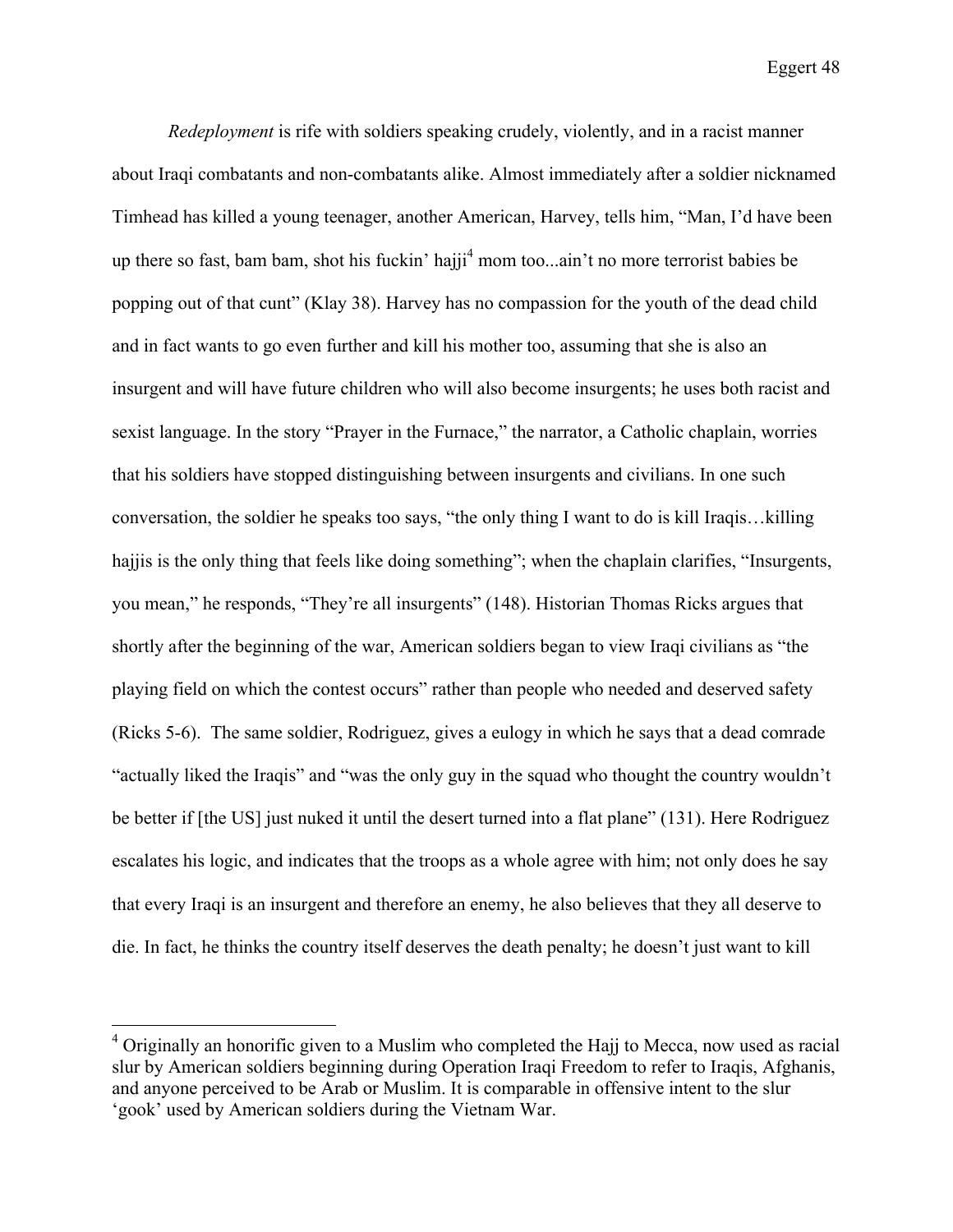*Redeployment* is rife with soldiers speaking crudely, violently, and in a racist manner about Iraqi combatants and non-combatants alike. Almost immediately after a soldier nicknamed Timhead has killed a young teenager, another American, Harvey, tells him, "Man, I'd have been up there so fast, bam bam, shot his fuckin' hajji[4] mom too...ain't no more terrorist babies be popping out of that cunt" (Klay 38). Harvey has no compassion for the youth of the dead child and in fact wants to go even further and kill his mother too, assuming that she is also an insurgent and will have future children who will also become insurgents; he uses both racist and sexist language. In the story "Prayer in the Furnace," the narrator, a Catholic chaplain, worries that his soldiers have stopped distinguishing between insurgents and civilians. In one such conversation, the soldier he speaks too says, "the only thing I want to do is kill Iraqis…killing hajjis is the only thing that feels like doing something"; when the chaplain clarifies, "Insurgents, you mean," he responds, "They're all insurgents" (148). Historian Thomas Ricks argues that shortly after the beginning of the war, American soldiers began to view Iraqi civilians as "the playing field on which the contest occurs" rather than people who needed and deserved safety (Ricks 5-6). The same soldier, Rodriguez, gives a eulogy in which he says that a dead comrade "actually liked the Iraqis" and "was the only guy in the squad who thought the country wouldn't be better if [the US] just nuked it until the desert turned into a flat plane" (131). Here Rodriguez escalates his logic, and indicates that the troops as a whole agree with him; not only does he say that every Iraqi is an insurgent and therefore an enemy, he also believes that they all deserve to die. In fact, he thinks the country itself deserves the death penalty; he doesn't just want to kill

---

[4] Originally an honorific given to a Muslim who completed the Hajj to Mecca, now used as racial slur by American soldiers beginning during Operation Iraqi Freedom to refer to Iraqis, Afghanis, and anyone perceived to be Arab or Muslim. It is comparable in offensive intent to the slur 'gook' used by American soldiers during the Vietnam War.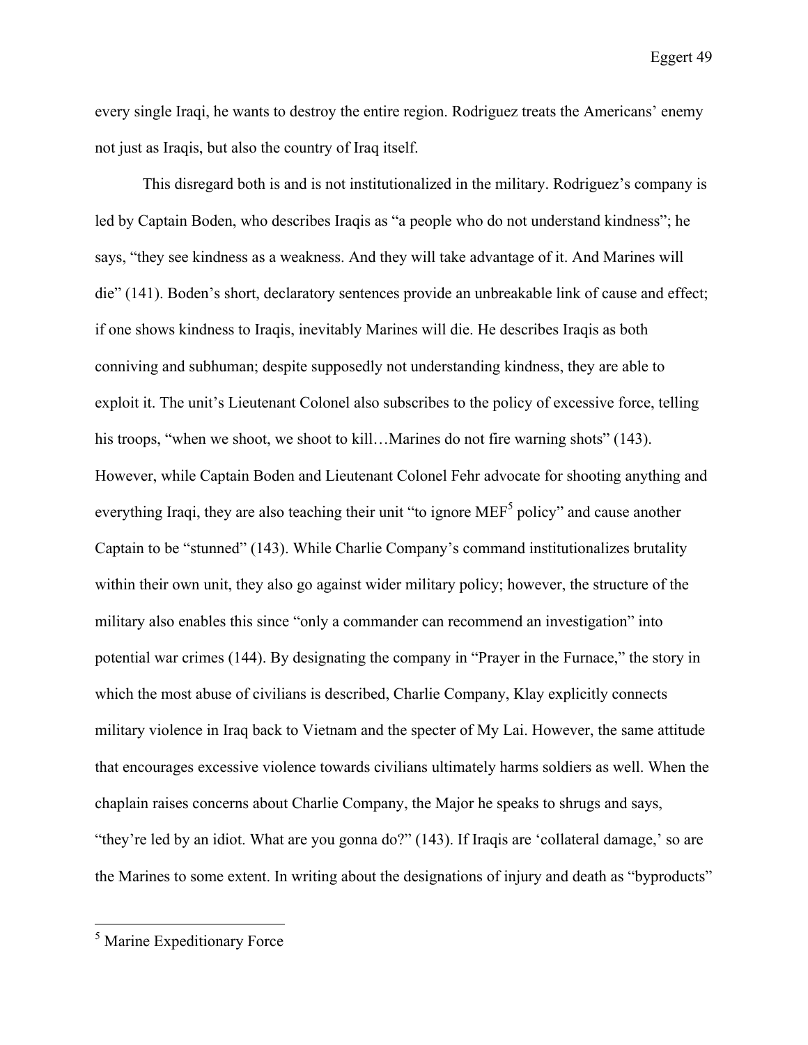every single Iraqi, he wants to destroy the entire region. Rodriguez treats the Americans' enemy not just as Iraqis, but also the country of Iraq itself.

This disregard both is and is not institutionalized in the military. Rodriguez's company is led by Captain Boden, who describes Iraqis as "a people who do not understand kindness"; he says, "they see kindness as a weakness. And they will take advantage of it. And Marines will die" (141). Boden's short, declaratory sentences provide an unbreakable link of cause and effect; if one shows kindness to Iraqis, inevitably Marines will die. He describes Iraqis as both conniving and subhuman; despite supposedly not understanding kindness, they are able to exploit it. The unit's Lieutenant Colonel also subscribes to the policy of excessive force, telling his troops, "when we shoot, we shoot to kill…Marines do not fire warning shots" (143). However, while Captain Boden and Lieutenant Colonel Fehr advocate for shooting anything and everything Iraqi, they are also teaching their unit "to ignore MEF[5] policy" and cause another Captain to be "stunned" (143). While Charlie Company's command institutionalizes brutality within their own unit, they also go against wider military policy; however, the structure of the military also enables this since "only a commander can recommend an investigation" into potential war crimes (144). By designating the company in "Prayer in the Furnace," the story in which the most abuse of civilians is described, Charlie Company, Klay explicitly connects military violence in Iraq back to Vietnam and the specter of My Lai. However, the same attitude that encourages excessive violence towards civilians ultimately harms soldiers as well. When the chaplain raises concerns about Charlie Company, the Major he speaks to shrugs and says, "they're led by an idiot. What are you gonna do?" (143). If Iraqis are 'collateral damage,' so are the Marines to some extent. In writing about the designations of injury and death as "byproducts"

[5] Marine Expeditionary Force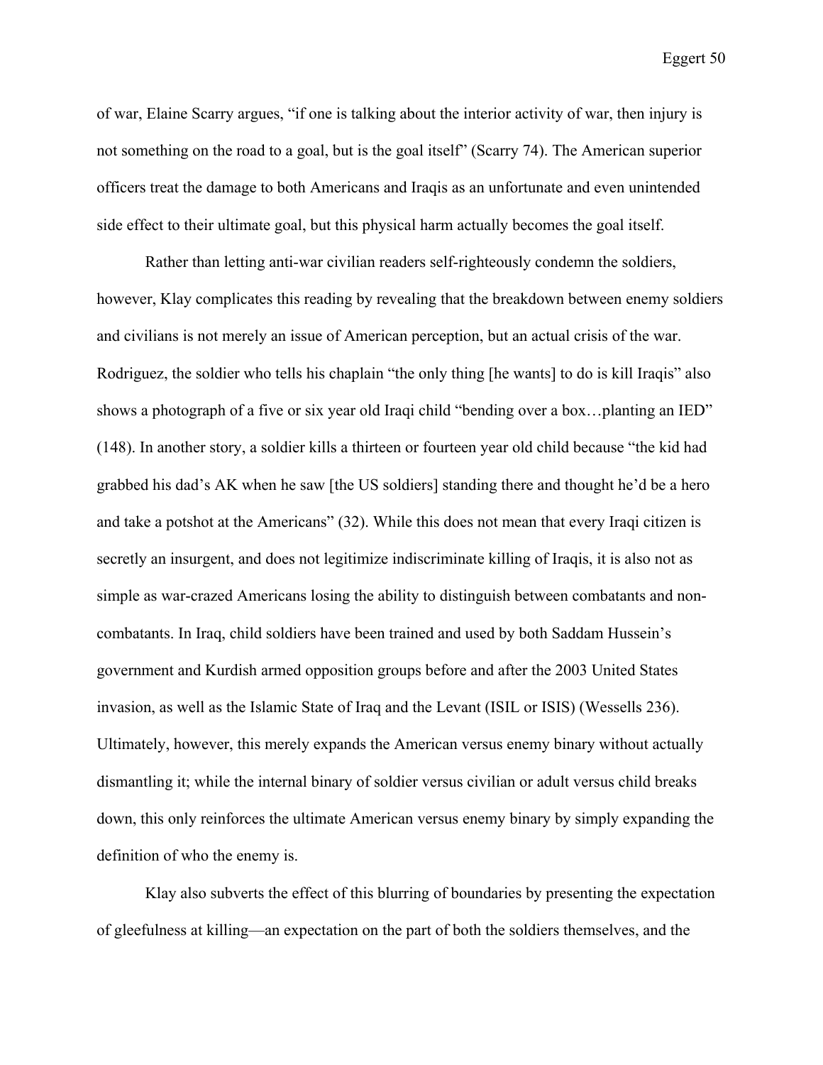of war, Elaine Scarry argues, "if one is talking about the interior activity of war, then injury is not something on the road to a goal, but is the goal itself" (Scarry 74). The American superior officers treat the damage to both Americans and Iraqis as an unfortunate and even unintended side effect to their ultimate goal, but this physical harm actually becomes the goal itself.

Rather than letting anti-war civilian readers self-righteously condemn the soldiers, however, Klay complicates this reading by revealing that the breakdown between enemy soldiers and civilians is not merely an issue of American perception, but an actual crisis of the war. Rodriguez, the soldier who tells his chaplain "the only thing [he wants] to do is kill Iraqis" also shows a photograph of a five or six year old Iraqi child "bending over a box…planting an IED" (148). In another story, a soldier kills a thirteen or fourteen year old child because "the kid had grabbed his dad's AK when he saw [the US soldiers] standing there and thought he'd be a hero and take a potshot at the Americans" (32). While this does not mean that every Iraqi citizen is secretly an insurgent, and does not legitimize indiscriminate killing of Iraqis, it is also not as simple as war-crazed Americans losing the ability to distinguish between combatants and non-combatants. In Iraq, child soldiers have been trained and used by both Saddam Hussein's government and Kurdish armed opposition groups before and after the 2003 United States invasion, as well as the Islamic State of Iraq and the Levant (ISIL or ISIS) (Wessells 236). Ultimately, however, this merely expands the American versus enemy binary without actually dismantling it; while the internal binary of soldier versus civilian or adult versus child breaks down, this only reinforces the ultimate American versus enemy binary by simply expanding the definition of who the enemy is.

Klay also subverts the effect of this blurring of boundaries by presenting the expectation of gleefulness at killing—an expectation on the part of both the soldiers themselves, and the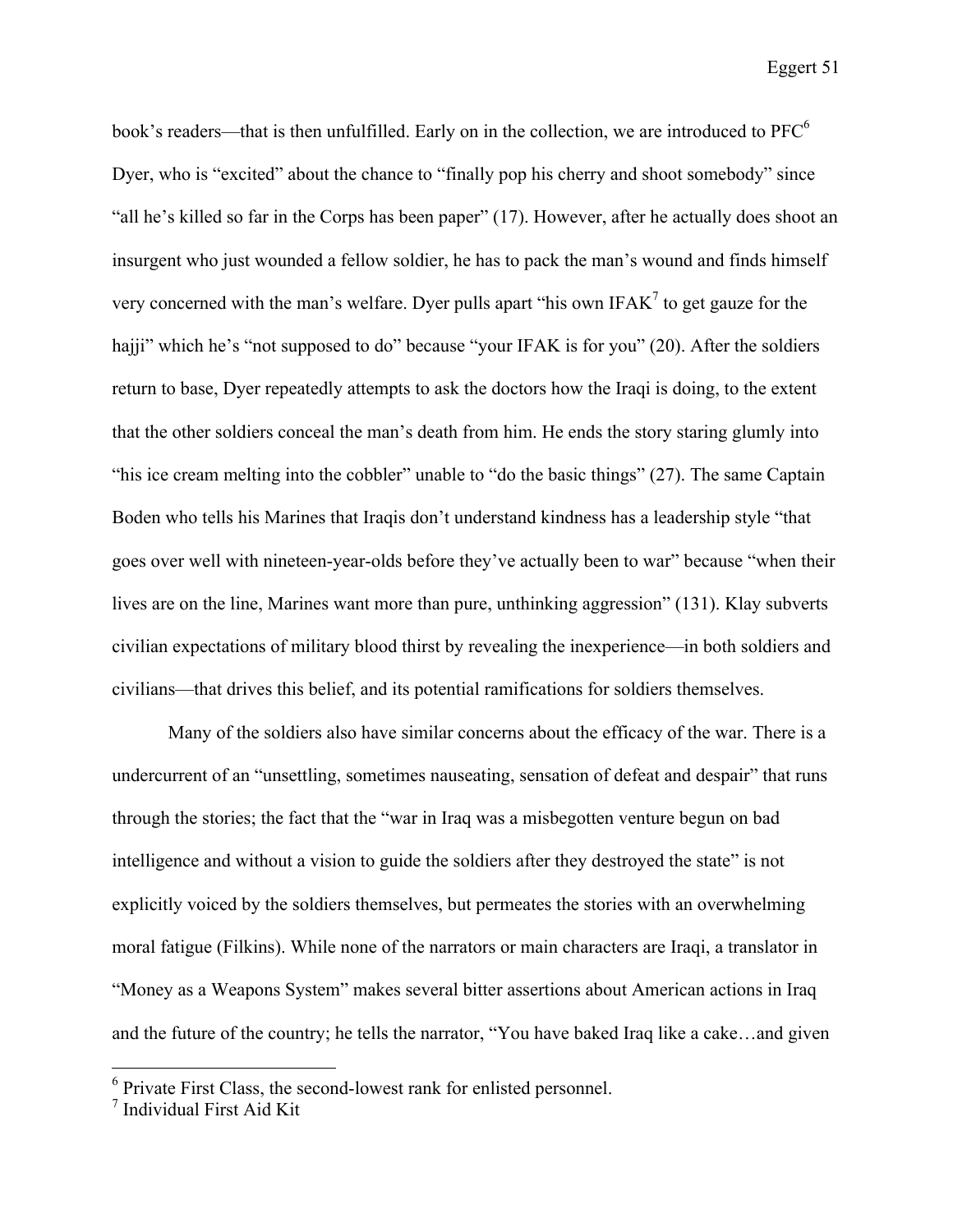book's readers—that is then unfulfilled. Early on in the collection, we are introduced to PFC[6] Dyer, who is "excited" about the chance to "finally pop his cherry and shoot somebody" since "all he's killed so far in the Corps has been paper" (17). However, after he actually does shoot an insurgent who just wounded a fellow soldier, he has to pack the man's wound and finds himself very concerned with the man's welfare. Dyer pulls apart "his own IFAK[7] to get gauze for the hajji" which he's "not supposed to do" because "your IFAK is for you" (20). After the soldiers return to base, Dyer repeatedly attempts to ask the doctors how the Iraqi is doing, to the extent that the other soldiers conceal the man's death from him. He ends the story staring glumly into "his ice cream melting into the cobbler" unable to "do the basic things" (27). The same Captain Boden who tells his Marines that Iraqis don't understand kindness has a leadership style "that goes over well with nineteen-year-olds before they've actually been to war" because "when their lives are on the line, Marines want more than pure, unthinking aggression" (131). Klay subverts civilian expectations of military blood thirst by revealing the inexperience—in both soldiers and civilians—that drives this belief, and its potential ramifications for soldiers themselves.

Many of the soldiers also have similar concerns about the efficacy of the war. There is a undercurrent of an "unsettling, sometimes nauseating, sensation of defeat and despair" that runs through the stories; the fact that the "war in Iraq was a misbegotten venture begun on bad intelligence and without a vision to guide the soldiers after they destroyed the state" is not explicitly voiced by the soldiers themselves, but permeates the stories with an overwhelming moral fatigue (Filkins). While none of the narrators or main characters are Iraqi, a translator in "Money as a Weapons System" makes several bitter assertions about American actions in Iraq and the future of the country; he tells the narrator, "You have baked Iraq like a cake…and given

---

[6] Private First Class, the second-lowest rank for enlisted personnel.

[7] Individual First Aid Kit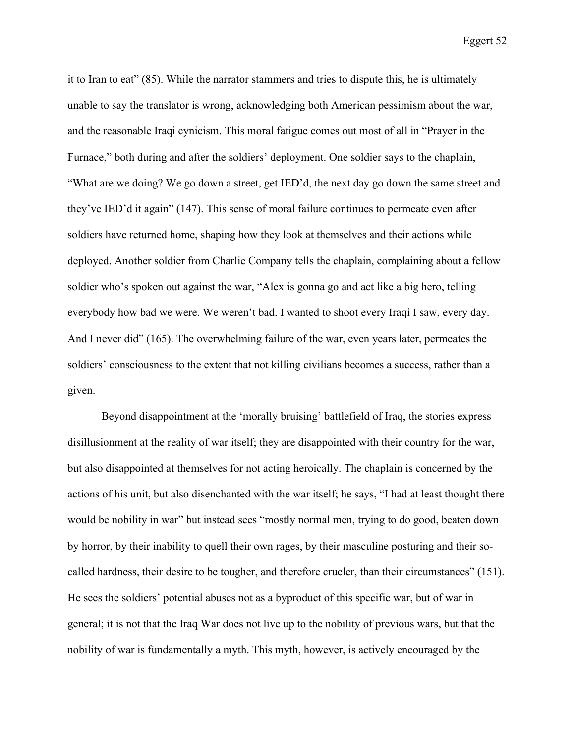it to Iran to eat" (85). While the narrator stammers and tries to dispute this, he is ultimately unable to say the translator is wrong, acknowledging both American pessimism about the war, and the reasonable Iraqi cynicism. This moral fatigue comes out most of all in "Prayer in the Furnace," both during and after the soldiers' deployment. One soldier says to the chaplain, "What are we doing? We go down a street, get IED'd, the next day go down the same street and they've IED'd it again" (147). This sense of moral failure continues to permeate even after soldiers have returned home, shaping how they look at themselves and their actions while deployed. Another soldier from Charlie Company tells the chaplain, complaining about a fellow soldier who's spoken out against the war, "Alex is gonna go and act like a big hero, telling everybody how bad we were. We weren't bad. I wanted to shoot every Iraqi I saw, every day. And I never did" (165). The overwhelming failure of the war, even years later, permeates the soldiers' consciousness to the extent that not killing civilians becomes a success, rather than a given.

Beyond disappointment at the 'morally bruising' battlefield of Iraq, the stories express disillusionment at the reality of war itself; they are disappointed with their country for the war, but also disappointed at themselves for not acting heroically. The chaplain is concerned by the actions of his unit, but also disenchanted with the war itself; he says, "I had at least thought there would be nobility in war" but instead sees "mostly normal men, trying to do good, beaten down by horror, by their inability to quell their own rages, by their masculine posturing and their so-called hardness, their desire to be tougher, and therefore crueler, than their circumstances" (151). He sees the soldiers' potential abuses not as a byproduct of this specific war, but of war in general; it is not that the Iraq War does not live up to the nobility of previous wars, but that the nobility of war is fundamentally a myth. This myth, however, is actively encouraged by the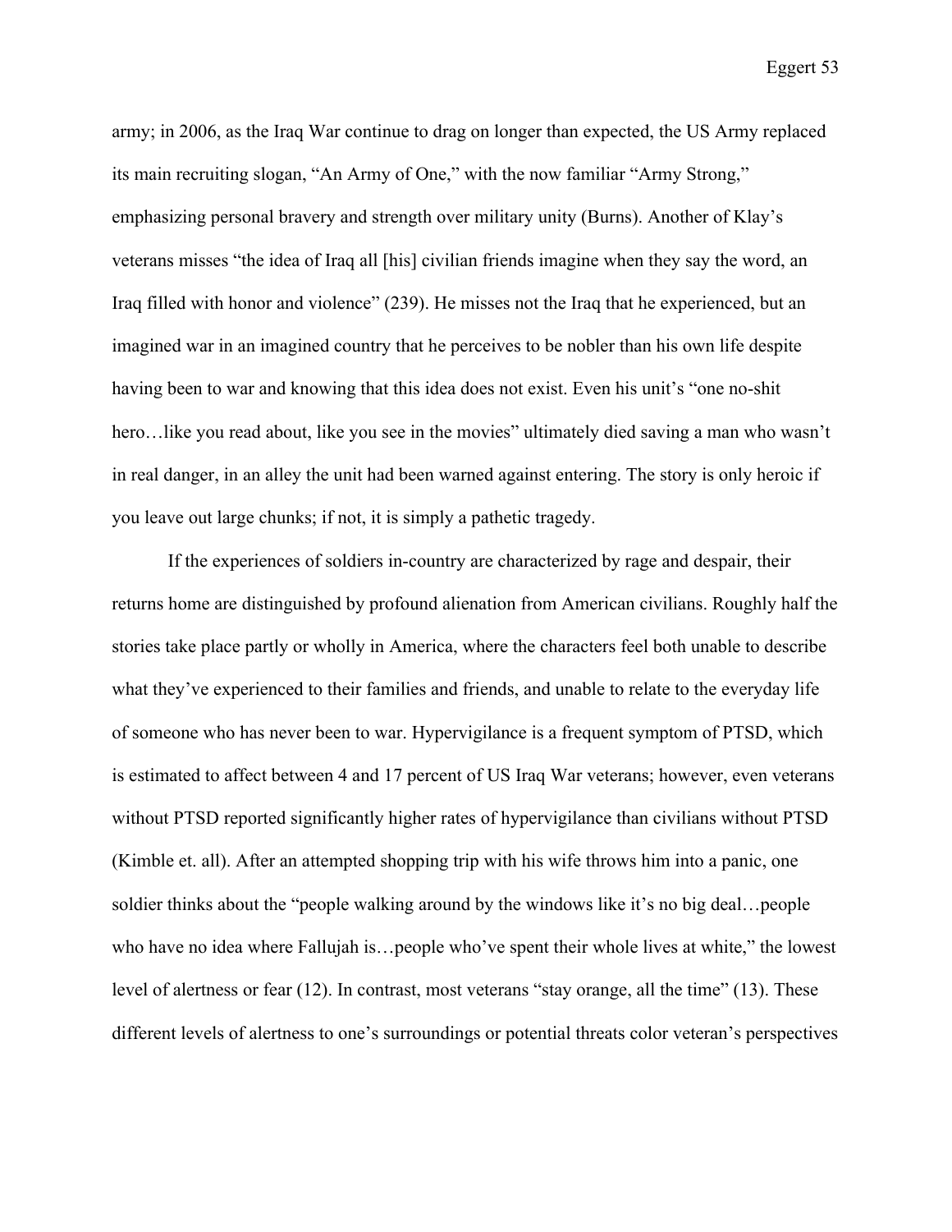army; in 2006, as the Iraq War continue to drag on longer than expected, the US Army replaced its main recruiting slogan, "An Army of One," with the now familiar "Army Strong," emphasizing personal bravery and strength over military unity (Burns). Another of Klay's veterans misses "the idea of Iraq all [his] civilian friends imagine when they say the word, an Iraq filled with honor and violence" (239). He misses not the Iraq that he experienced, but an imagined war in an imagined country that he perceives to be nobler than his own life despite having been to war and knowing that this idea does not exist. Even his unit's "one no-shit hero…like you read about, like you see in the movies" ultimately died saving a man who wasn't in real danger, in an alley the unit had been warned against entering. The story is only heroic if you leave out large chunks; if not, it is simply a pathetic tragedy.

If the experiences of soldiers in-country are characterized by rage and despair, their returns home are distinguished by profound alienation from American civilians. Roughly half the stories take place partly or wholly in America, where the characters feel both unable to describe what they've experienced to their families and friends, and unable to relate to the everyday life of someone who has never been to war. Hypervigilance is a frequent symptom of PTSD, which is estimated to affect between 4 and 17 percent of US Iraq War veterans; however, even veterans without PTSD reported significantly higher rates of hypervigilance than civilians without PTSD (Kimble et. all). After an attempted shopping trip with his wife throws him into a panic, one soldier thinks about the "people walking around by the windows like it's no big deal…people who have no idea where Fallujah is…people who've spent their whole lives at white," the lowest level of alertness or fear (12). In contrast, most veterans "stay orange, all the time" (13). These different levels of alertness to one's surroundings or potential threats color veteran's perspectives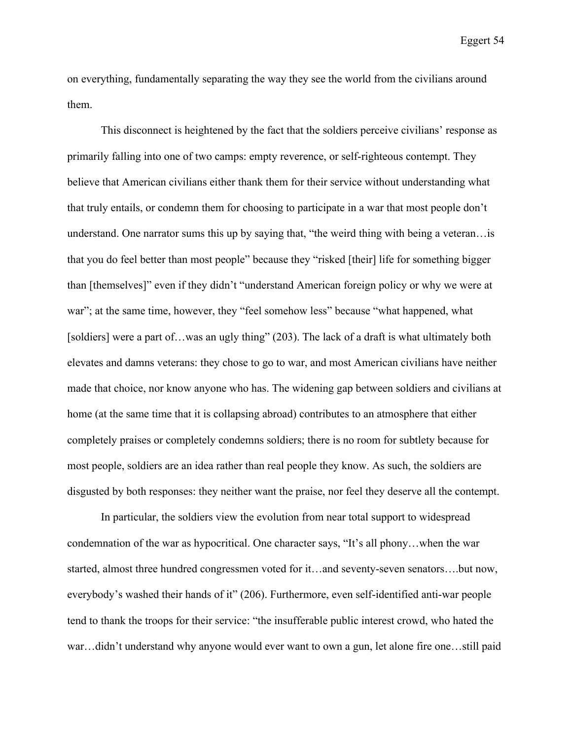on everything, fundamentally separating the way they see the world from the civilians around them.

This disconnect is heightened by the fact that the soldiers perceive civilians' response as primarily falling into one of two camps: empty reverence, or self-righteous contempt. They believe that American civilians either thank them for their service without understanding what that truly entails, or condemn them for choosing to participate in a war that most people don't understand. One narrator sums this up by saying that, "the weird thing with being a veteran…is that you do feel better than most people" because they "risked [their] life for something bigger than [themselves]" even if they didn't "understand American foreign policy or why we were at war"; at the same time, however, they "feel somehow less" because "what happened, what [soldiers] were a part of…was an ugly thing" (203). The lack of a draft is what ultimately both elevates and damns veterans: they chose to go to war, and most American civilians have neither made that choice, nor know anyone who has. The widening gap between soldiers and civilians at home (at the same time that it is collapsing abroad) contributes to an atmosphere that either completely praises or completely condemns soldiers; there is no room for subtlety because for most people, soldiers are an idea rather than real people they know. As such, the soldiers are disgusted by both responses: they neither want the praise, nor feel they deserve all the contempt.

In particular, the soldiers view the evolution from near total support to widespread condemnation of the war as hypocritical. One character says, "It's all phony…when the war started, almost three hundred congressmen voted for it…and seventy-seven senators….but now, everybody's washed their hands of it" (206). Furthermore, even self-identified anti-war people tend to thank the troops for their service: "the insufferable public interest crowd, who hated the war…didn't understand why anyone would ever want to own a gun, let alone fire one…still paid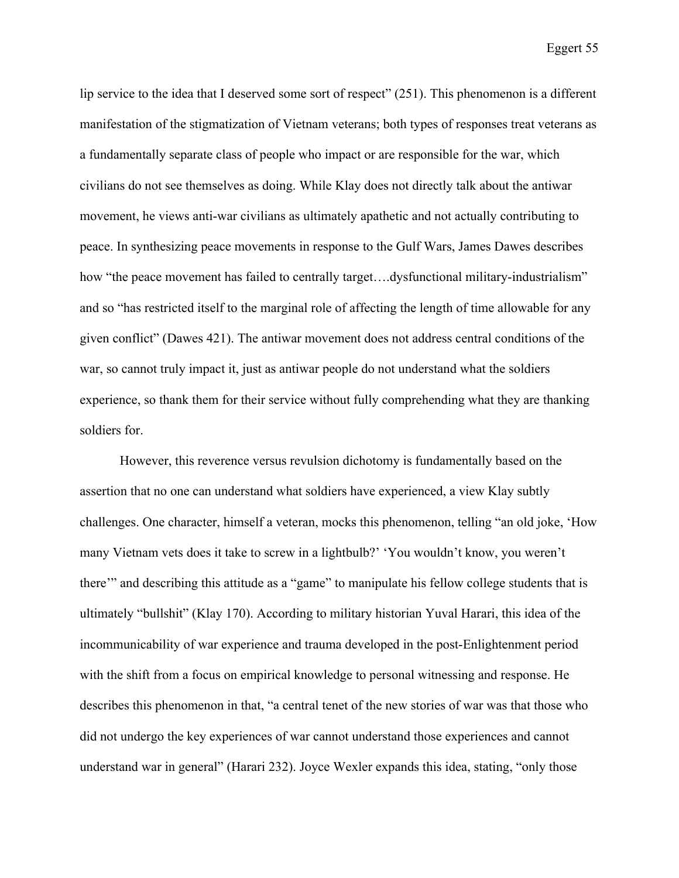lip service to the idea that I deserved some sort of respect" (251). This phenomenon is a different manifestation of the stigmatization of Vietnam veterans; both types of responses treat veterans as a fundamentally separate class of people who impact or are responsible for the war, which civilians do not see themselves as doing. While Klay does not directly talk about the antiwar movement, he views anti-war civilians as ultimately apathetic and not actually contributing to peace. In synthesizing peace movements in response to the Gulf Wars, James Dawes describes how "the peace movement has failed to centrally target….dysfunctional military-industrialism" and so "has restricted itself to the marginal role of affecting the length of time allowable for any given conflict" (Dawes 421). The antiwar movement does not address central conditions of the war, so cannot truly impact it, just as antiwar people do not understand what the soldiers experience, so thank them for their service without fully comprehending what they are thanking soldiers for.

However, this reverence versus revulsion dichotomy is fundamentally based on the assertion that no one can understand what soldiers have experienced, a view Klay subtly challenges. One character, himself a veteran, mocks this phenomenon, telling "an old joke, 'How many Vietnam vets does it take to screw in a lightbulb?' 'You wouldn't know, you weren't there'" and describing this attitude as a "game" to manipulate his fellow college students that is ultimately "bullshit" (Klay 170). According to military historian Yuval Harari, this idea of the incommunicability of war experience and trauma developed in the post-Enlightenment period with the shift from a focus on empirical knowledge to personal witnessing and response. He describes this phenomenon in that, "a central tenet of the new stories of war was that those who did not undergo the key experiences of war cannot understand those experiences and cannot understand war in general" (Harari 232). Joyce Wexler expands this idea, stating, "only those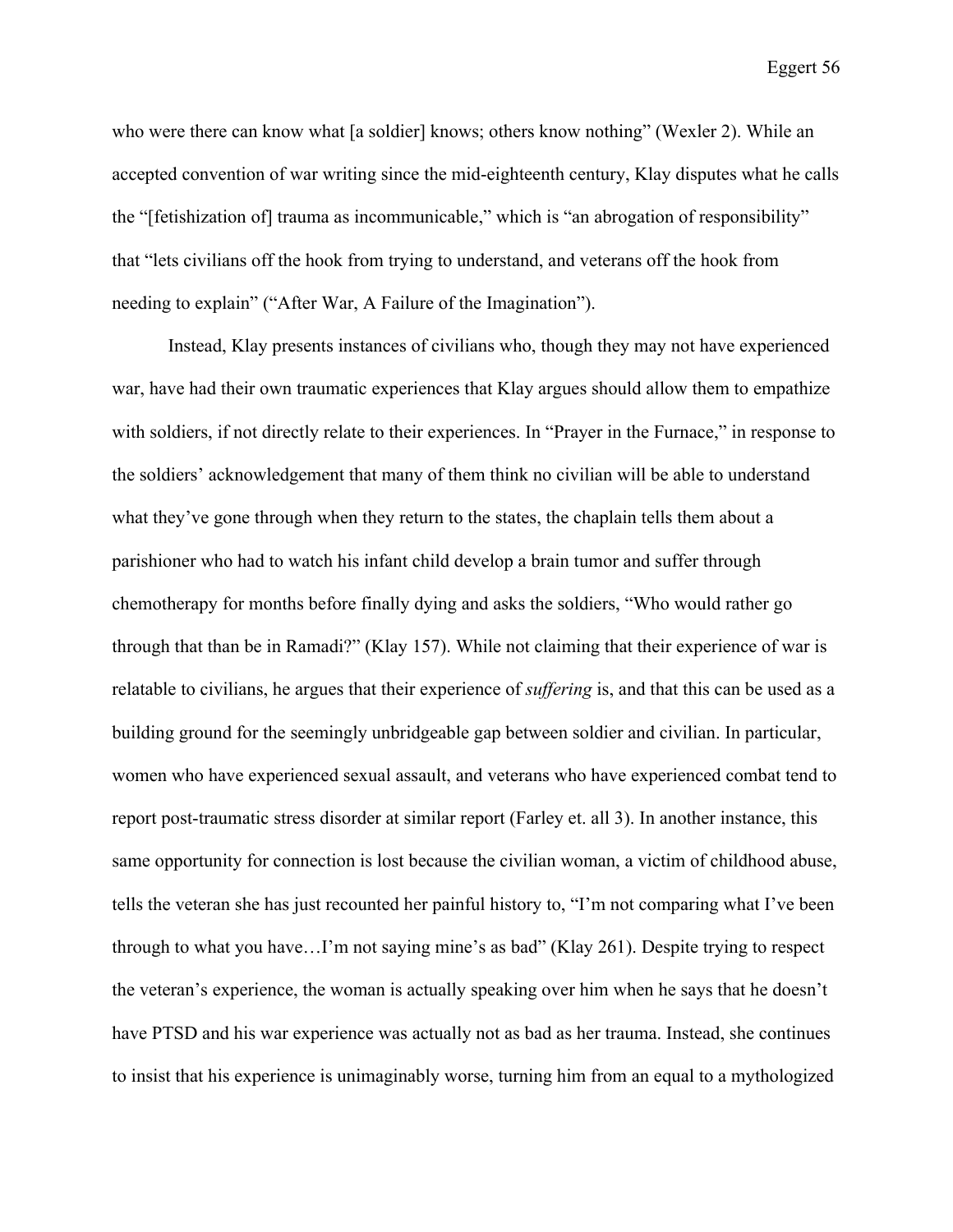who were there can know what [a soldier] knows; others know nothing" (Wexler 2). While an accepted convention of war writing since the mid-eighteenth century, Klay disputes what he calls the "[fetishization of] trauma as incommunicable," which is "an abrogation of responsibility" that "lets civilians off the hook from trying to understand, and veterans off the hook from needing to explain" ("After War, A Failure of the Imagination").

Instead, Klay presents instances of civilians who, though they may not have experienced war, have had their own traumatic experiences that Klay argues should allow them to empathize with soldiers, if not directly relate to their experiences. In "Prayer in the Furnace," in response to the soldiers' acknowledgement that many of them think no civilian will be able to understand what they've gone through when they return to the states, the chaplain tells them about a parishioner who had to watch his infant child develop a brain tumor and suffer through chemotherapy for months before finally dying and asks the soldiers, "Who would rather go through that than be in Ramadi?" (Klay 157). While not claiming that their experience of war is relatable to civilians, he argues that their experience of *suffering* is, and that this can be used as a building ground for the seemingly unbridgeable gap between soldier and civilian. In particular, women who have experienced sexual assault, and veterans who have experienced combat tend to report post-traumatic stress disorder at similar report (Farley et. all 3). In another instance, this same opportunity for connection is lost because the civilian woman, a victim of childhood abuse, tells the veteran she has just recounted her painful history to, "I'm not comparing what I've been through to what you have…I'm not saying mine's as bad" (Klay 261). Despite trying to respect the veteran's experience, the woman is actually speaking over him when he says that he doesn't have PTSD and his war experience was actually not as bad as her trauma. Instead, she continues to insist that his experience is unimaginably worse, turning him from an equal to a mythologized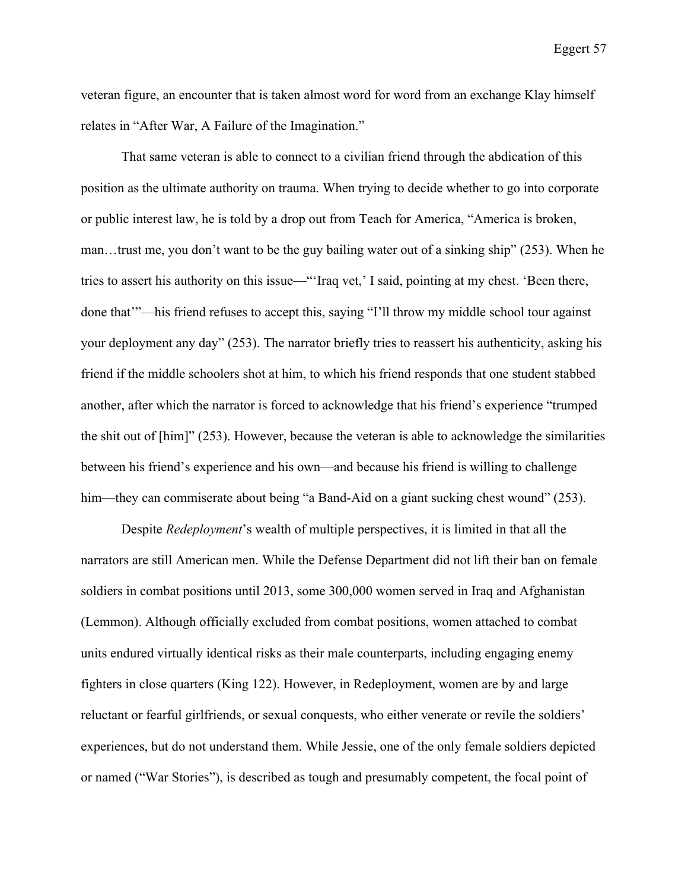veteran figure, an encounter that is taken almost word for word from an exchange Klay himself relates in "After War, A Failure of the Imagination."

That same veteran is able to connect to a civilian friend through the abdication of this position as the ultimate authority on trauma. When trying to decide whether to go into corporate or public interest law, he is told by a drop out from Teach for America, "America is broken, man…trust me, you don't want to be the guy bailing water out of a sinking ship" (253). When he tries to assert his authority on this issue—"'Iraq vet,' I said, pointing at my chest. 'Been there, done that'"—his friend refuses to accept this, saying "I'll throw my middle school tour against your deployment any day" (253). The narrator briefly tries to reassert his authenticity, asking his friend if the middle schoolers shot at him, to which his friend responds that one student stabbed another, after which the narrator is forced to acknowledge that his friend's experience "trumped the shit out of [him]" (253). However, because the veteran is able to acknowledge the similarities between his friend's experience and his own—and because his friend is willing to challenge him—they can commiserate about being "a Band-Aid on a giant sucking chest wound" (253).

Despite *Redeployment*'s wealth of multiple perspectives, it is limited in that all the narrators are still American men. While the Defense Department did not lift their ban on female soldiers in combat positions until 2013, some 300,000 women served in Iraq and Afghanistan (Lemmon). Although officially excluded from combat positions, women attached to combat units endured virtually identical risks as their male counterparts, including engaging enemy fighters in close quarters (King 122). However, in Redeployment, women are by and large reluctant or fearful girlfriends, or sexual conquests, who either venerate or revile the soldiers' experiences, but do not understand them. While Jessie, one of the only female soldiers depicted or named ("War Stories"), is described as tough and presumably competent, the focal point of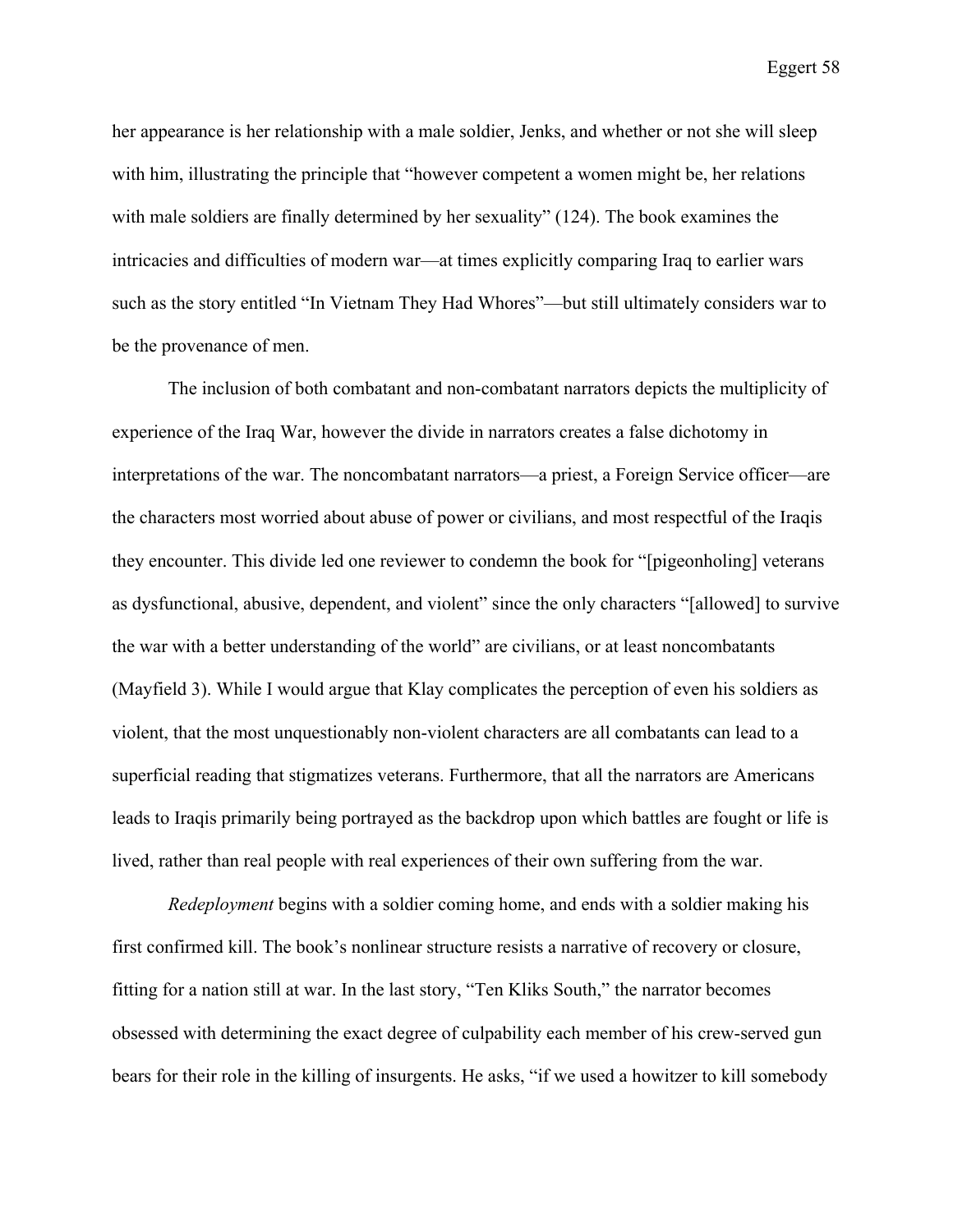her appearance is her relationship with a male soldier, Jenks, and whether or not she will sleep with him, illustrating the principle that "however competent a women might be, her relations with male soldiers are finally determined by her sexuality" (124). The book examines the intricacies and difficulties of modern war—at times explicitly comparing Iraq to earlier wars such as the story entitled "In Vietnam They Had Whores"—but still ultimately considers war to be the provenance of men.

The inclusion of both combatant and non-combatant narrators depicts the multiplicity of experience of the Iraq War, however the divide in narrators creates a false dichotomy in interpretations of the war. The noncombatant narrators—a priest, a Foreign Service officer—are the characters most worried about abuse of power or civilians, and most respectful of the Iraqis they encounter. This divide led one reviewer to condemn the book for "[pigeonholing] veterans as dysfunctional, abusive, dependent, and violent" since the only characters "[allowed] to survive the war with a better understanding of the world" are civilians, or at least noncombatants (Mayfield 3). While I would argue that Klay complicates the perception of even his soldiers as violent, that the most unquestionably non-violent characters are all combatants can lead to a superficial reading that stigmatizes veterans. Furthermore, that all the narrators are Americans leads to Iraqis primarily being portrayed as the backdrop upon which battles are fought or life is lived, rather than real people with real experiences of their own suffering from the war.

*Redeployment* begins with a soldier coming home, and ends with a soldier making his first confirmed kill. The book's nonlinear structure resists a narrative of recovery or closure, fitting for a nation still at war. In the last story, "Ten Kliks South," the narrator becomes obsessed with determining the exact degree of culpability each member of his crew-served gun bears for their role in the killing of insurgents. He asks, "if we used a howitzer to kill somebody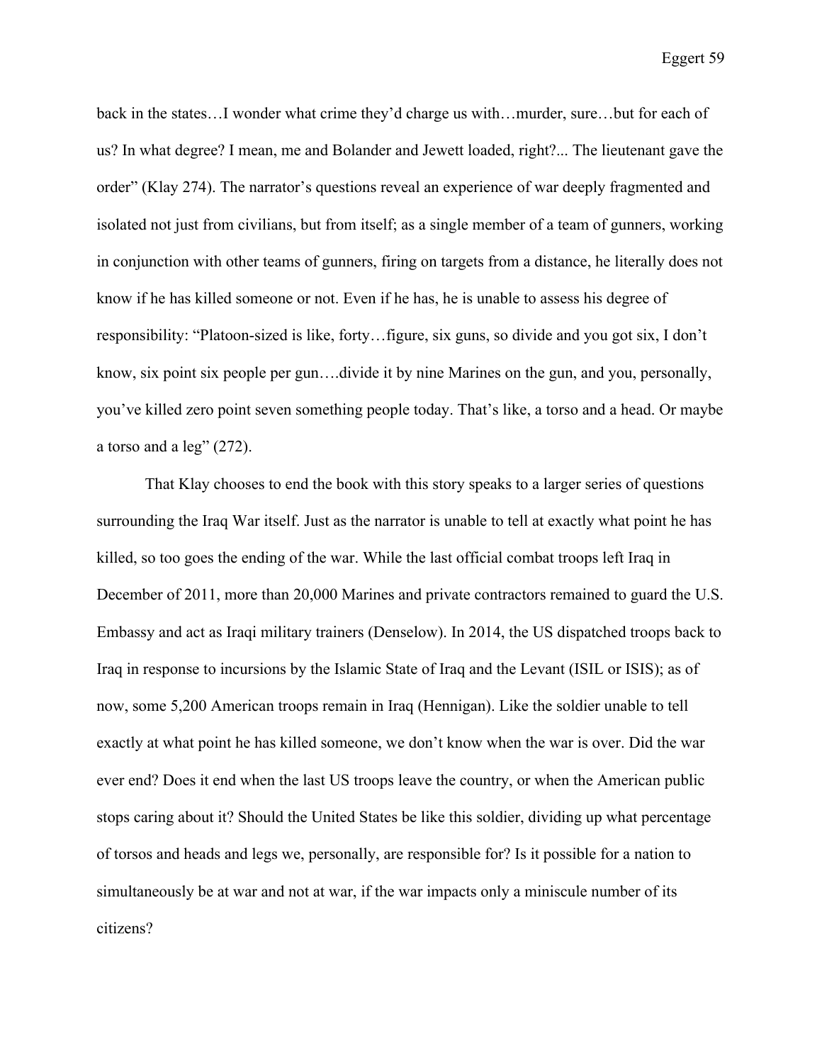back in the states…I wonder what crime they'd charge us with…murder, sure…but for each of us? In what degree? I mean, me and Bolander and Jewett loaded, right?... The lieutenant gave the order" (Klay 274). The narrator's questions reveal an experience of war deeply fragmented and isolated not just from civilians, but from itself; as a single member of a team of gunners, working in conjunction with other teams of gunners, firing on targets from a distance, he literally does not know if he has killed someone or not. Even if he has, he is unable to assess his degree of responsibility: "Platoon-sized is like, forty…figure, six guns, so divide and you got six, I don't know, six point six people per gun….divide it by nine Marines on the gun, and you, personally, you've killed zero point seven something people today. That's like, a torso and a head. Or maybe a torso and a leg" (272).

That Klay chooses to end the book with this story speaks to a larger series of questions surrounding the Iraq War itself. Just as the narrator is unable to tell at exactly what point he has killed, so too goes the ending of the war. While the last official combat troops left Iraq in December of 2011, more than 20,000 Marines and private contractors remained to guard the U.S. Embassy and act as Iraqi military trainers (Denselow). In 2014, the US dispatched troops back to Iraq in response to incursions by the Islamic State of Iraq and the Levant (ISIL or ISIS); as of now, some 5,200 American troops remain in Iraq (Hennigan). Like the soldier unable to tell exactly at what point he has killed someone, we don't know when the war is over. Did the war ever end? Does it end when the last US troops leave the country, or when the American public stops caring about it? Should the United States be like this soldier, dividing up what percentage of torsos and heads and legs we, personally, are responsible for? Is it possible for a nation to simultaneously be at war and not at war, if the war impacts only a miniscule number of its citizens?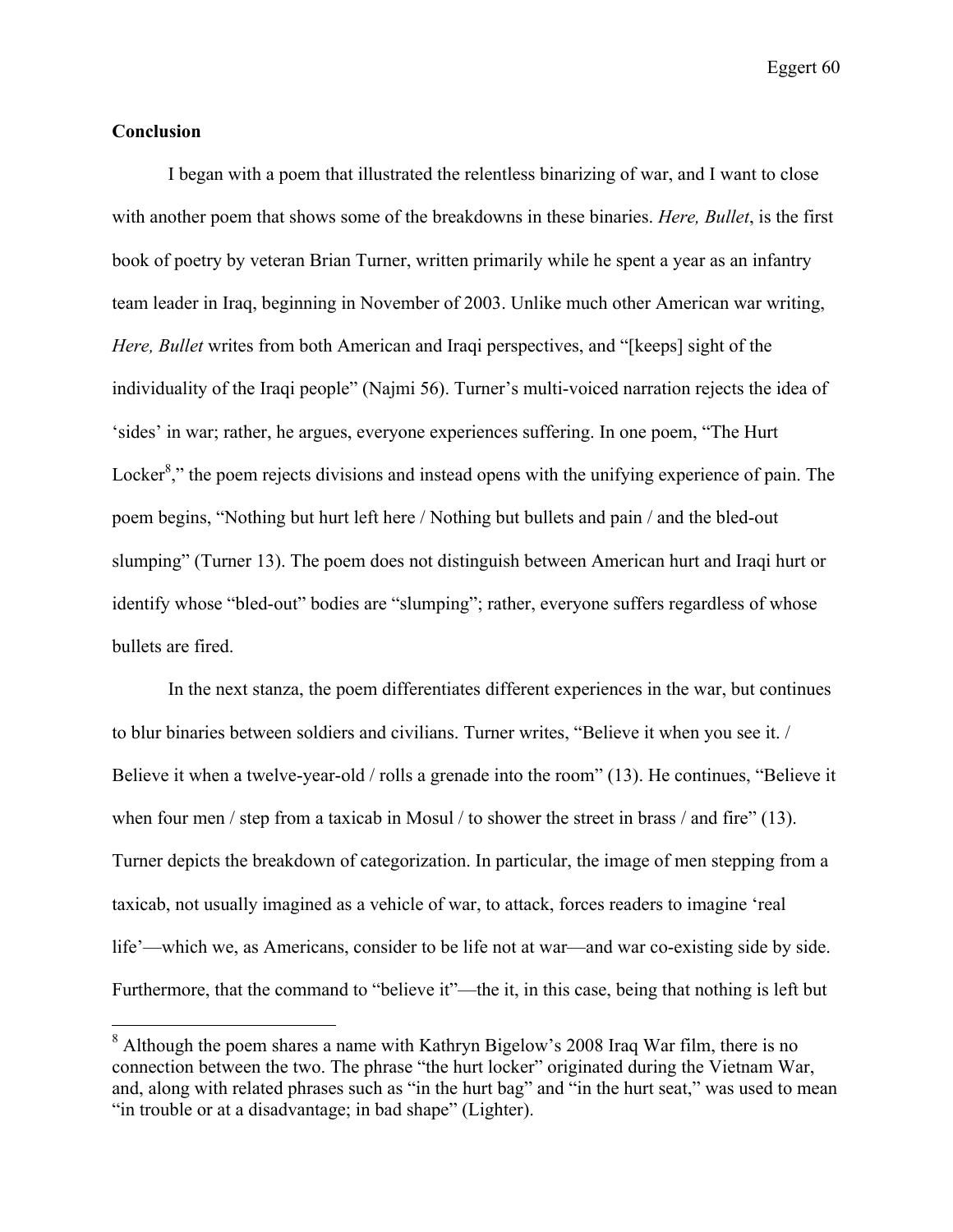## Conclusion

I began with a poem that illustrated the relentless binarizing of war, and I want to close with another poem that shows some of the breakdowns in these binaries. *Here, Bullet*, is the first book of poetry by veteran Brian Turner, written primarily while he spent a year as an infantry team leader in Iraq, beginning in November of 2003. Unlike much other American war writing, *Here, Bullet* writes from both American and Iraqi perspectives, and "[keeps] sight of the individuality of the Iraqi people" (Najmi 56). Turner's multi-voiced narration rejects the idea of 'sides' in war; rather, he argues, everyone experiences suffering. In one poem, "The Hurt Locker[8]," the poem rejects divisions and instead opens with the unifying experience of pain. The poem begins, "Nothing but hurt left here / Nothing but bullets and pain / and the bled-out slumping" (Turner 13). The poem does not distinguish between American hurt and Iraqi hurt or identify whose "bled-out" bodies are "slumping"; rather, everyone suffers regardless of whose bullets are fired.

In the next stanza, the poem differentiates different experiences in the war, but continues to blur binaries between soldiers and civilians. Turner writes, "Believe it when you see it. / Believe it when a twelve-year-old / rolls a grenade into the room" (13). He continues, "Believe it when four men / step from a taxicab in Mosul / to shower the street in brass / and fire" (13). Turner depicts the breakdown of categorization. In particular, the image of men stepping from a taxicab, not usually imagined as a vehicle of war, to attack, forces readers to imagine 'real life'—which we, as Americans, consider to be life not at war—and war co-existing side by side. Furthermore, that the command to "believe it"—the it, in this case, being that nothing is left but

[8] Although the poem shares a name with Kathryn Bigelow's 2008 Iraq War film, there is no connection between the two. The phrase "the hurt locker" originated during the Vietnam War, and, along with related phrases such as "in the hurt bag" and "in the hurt seat," was used to mean "in trouble or at a disadvantage; in bad shape" (Lighter).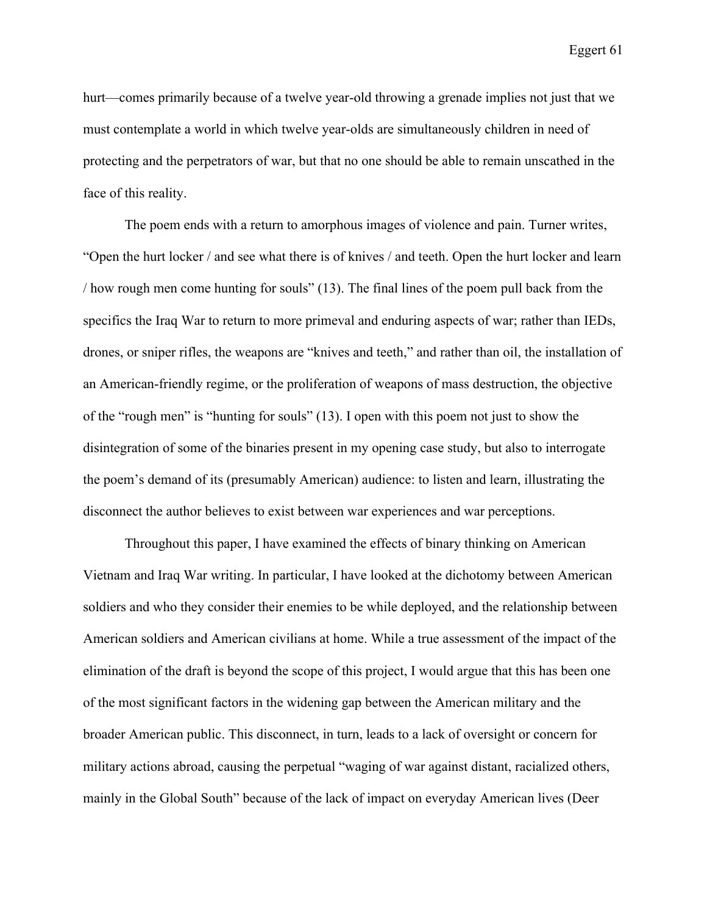hurt—comes primarily because of a twelve year-old throwing a grenade implies not just that we must contemplate a world in which twelve year-olds are simultaneously children in need of protecting and the perpetrators of war, but that no one should be able to remain unscathed in the face of this reality.

The poem ends with a return to amorphous images of violence and pain. Turner writes, "Open the hurt locker / and see what there is of knives / and teeth. Open the hurt locker and learn / how rough men come hunting for souls" (13). The final lines of the poem pull back from the specifics the Iraq War to return to more primeval and enduring aspects of war; rather than IEDs, drones, or sniper rifles, the weapons are "knives and teeth," and rather than oil, the installation of an American-friendly regime, or the proliferation of weapons of mass destruction, the objective of the "rough men" is "hunting for souls" (13). I open with this poem not just to show the disintegration of some of the binaries present in my opening case study, but also to interrogate the poem's demand of its (presumably American) audience: to listen and learn, illustrating the disconnect the author believes to exist between war experiences and war perceptions.

Throughout this paper, I have examined the effects of binary thinking on American Vietnam and Iraq War writing. In particular, I have looked at the dichotomy between American soldiers and who they consider their enemies to be while deployed, and the relationship between American soldiers and American civilians at home. While a true assessment of the impact of the elimination of the draft is beyond the scope of this project, I would argue that this has been one of the most significant factors in the widening gap between the American military and the broader American public. This disconnect, in turn, leads to a lack of oversight or concern for military actions abroad, causing the perpetual "waging of war against distant, racialized others, mainly in the Global South" because of the lack of impact on everyday American lives (Deer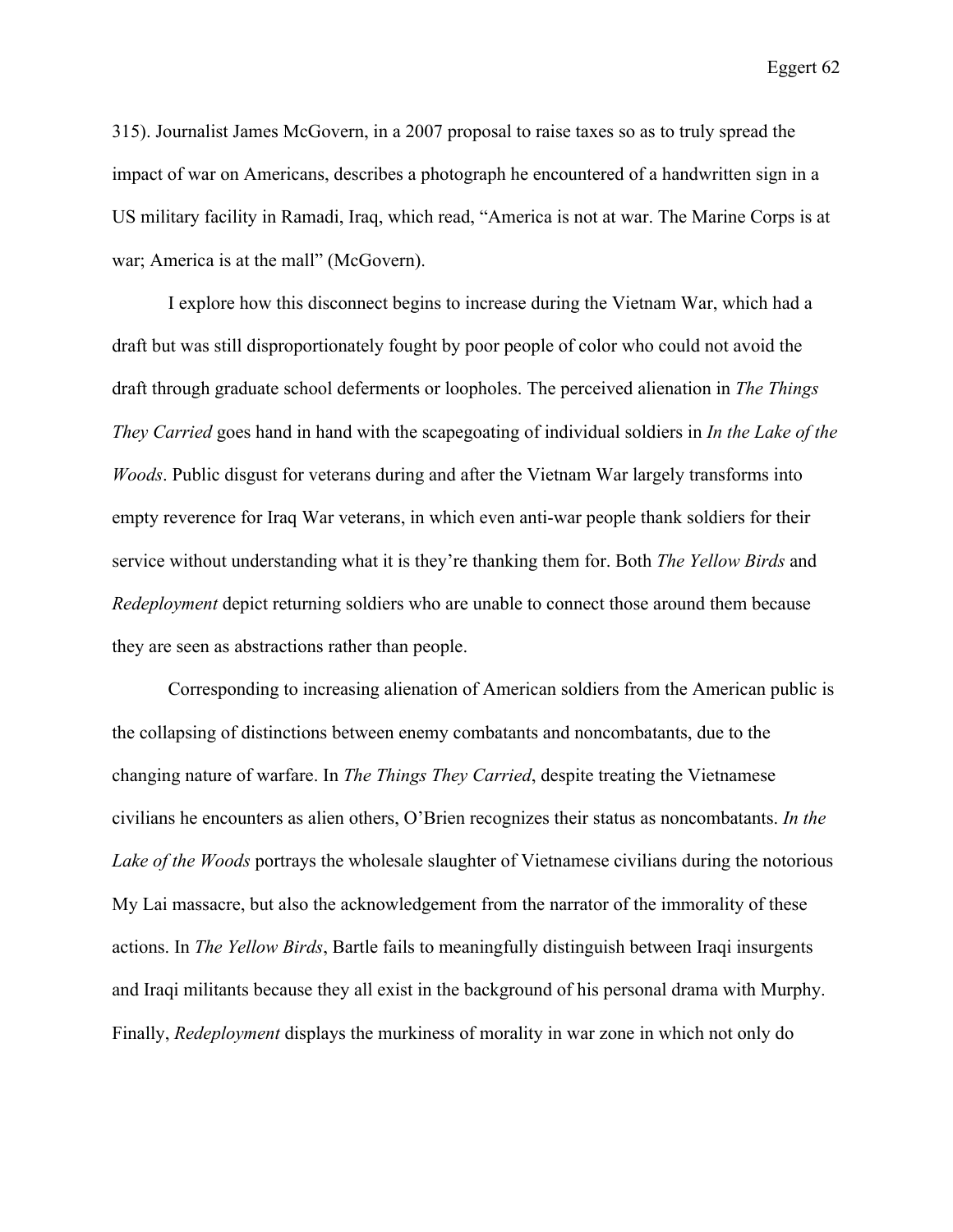315). Journalist James McGovern, in a 2007 proposal to raise taxes so as to truly spread the impact of war on Americans, describes a photograph he encountered of a handwritten sign in a US military facility in Ramadi, Iraq, which read, “America is not at war. The Marine Corps is at war; America is at the mall” (McGovern).

I explore how this disconnect begins to increase during the Vietnam War, which had a draft but was still disproportionately fought by poor people of color who could not avoid the draft through graduate school deferments or loopholes. The perceived alienation in *The Things They Carried* goes hand in hand with the scapegoating of individual soldiers in *In the Lake of the Woods*. Public disgust for veterans during and after the Vietnam War largely transforms into empty reverence for Iraq War veterans, in which even anti-war people thank soldiers for their service without understanding what it is they’re thanking them for. Both *The Yellow Birds* and *Redeployment* depict returning soldiers who are unable to connect those around them because they are seen as abstractions rather than people.

Corresponding to increasing alienation of American soldiers from the American public is the collapsing of distinctions between enemy combatants and noncombatants, due to the changing nature of warfare. In *The Things They Carried*, despite treating the Vietnamese civilians he encounters as alien others, O’Brien recognizes their status as noncombatants. *In the Lake of the Woods* portrays the wholesale slaughter of Vietnamese civilians during the notorious My Lai massacre, but also the acknowledgement from the narrator of the immorality of these actions. In *The Yellow Birds*, Bartle fails to meaningfully distinguish between Iraqi insurgents and Iraqi militants because they all exist in the background of his personal drama with Murphy. Finally, *Redeployment* displays the murkiness of morality in war zone in which not only do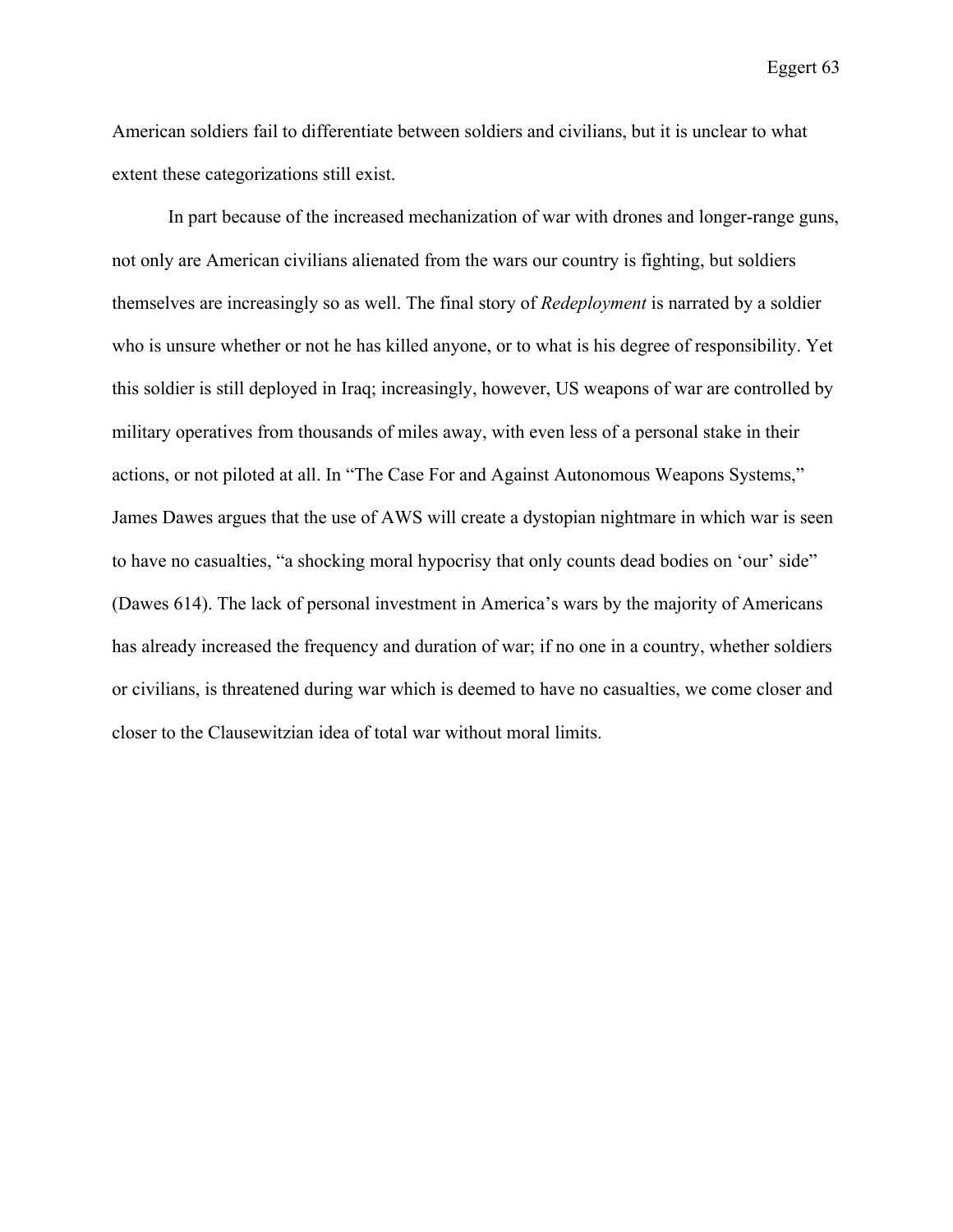American soldiers fail to differentiate between soldiers and civilians, but it is unclear to what extent these categorizations still exist.

In part because of the increased mechanization of war with drones and longer-range guns, not only are American civilians alienated from the wars our country is fighting, but soldiers themselves are increasingly so as well. The final story of *Redeployment* is narrated by a soldier who is unsure whether or not he has killed anyone, or to what is his degree of responsibility. Yet this soldier is still deployed in Iraq; increasingly, however, US weapons of war are controlled by military operatives from thousands of miles away, with even less of a personal stake in their actions, or not piloted at all. In "The Case For and Against Autonomous Weapons Systems," James Dawes argues that the use of AWS will create a dystopian nightmare in which war is seen to have no casualties, "a shocking moral hypocrisy that only counts dead bodies on 'our' side" (Dawes 614). The lack of personal investment in America's wars by the majority of Americans has already increased the frequency and duration of war; if no one in a country, whether soldiers or civilians, is threatened during war which is deemed to have no casualties, we come closer and closer to the Clausewitzian idea of total war without moral limits.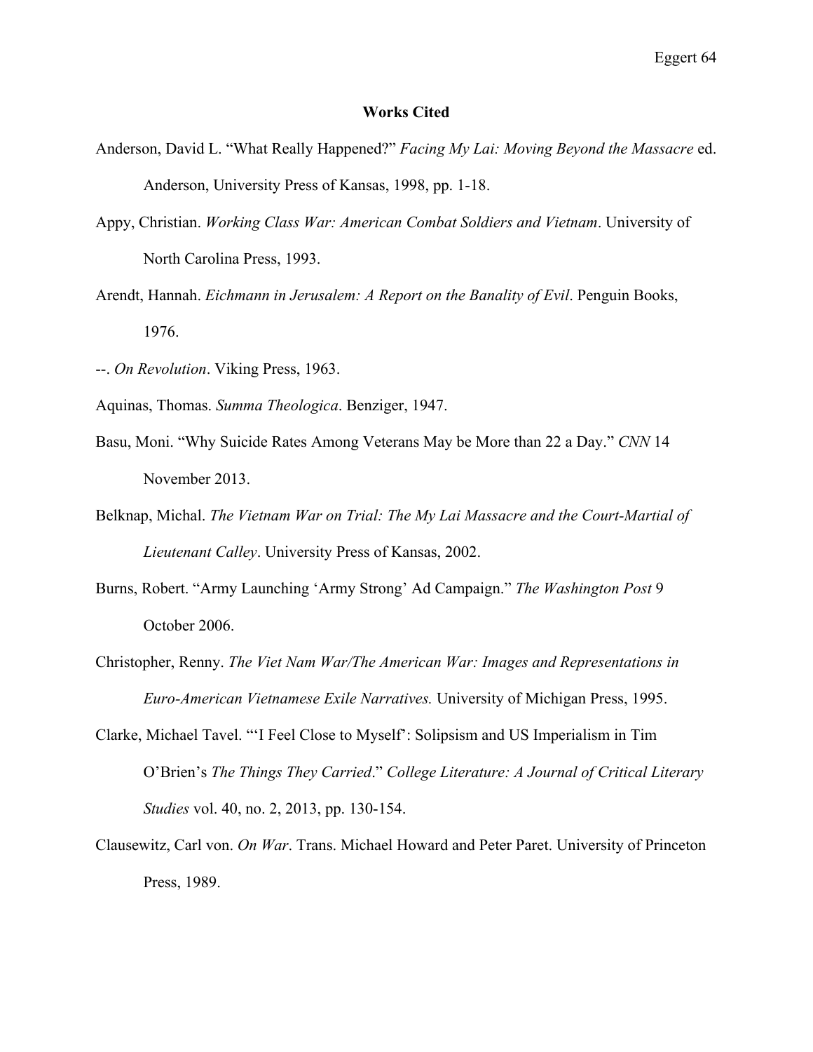**Works Cited**

Anderson, David L. "What Really Happened?" *Facing My Lai: Moving Beyond the Massacre* ed. Anderson, University Press of Kansas, 1998, pp. 1-18.

Appy, Christian. *Working Class War: American Combat Soldiers and Vietnam*. University of North Carolina Press, 1993.

Arendt, Hannah. *Eichmann in Jerusalem: A Report on the Banality of Evil*. Penguin Books, 1976.

--. *On Revolution*. Viking Press, 1963.

Aquinas, Thomas. *Summa Theologica*. Benziger, 1947.

Basu, Moni. "Why Suicide Rates Among Veterans May be More than 22 a Day." *CNN* 14 November 2013.

Belknap, Michal. *The Vietnam War on Trial: The My Lai Massacre and the Court-Martial of Lieutenant Calley*. University Press of Kansas, 2002.

Burns, Robert. "Army Launching 'Army Strong' Ad Campaign." *The Washington Post* 9 October 2006.

Christopher, Renny. *The Viet Nam War/The American War: Images and Representations in Euro-American Vietnamese Exile Narratives.* University of Michigan Press, 1995.

Clarke, Michael Tavel. "'I Feel Close to Myself': Solipsism and US Imperialism in Tim O'Brien's *The Things They Carried*." *College Literature: A Journal of Critical Literary Studies* vol. 40, no. 2, 2013, pp. 130-154.

Clausewitz, Carl von. *On War*. Trans. Michael Howard and Peter Paret. University of Princeton Press, 1989.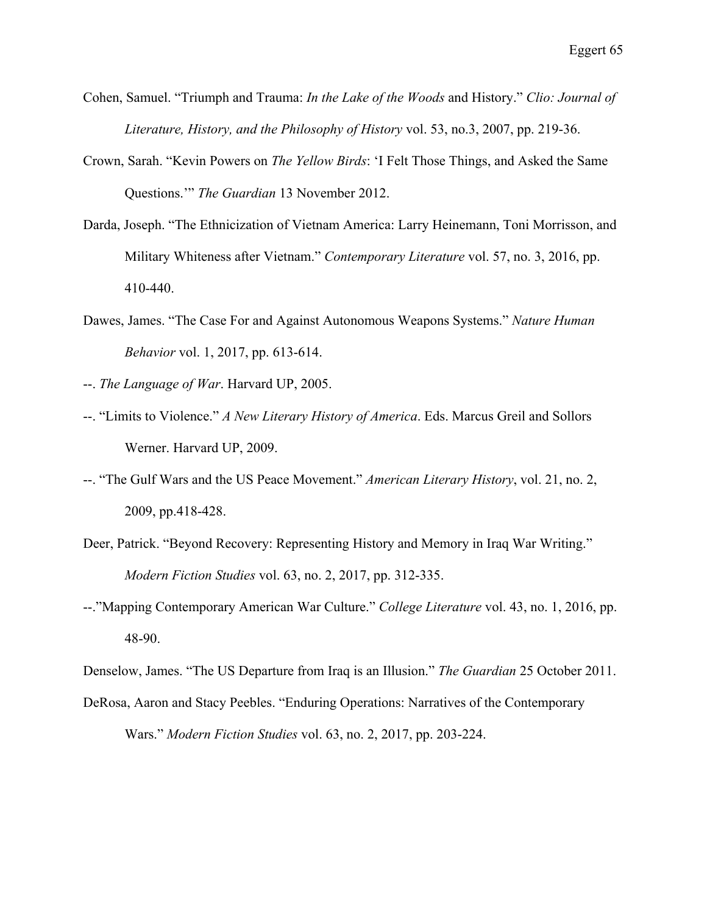Cohen, Samuel. "Triumph and Trauma: *In the Lake of the Woods* and History." *Clio: Journal of Literature, History, and the Philosophy of History* vol. 53, no.3, 2007, pp. 219-36.

Crown, Sarah. "Kevin Powers on *The Yellow Birds*: 'I Felt Those Things, and Asked the Same Questions.'" *The Guardian* 13 November 2012.

Darda, Joseph. "The Ethnicization of Vietnam America: Larry Heinemann, Toni Morrisson, and Military Whiteness after Vietnam." *Contemporary Literature* vol. 57, no. 3, 2016, pp. 410-440.

Dawes, James. "The Case For and Against Autonomous Weapons Systems." *Nature Human Behavior* vol. 1, 2017, pp. 613-614.

--. *The Language of War*. Harvard UP, 2005.

--. "Limits to Violence." *A New Literary History of America*. Eds. Marcus Greil and Sollors Werner. Harvard UP, 2009.

--. "The Gulf Wars and the US Peace Movement." *American Literary History*, vol. 21, no. 2, 2009, pp.418-428.

Deer, Patrick. "Beyond Recovery: Representing History and Memory in Iraq War Writing." *Modern Fiction Studies* vol. 63, no. 2, 2017, pp. 312-335.

--."Mapping Contemporary American War Culture." *College Literature* vol. 43, no. 1, 2016, pp. 48-90.

Denselow, James. "The US Departure from Iraq is an Illusion." *The Guardian* 25 October 2011.

DeRosa, Aaron and Stacy Peebles. "Enduring Operations: Narratives of the Contemporary Wars." *Modern Fiction Studies* vol. 63, no. 2, 2017, pp. 203-224.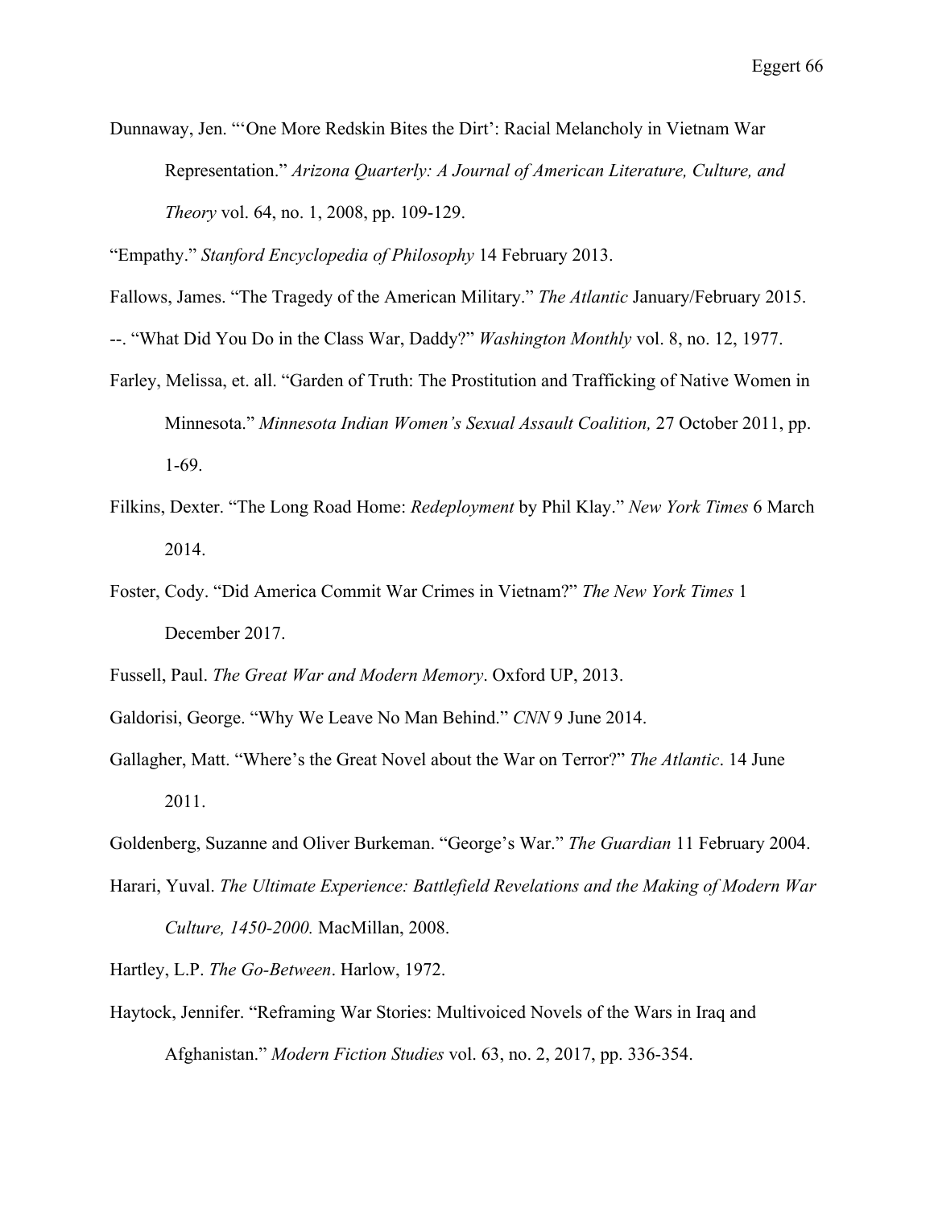Dunnaway, Jen. "'One More Redskin Bites the Dirt': Racial Melancholy in Vietnam War Representation." *Arizona Quarterly: A Journal of American Literature, Culture, and Theory* vol. 64, no. 1, 2008, pp. 109-129.

"Empathy." *Stanford Encyclopedia of Philosophy* 14 February 2013.

Fallows, James. "The Tragedy of the American Military." *The Atlantic* January/February 2015.

--. "What Did You Do in the Class War, Daddy?" *Washington Monthly* vol. 8, no. 12, 1977.

Farley, Melissa, et. all. "Garden of Truth: The Prostitution and Trafficking of Native Women in Minnesota." *Minnesota Indian Women's Sexual Assault Coalition,* 27 October 2011, pp. 1-69.

Filkins, Dexter. "The Long Road Home: *Redeployment* by Phil Klay." *New York Times* 6 March 2014.

Foster, Cody. "Did America Commit War Crimes in Vietnam?" *The New York Times* 1 December 2017.

Fussell, Paul. *The Great War and Modern Memory*. Oxford UP, 2013.

Galdorisi, George. "Why We Leave No Man Behind." *CNN* 9 June 2014.

Gallagher, Matt. "Where's the Great Novel about the War on Terror?" *The Atlantic*. 14 June 2011.

Goldenberg, Suzanne and Oliver Burkeman. "George's War." *The Guardian* 11 February 2004.

Harari, Yuval. *The Ultimate Experience: Battlefield Revelations and the Making of Modern War Culture, 1450-2000.* MacMillan, 2008.

Hartley, L.P. *The Go-Between*. Harlow, 1972.

Haytock, Jennifer. "Reframing War Stories: Multivoiced Novels of the Wars in Iraq and Afghanistan." *Modern Fiction Studies* vol. 63, no. 2, 2017, pp. 336-354.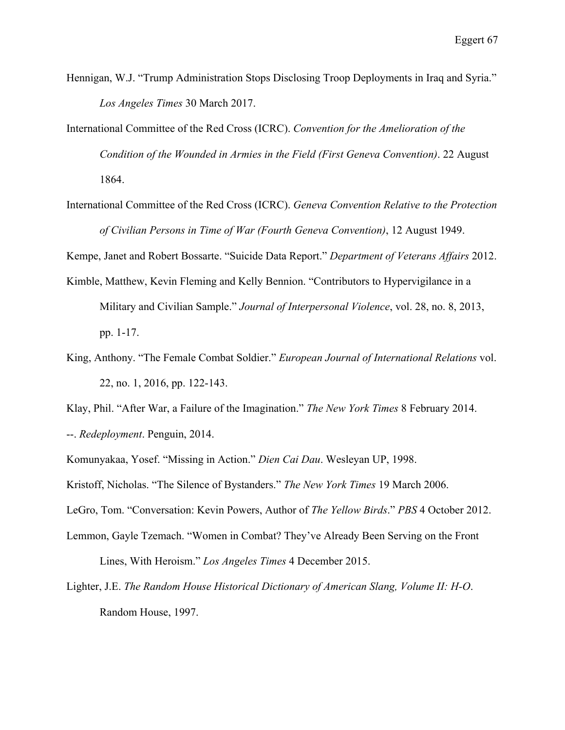Hennigan, W.J. "Trump Administration Stops Disclosing Troop Deployments in Iraq and Syria." *Los Angeles Times* 30 March 2017.

International Committee of the Red Cross (ICRC). *Convention for the Amelioration of the Condition of the Wounded in Armies in the Field (First Geneva Convention)*. 22 August 1864.

International Committee of the Red Cross (ICRC). *Geneva Convention Relative to the Protection of Civilian Persons in Time of War (Fourth Geneva Convention)*, 12 August 1949.

Kempe, Janet and Robert Bossarte. "Suicide Data Report." *Department of Veterans Affairs* 2012.

Kimble, Matthew, Kevin Fleming and Kelly Bennion. "Contributors to Hypervigilance in a Military and Civilian Sample." *Journal of Interpersonal Violence*, vol. 28, no. 8, 2013, pp. 1-17.

King, Anthony. "The Female Combat Soldier." *European Journal of International Relations* vol. 22, no. 1, 2016, pp. 122-143.

Klay, Phil. "After War, a Failure of the Imagination." *The New York Times* 8 February 2014.

--. *Redeployment*. Penguin, 2014.

Komunyakaa, Yosef. "Missing in Action." *Dien Cai Dau*. Wesleyan UP, 1998.

Kristoff, Nicholas. "The Silence of Bystanders." *The New York Times* 19 March 2006.

LeGro, Tom. "Conversation: Kevin Powers, Author of *The Yellow Birds*." *PBS* 4 October 2012.

Lemmon, Gayle Tzemach. "Women in Combat? They've Already Been Serving on the Front Lines, With Heroism." *Los Angeles Times* 4 December 2015.

Lighter, J.E. *The Random House Historical Dictionary of American Slang, Volume II: H-O*. Random House, 1997.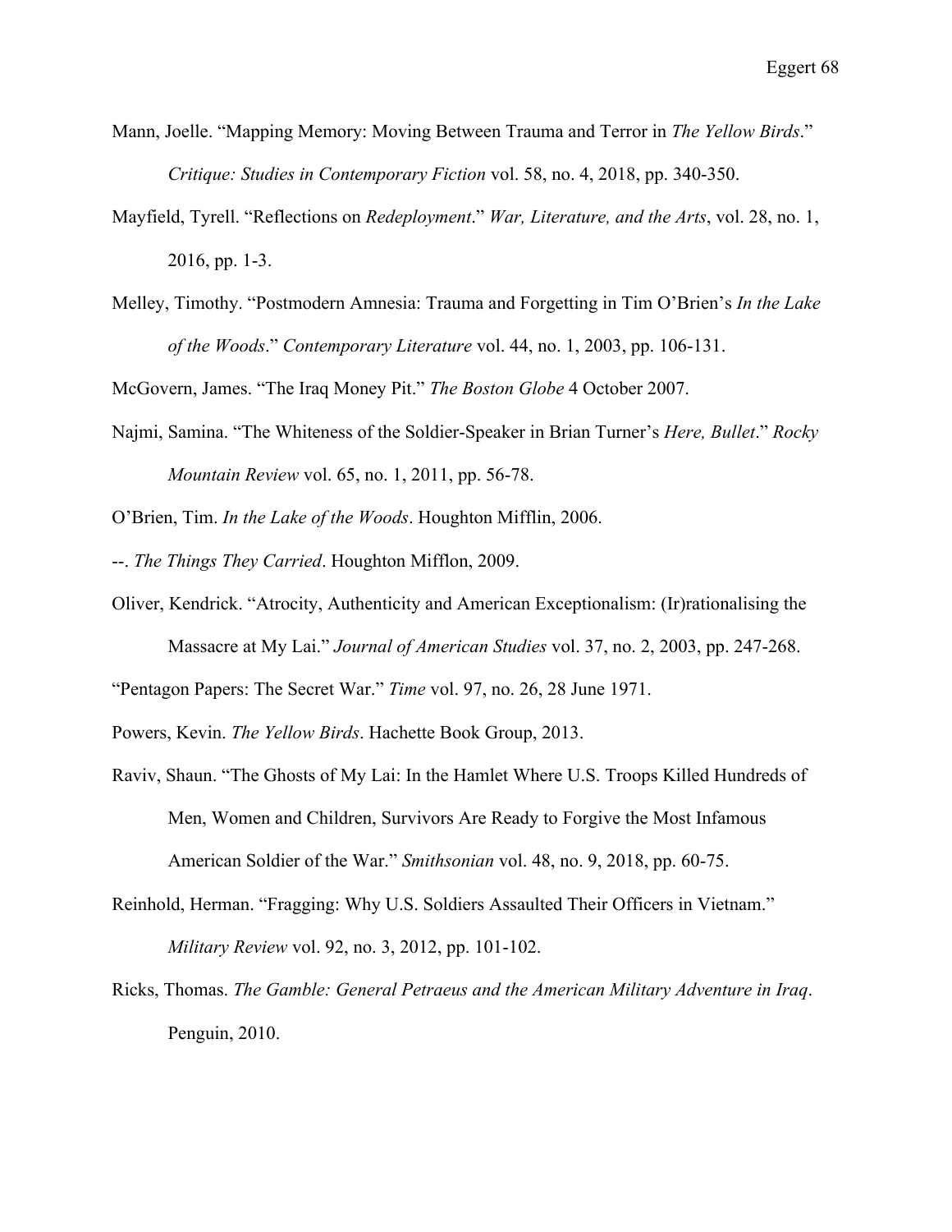Mann, Joelle. "Mapping Memory: Moving Between Trauma and Terror in *The Yellow Birds*." *Critique: Studies in Contemporary Fiction* vol. 58, no. 4, 2018, pp. 340-350.

Mayfield, Tyrell. "Reflections on *Redeployment*." *War, Literature, and the Arts*, vol. 28, no. 1, 2016, pp. 1-3.

Melley, Timothy. "Postmodern Amnesia: Trauma and Forgetting in Tim O'Brien's *In the Lake of the Woods*." *Contemporary Literature* vol. 44, no. 1, 2003, pp. 106-131.

McGovern, James. "The Iraq Money Pit." *The Boston Globe* 4 October 2007.

Najmi, Samina. "The Whiteness of the Soldier-Speaker in Brian Turner's *Here, Bullet*." *Rocky Mountain Review* vol. 65, no. 1, 2011, pp. 56-78.

O'Brien, Tim. *In the Lake of the Woods*. Houghton Mifflin, 2006.

--. *The Things They Carried*. Houghton Mifflon, 2009.

Oliver, Kendrick. "Atrocity, Authenticity and American Exceptionalism: (Ir)rationalising the Massacre at My Lai." *Journal of American Studies* vol. 37, no. 2, 2003, pp. 247-268.

"Pentagon Papers: The Secret War." *Time* vol. 97, no. 26, 28 June 1971.

Powers, Kevin. *The Yellow Birds*. Hachette Book Group, 2013.

Raviv, Shaun. "The Ghosts of My Lai: In the Hamlet Where U.S. Troops Killed Hundreds of Men, Women and Children, Survivors Are Ready to Forgive the Most Infamous American Soldier of the War." *Smithsonian* vol. 48, no. 9, 2018, pp. 60-75.

Reinhold, Herman. "Fragging: Why U.S. Soldiers Assaulted Their Officers in Vietnam." *Military Review* vol. 92, no. 3, 2012, pp. 101-102.

Ricks, Thomas. *The Gamble: General Petraeus and the American Military Adventure in Iraq*. Penguin, 2010.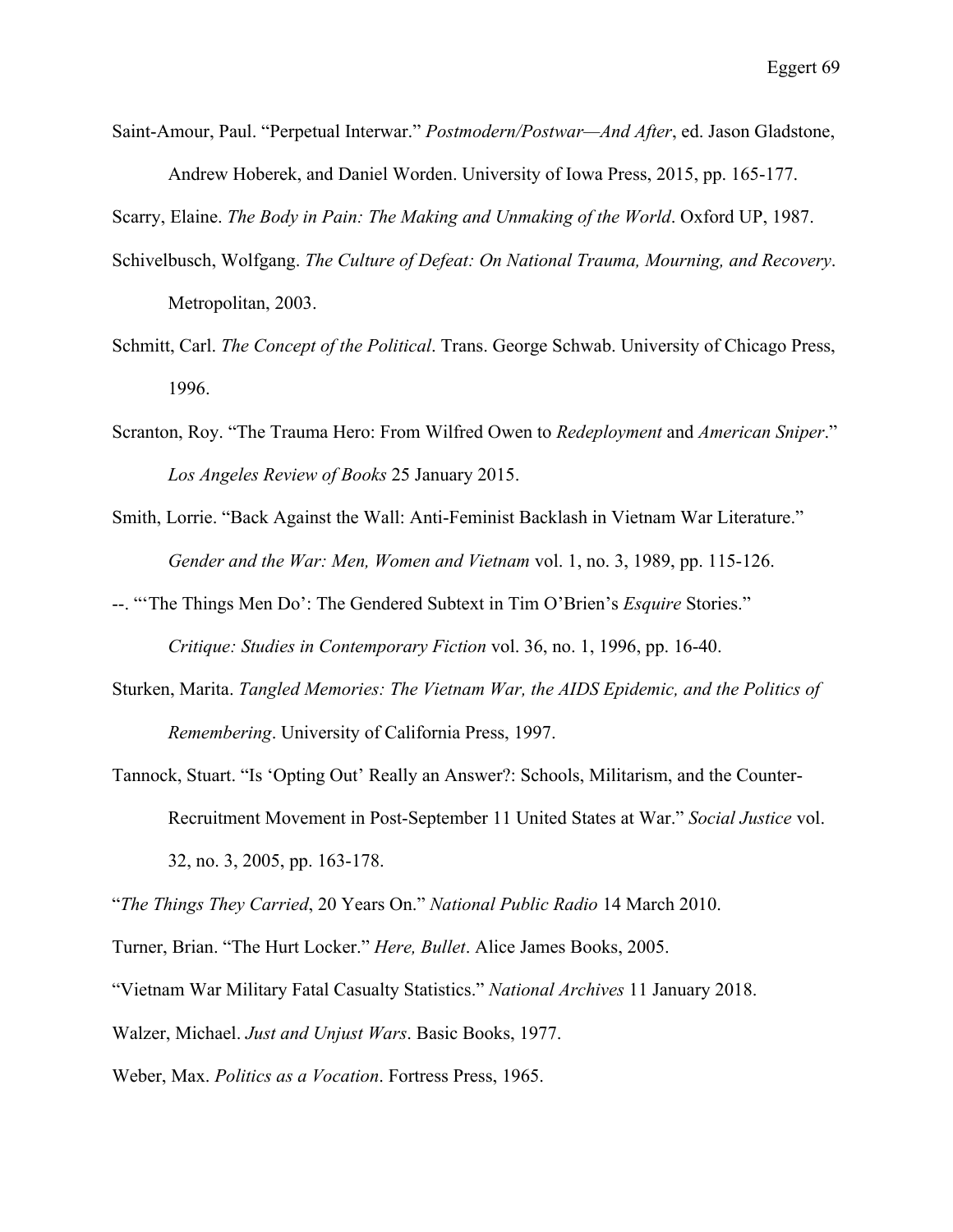Saint-Amour, Paul. "Perpetual Interwar." *Postmodern/Postwar—And After*, ed. Jason Gladstone, Andrew Hoberek, and Daniel Worden. University of Iowa Press, 2015, pp. 165-177.

Scarry, Elaine. *The Body in Pain: The Making and Unmaking of the World*. Oxford UP, 1987.

Schivelbusch, Wolfgang. *The Culture of Defeat: On National Trauma, Mourning, and Recovery*. Metropolitan, 2003.

Schmitt, Carl. *The Concept of the Political*. Trans. George Schwab. University of Chicago Press, 1996.

Scranton, Roy. "The Trauma Hero: From Wilfred Owen to *Redeployment* and *American Sniper*." *Los Angeles Review of Books* 25 January 2015.

Smith, Lorrie. "Back Against the Wall: Anti-Feminist Backlash in Vietnam War Literature." *Gender and the War: Men, Women and Vietnam* vol. 1, no. 3, 1989, pp. 115-126.

--. "'The Things Men Do': The Gendered Subtext in Tim O'Brien's *Esquire* Stories." *Critique: Studies in Contemporary Fiction* vol. 36, no. 1, 1996, pp. 16-40.

Sturken, Marita. *Tangled Memories: The Vietnam War, the AIDS Epidemic, and the Politics of Remembering*. University of California Press, 1997.

Tannock, Stuart. "Is 'Opting Out' Really an Answer?: Schools, Militarism, and the Counter-Recruitment Movement in Post-September 11 United States at War." *Social Justice* vol. 32, no. 3, 2005, pp. 163-178.

"*The Things They Carried*, 20 Years On." *National Public Radio* 14 March 2010.

Turner, Brian. "The Hurt Locker." *Here, Bullet*. Alice James Books, 2005.

"Vietnam War Military Fatal Casualty Statistics." *National Archives* 11 January 2018.

Walzer, Michael. *Just and Unjust Wars*. Basic Books, 1977.

Weber, Max. *Politics as a Vocation*. Fortress Press, 1965.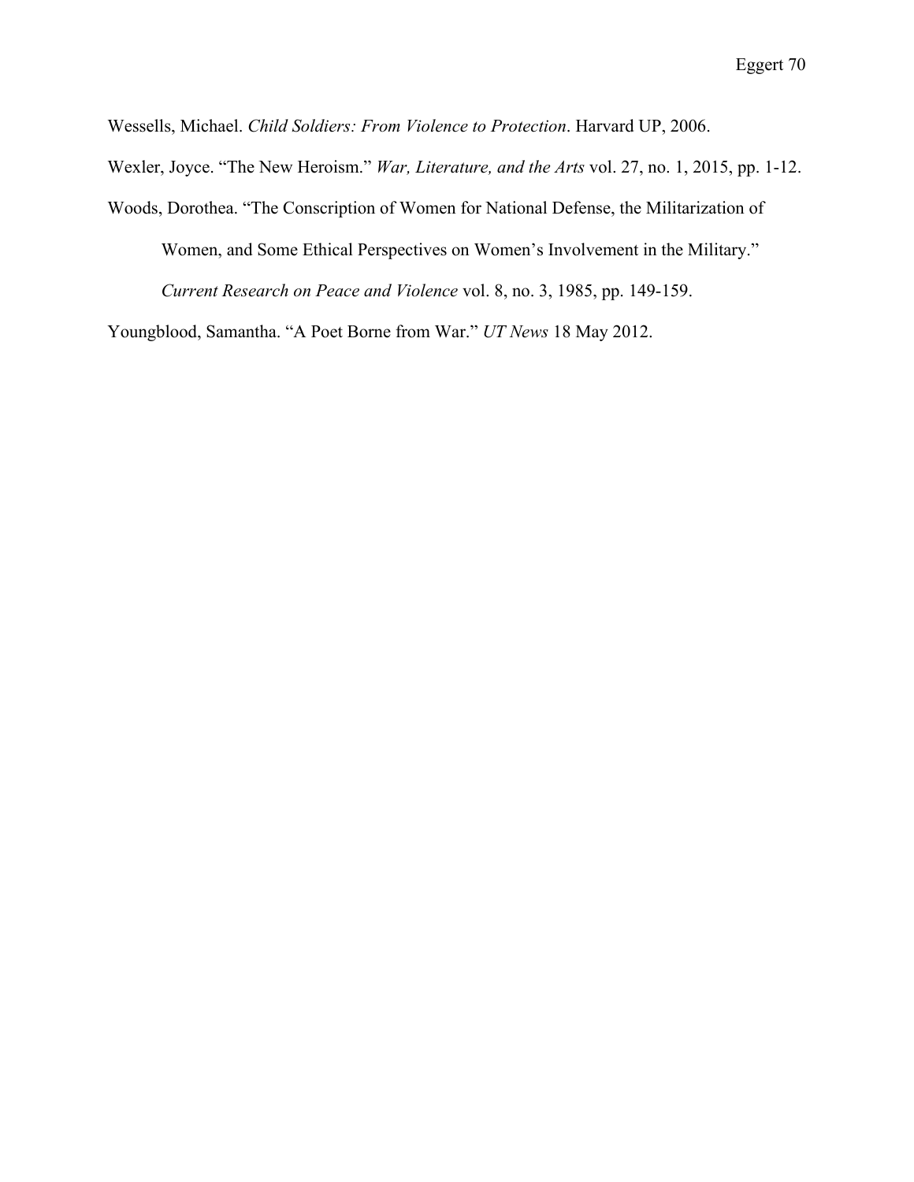Wessells, Michael. *Child Soldiers: From Violence to Protection*. Harvard UP, 2006.

Wexler, Joyce. "The New Heroism." *War, Literature, and the Arts* vol. 27, no. 1, 2015, pp. 1-12.

Woods, Dorothea. "The Conscription of Women for National Defense, the Militarization of Women, and Some Ethical Perspectives on Women's Involvement in the Military." *Current Research on Peace and Violence* vol. 8, no. 3, 1985, pp. 149-159.

Youngblood, Samantha. "A Poet Borne from War." *UT News* 18 May 2012.